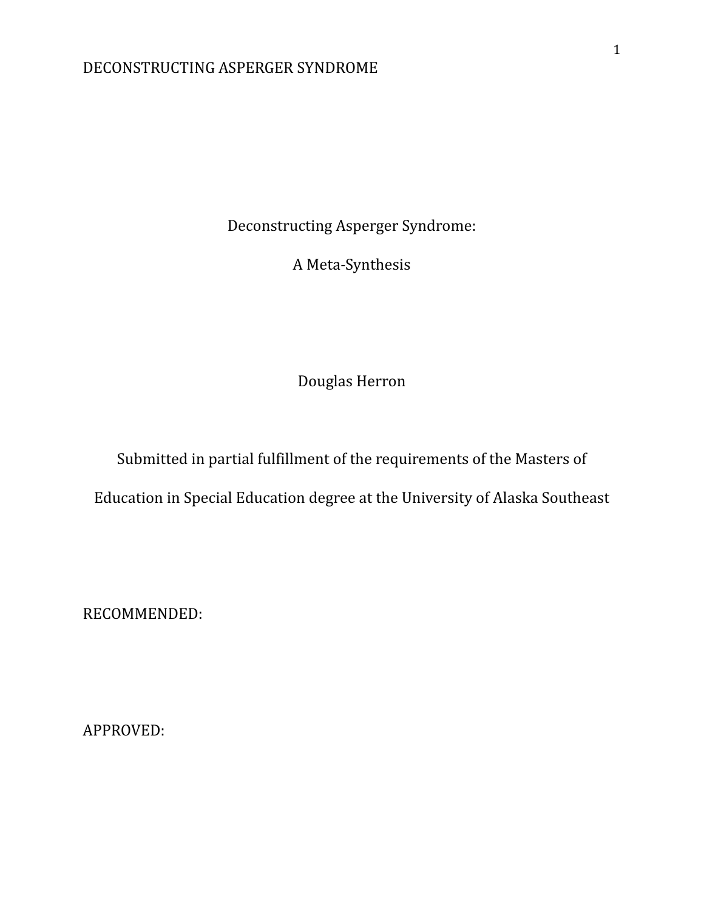# Deconstructing Asperger Syndrome:

## A Meta-Synthesis

Douglas Herron

Submitted in partial fulfillment of the requirements of the Masters of Education in Special Education degree at the University of Alaska Southeast

RECOMMENDED:

APPROVED: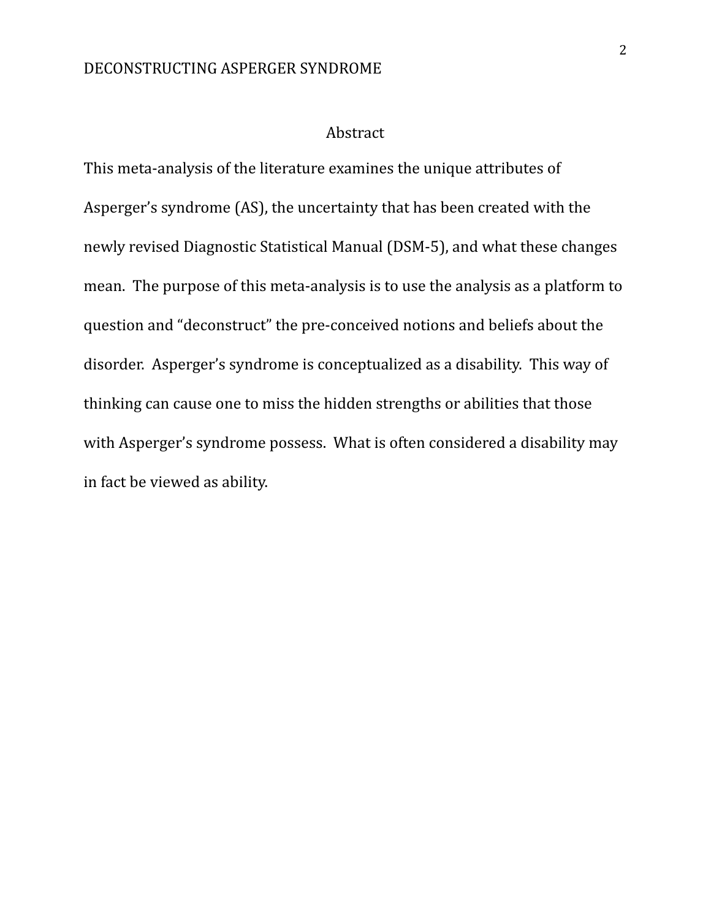# Abstract

This meta-analysis of the literature examines the unique attributes of Asperger's syndrome (AS), the uncertainty that has been created with the newly revised Diagnostic Statistical Manual (DSM-5), and what these changes mean. The purpose of this meta-analysis is to use the analysis as a platform to question and "deconstruct" the pre-conceived notions and beliefs about the disorder. Asperger's syndrome is conceptualized as a disability. This way of thinking can cause one to miss the hidden strengths or abilities that those with Asperger's syndrome possess. What is often considered a disability may in fact be viewed as ability.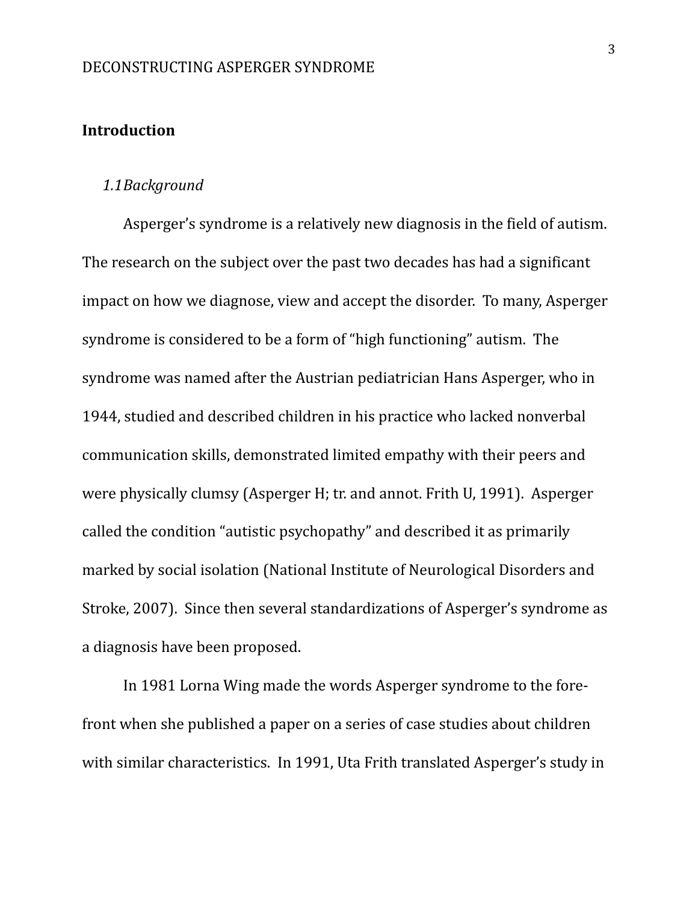## Introduction

### *1.1Background*

Asperger's syndrome is a relatively new diagnosis in the field of autism. The research on the subject over the past two decades has had a significant impact on how we diagnose, view and accept the disorder. To many, Asperger syndrome is considered to be a form of "high functioning" autism. The syndrome was named after the Austrian pediatrician Hans Asperger, who in 1944, studied and described children in his practice who lacked nonverbal communication skills, demonstrated limited empathy with their peers and were physically clumsy (Asperger H; tr. and annot. Frith U, 1991). Asperger called the condition "autistic psychopathy" and described it as primarily marked by social isolation (National Institute of Neurological Disorders and Stroke, 2007). Since then several standardizations of Asperger's syndrome as a diagnosis have been proposed.

In 1981 Lorna Wing made the words Asperger syndrome to the fore-front when she published a paper on a series of case studies about children with similar characteristics. In 1991, Uta Frith translated Asperger's study in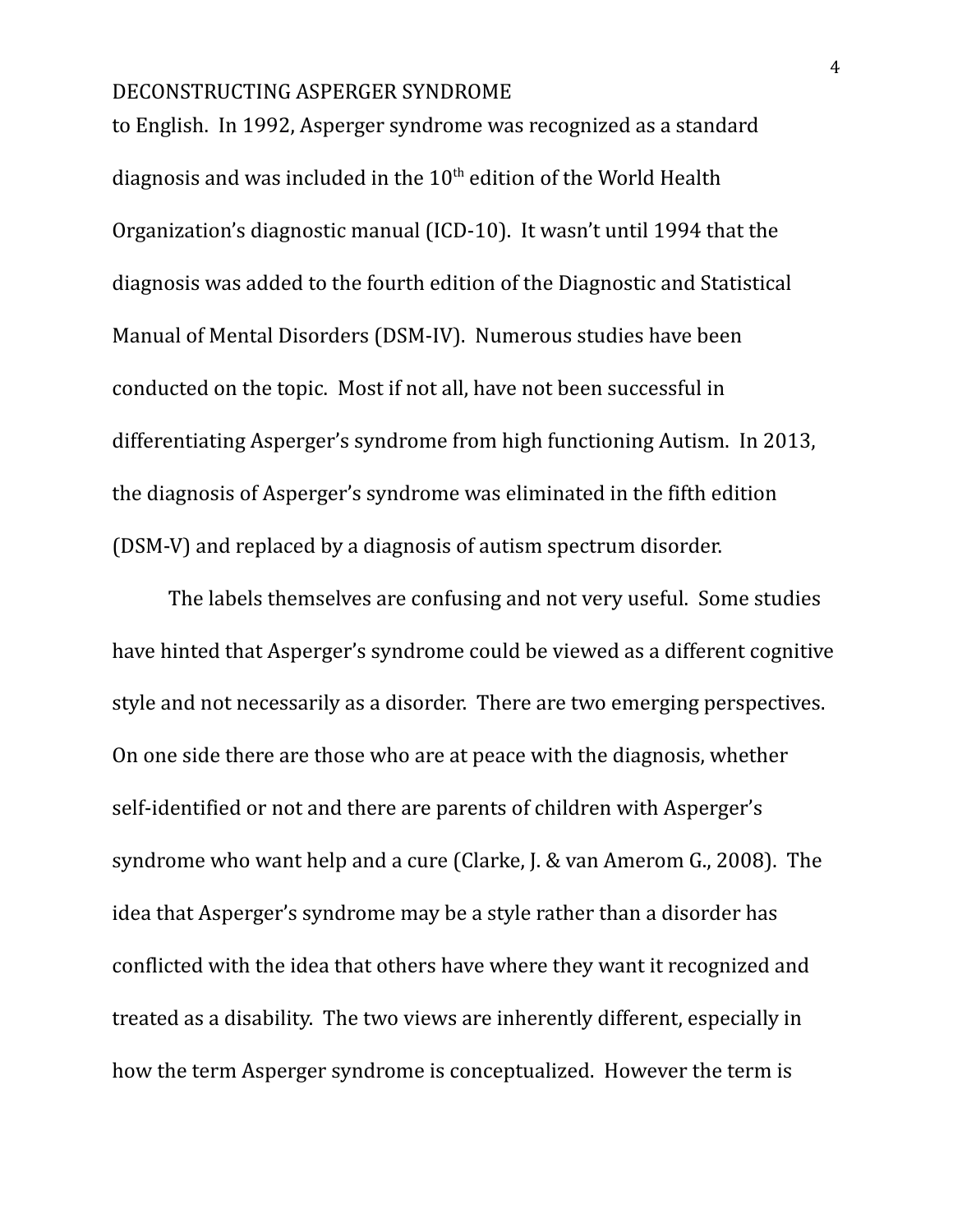to English. In 1992, Asperger syndrome was recognized as a standard diagnosis and was included in the 10th edition of the World Health Organization's diagnostic manual (ICD-10). It wasn't until 1994 that the diagnosis was added to the fourth edition of the Diagnostic and Statistical Manual of Mental Disorders (DSM-IV). Numerous studies have been conducted on the topic. Most if not all, have not been successful in differentiating Asperger's syndrome from high functioning Autism. In 2013, the diagnosis of Asperger's syndrome was eliminated in the fifth edition (DSM-V) and replaced by a diagnosis of autism spectrum disorder.

The labels themselves are confusing and not very useful. Some studies have hinted that Asperger's syndrome could be viewed as a different cognitive style and not necessarily as a disorder. There are two emerging perspectives. On one side there are those who are at peace with the diagnosis, whether self-identified or not and there are parents of children with Asperger's syndrome who want help and a cure (Clarke, J. & van Amerom G., 2008). The idea that Asperger's syndrome may be a style rather than a disorder has conflicted with the idea that others have where they want it recognized and treated as a disability. The two views are inherently different, especially in how the term Asperger syndrome is conceptualized. However the term is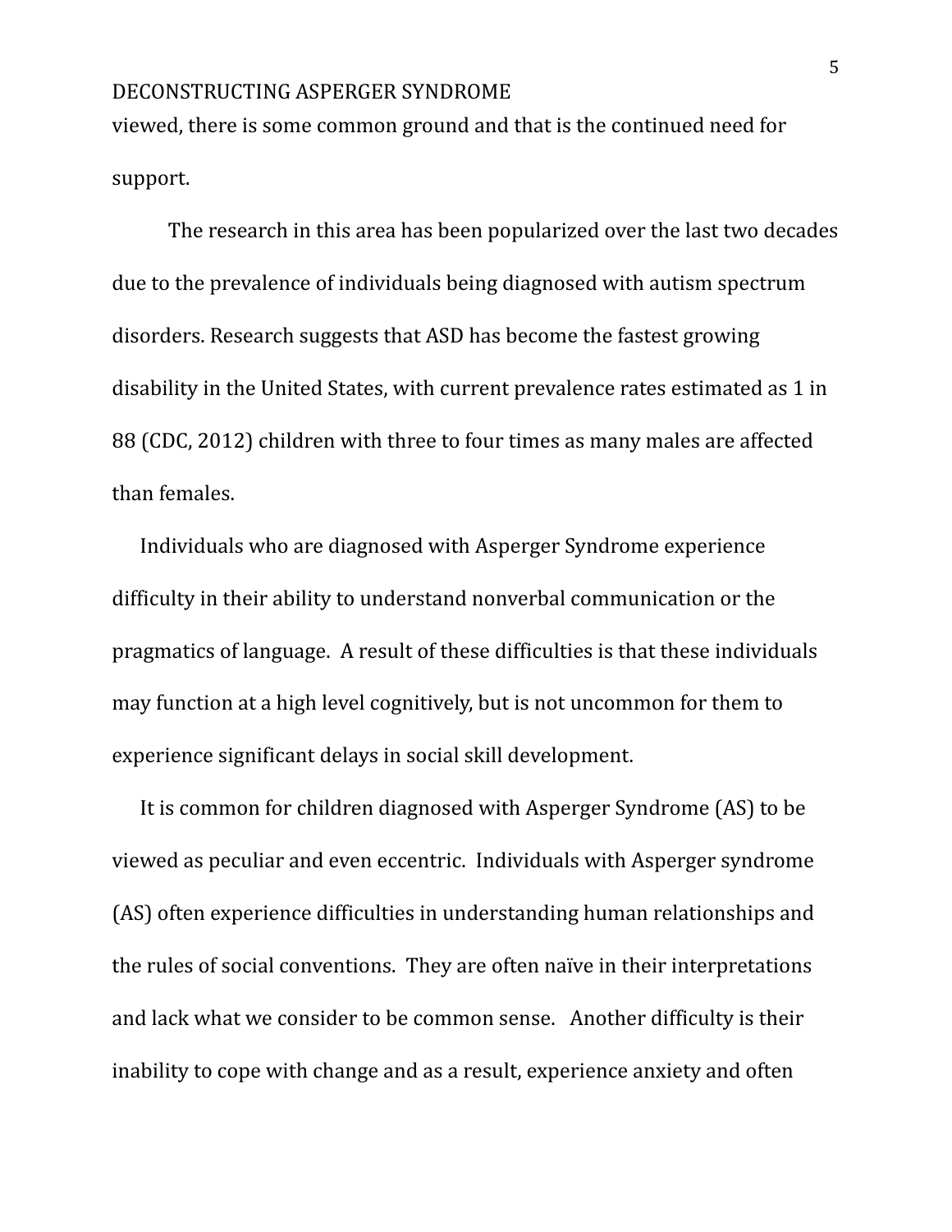viewed, there is some common ground and that is the continued need for support.

The research in this area has been popularized over the last two decades due to the prevalence of individuals being diagnosed with autism spectrum disorders. Research suggests that ASD has become the fastest growing disability in the United States, with current prevalence rates estimated as 1 in 88 (CDC, 2012) children with three to four times as many males are affected than females.

Individuals who are diagnosed with Asperger Syndrome experience difficulty in their ability to understand nonverbal communication or the pragmatics of language. A result of these difficulties is that these individuals may function at a high level cognitively, but is not uncommon for them to experience significant delays in social skill development.

It is common for children diagnosed with Asperger Syndrome (AS) to be viewed as peculiar and even eccentric. Individuals with Asperger syndrome (AS) often experience difficulties in understanding human relationships and the rules of social conventions. They are often naïve in their interpretations and lack what we consider to be common sense. Another difficulty is their inability to cope with change and as a result, experience anxiety and often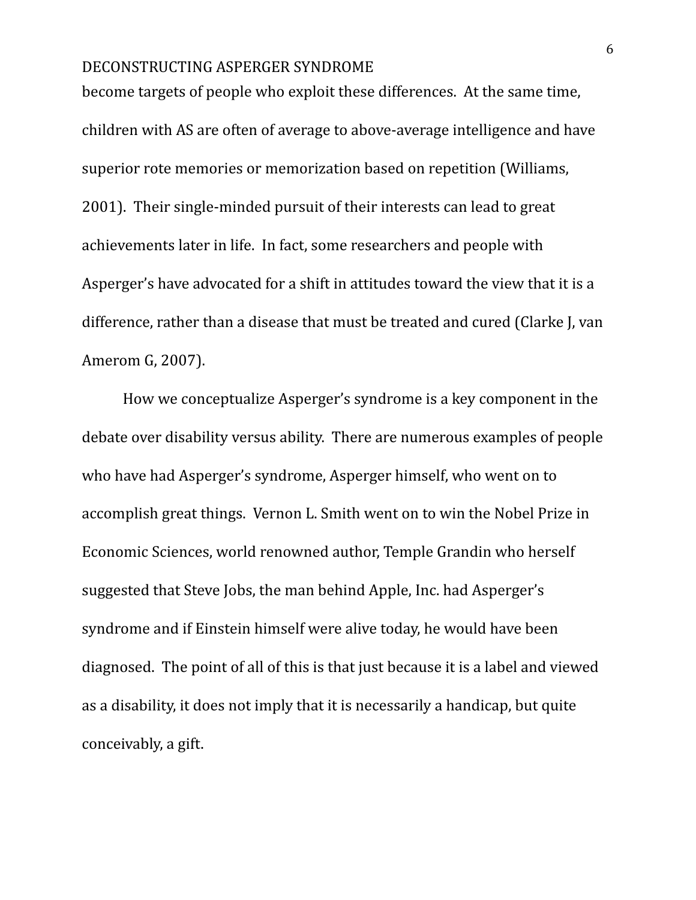become targets of people who exploit these differences. At the same time, children with AS are often of average to above-average intelligence and have superior rote memories or memorization based on repetition (Williams, 2001). Their single-minded pursuit of their interests can lead to great achievements later in life. In fact, some researchers and people with Asperger's have advocated for a shift in attitudes toward the view that it is a difference, rather than a disease that must be treated and cured (Clarke J, van Amerom G, 2007).

How we conceptualize Asperger's syndrome is a key component in the debate over disability versus ability. There are numerous examples of people who have had Asperger's syndrome, Asperger himself, who went on to accomplish great things. Vernon L. Smith went on to win the Nobel Prize in Economic Sciences, world renowned author, Temple Grandin who herself suggested that Steve Jobs, the man behind Apple, Inc. had Asperger's syndrome and if Einstein himself were alive today, he would have been diagnosed. The point of all of this is that just because it is a label and viewed as a disability, it does not imply that it is necessarily a handicap, but quite conceivably, a gift.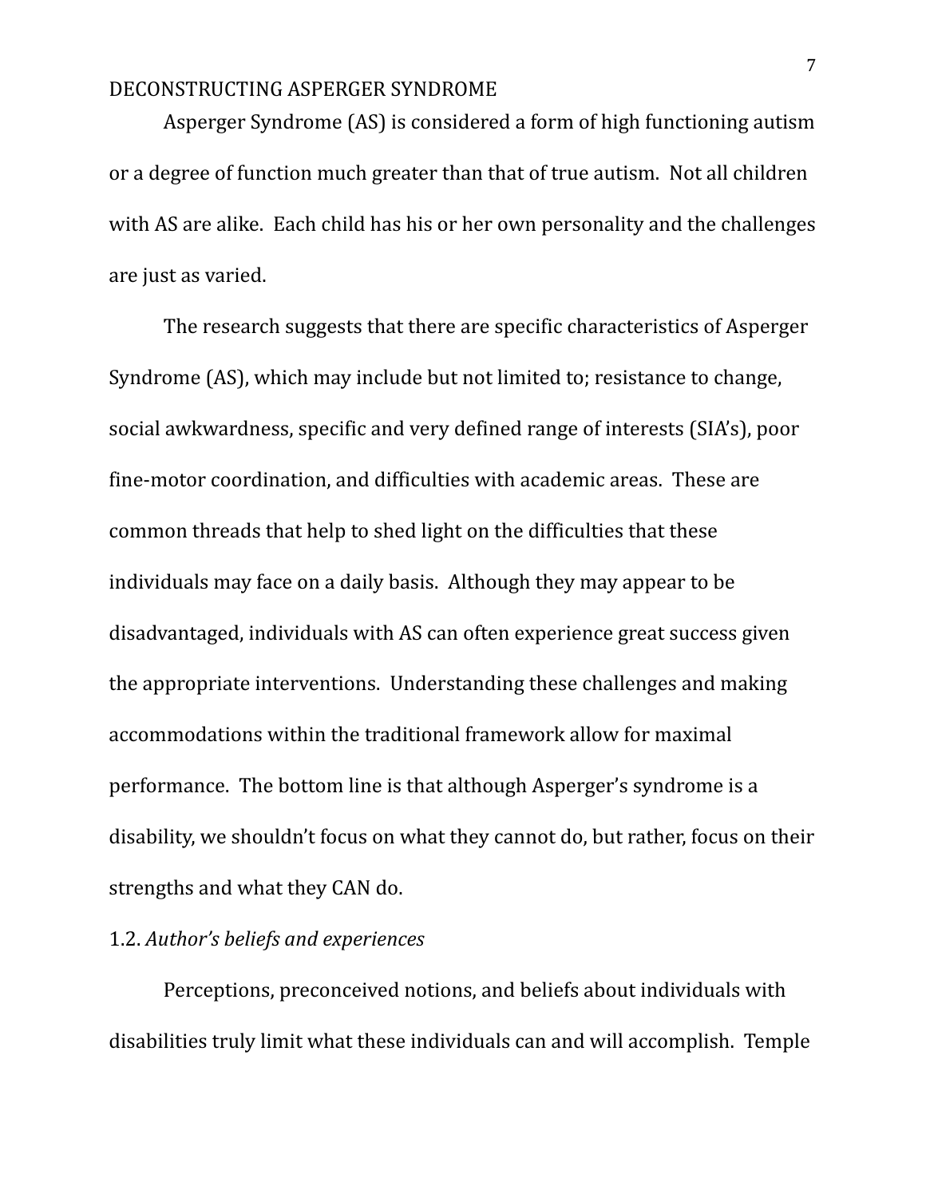Asperger Syndrome (AS) is considered a form of high functioning autism or a degree of function much greater than that of true autism. Not all children with AS are alike. Each child has his or her own personality and the challenges are just as varied.

The research suggests that there are specific characteristics of Asperger Syndrome (AS), which may include but not limited to; resistance to change, social awkwardness, specific and very defined range of interests (SIA's), poor fine-motor coordination, and difficulties with academic areas. These are common threads that help to shed light on the difficulties that these individuals may face on a daily basis. Although they may appear to be disadvantaged, individuals with AS can often experience great success given the appropriate interventions. Understanding these challenges and making accommodations within the traditional framework allow for maximal performance. The bottom line is that although Asperger's syndrome is a disability, we shouldn't focus on what they cannot do, but rather, focus on their strengths and what they CAN do.

1.2. *Author's beliefs and experiences*

Perceptions, preconceived notions, and beliefs about individuals with disabilities truly limit what these individuals can and will accomplish. Temple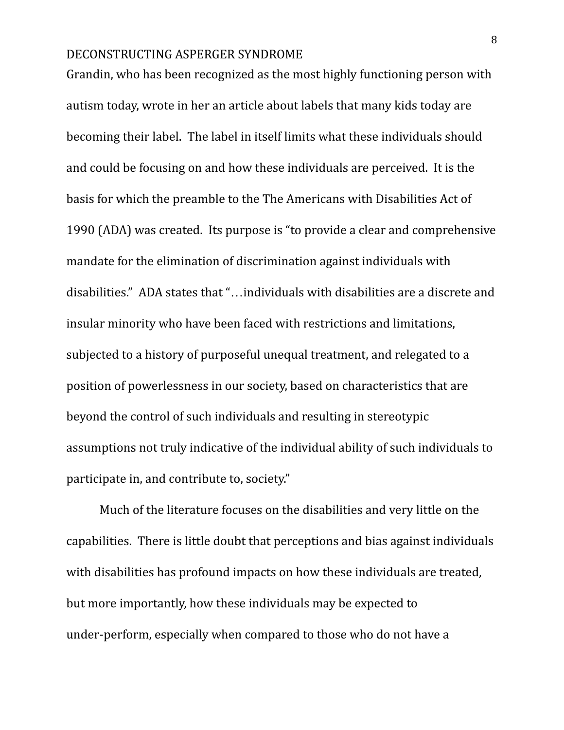Grandin, who has been recognized as the most highly functioning person with autism today, wrote in her an article about labels that many kids today are becoming their label. The label in itself limits what these individuals should and could be focusing on and how these individuals are perceived. It is the basis for which the preamble to the The Americans with Disabilities Act of 1990 (ADA) was created. Its purpose is "to provide a clear and comprehensive mandate for the elimination of discrimination against individuals with disabilities." ADA states that "…individuals with disabilities are a discrete and insular minority who have been faced with restrictions and limitations, subjected to a history of purposeful unequal treatment, and relegated to a position of powerlessness in our society, based on characteristics that are beyond the control of such individuals and resulting in stereotypic assumptions not truly indicative of the individual ability of such individuals to participate in, and contribute to, society."

Much of the literature focuses on the disabilities and very little on the capabilities. There is little doubt that perceptions and bias against individuals with disabilities has profound impacts on how these individuals are treated, but more importantly, how these individuals may be expected to under-perform, especially when compared to those who do not have a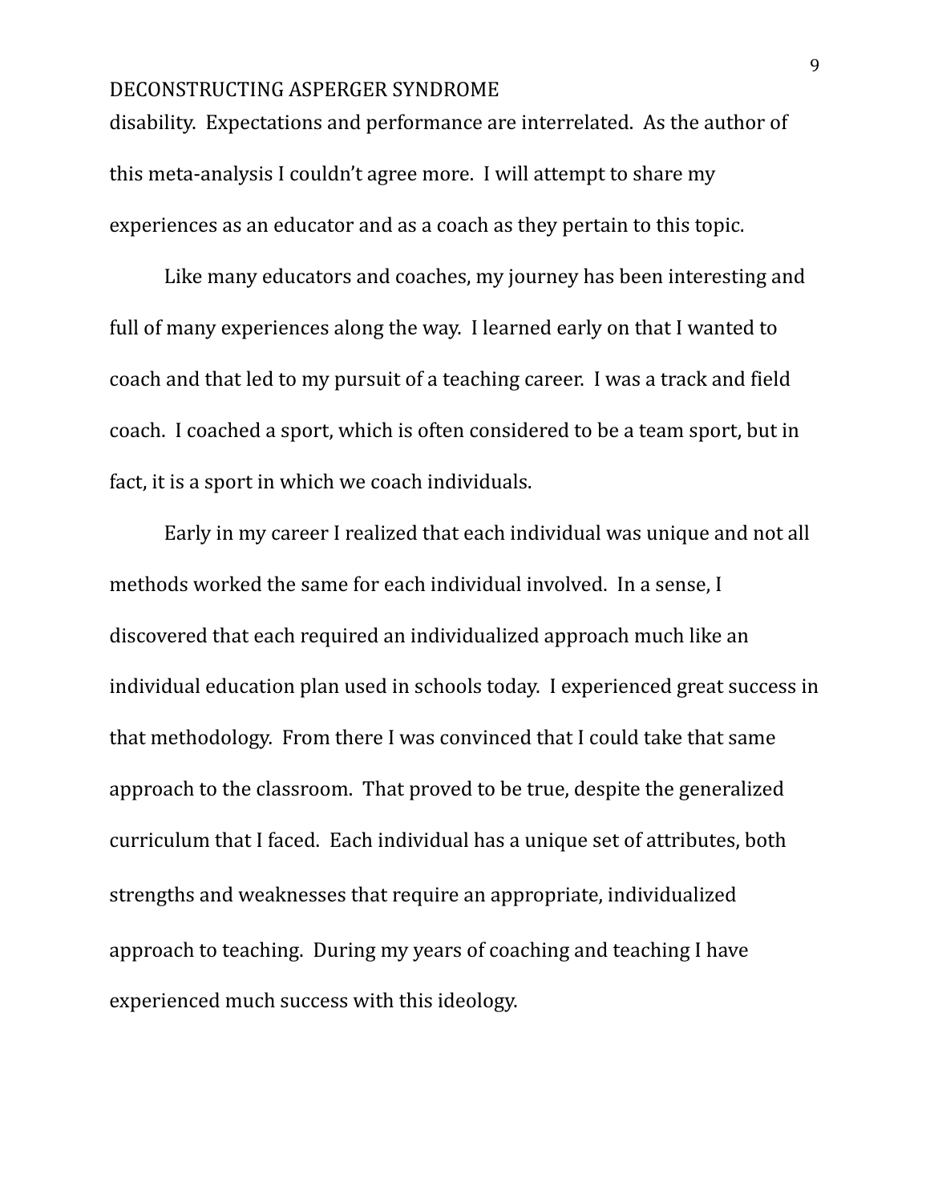disability. Expectations and performance are interrelated. As the author of this meta-analysis I couldn't agree more. I will attempt to share my experiences as an educator and as a coach as they pertain to this topic.

Like many educators and coaches, my journey has been interesting and full of many experiences along the way. I learned early on that I wanted to coach and that led to my pursuit of a teaching career. I was a track and field coach. I coached a sport, which is often considered to be a team sport, but in fact, it is a sport in which we coach individuals.

Early in my career I realized that each individual was unique and not all methods worked the same for each individual involved. In a sense, I discovered that each required an individualized approach much like an individual education plan used in schools today. I experienced great success in that methodology. From there I was convinced that I could take that same approach to the classroom. That proved to be true, despite the generalized curriculum that I faced. Each individual has a unique set of attributes, both strengths and weaknesses that require an appropriate, individualized approach to teaching. During my years of coaching and teaching I have experienced much success with this ideology.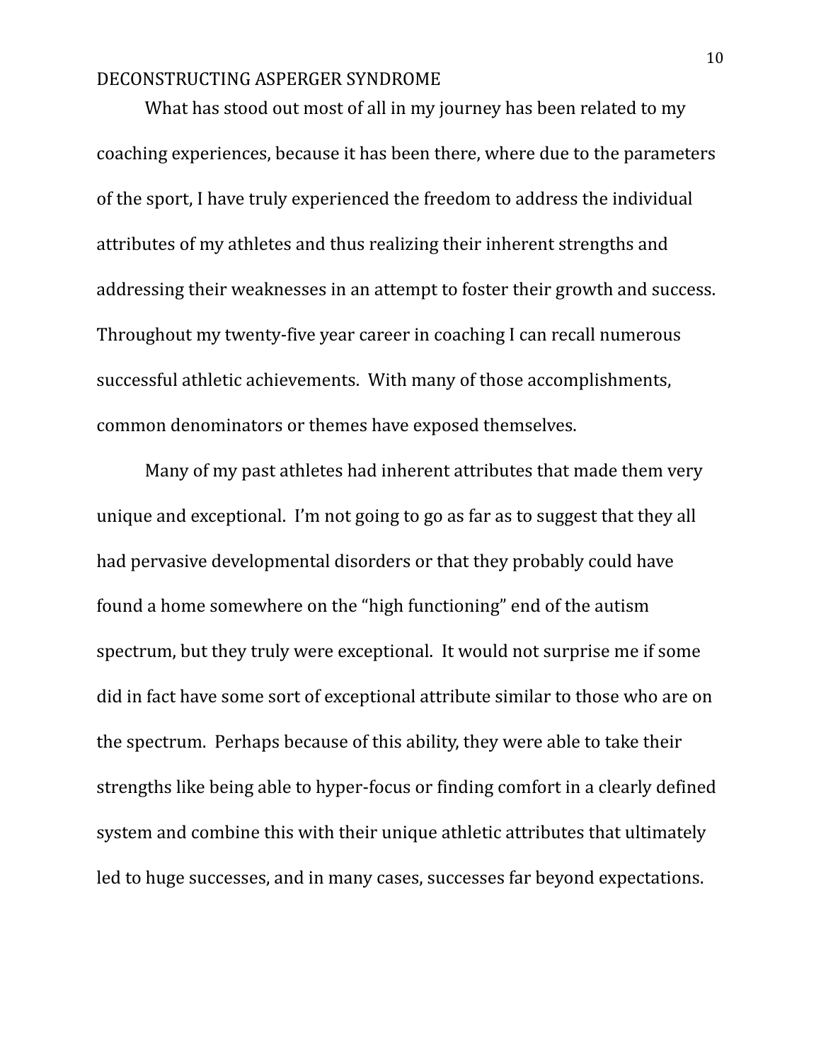What has stood out most of all in my journey has been related to my coaching experiences, because it has been there, where due to the parameters of the sport, I have truly experienced the freedom to address the individual attributes of my athletes and thus realizing their inherent strengths and addressing their weaknesses in an attempt to foster their growth and success. Throughout my twenty-five year career in coaching I can recall numerous successful athletic achievements. With many of those accomplishments, common denominators or themes have exposed themselves.

Many of my past athletes had inherent attributes that made them very unique and exceptional. I'm not going to go as far as to suggest that they all had pervasive developmental disorders or that they probably could have found a home somewhere on the "high functioning" end of the autism spectrum, but they truly were exceptional. It would not surprise me if some did in fact have some sort of exceptional attribute similar to those who are on the spectrum. Perhaps because of this ability, they were able to take their strengths like being able to hyper-focus or finding comfort in a clearly defined system and combine this with their unique athletic attributes that ultimately led to huge successes, and in many cases, successes far beyond expectations.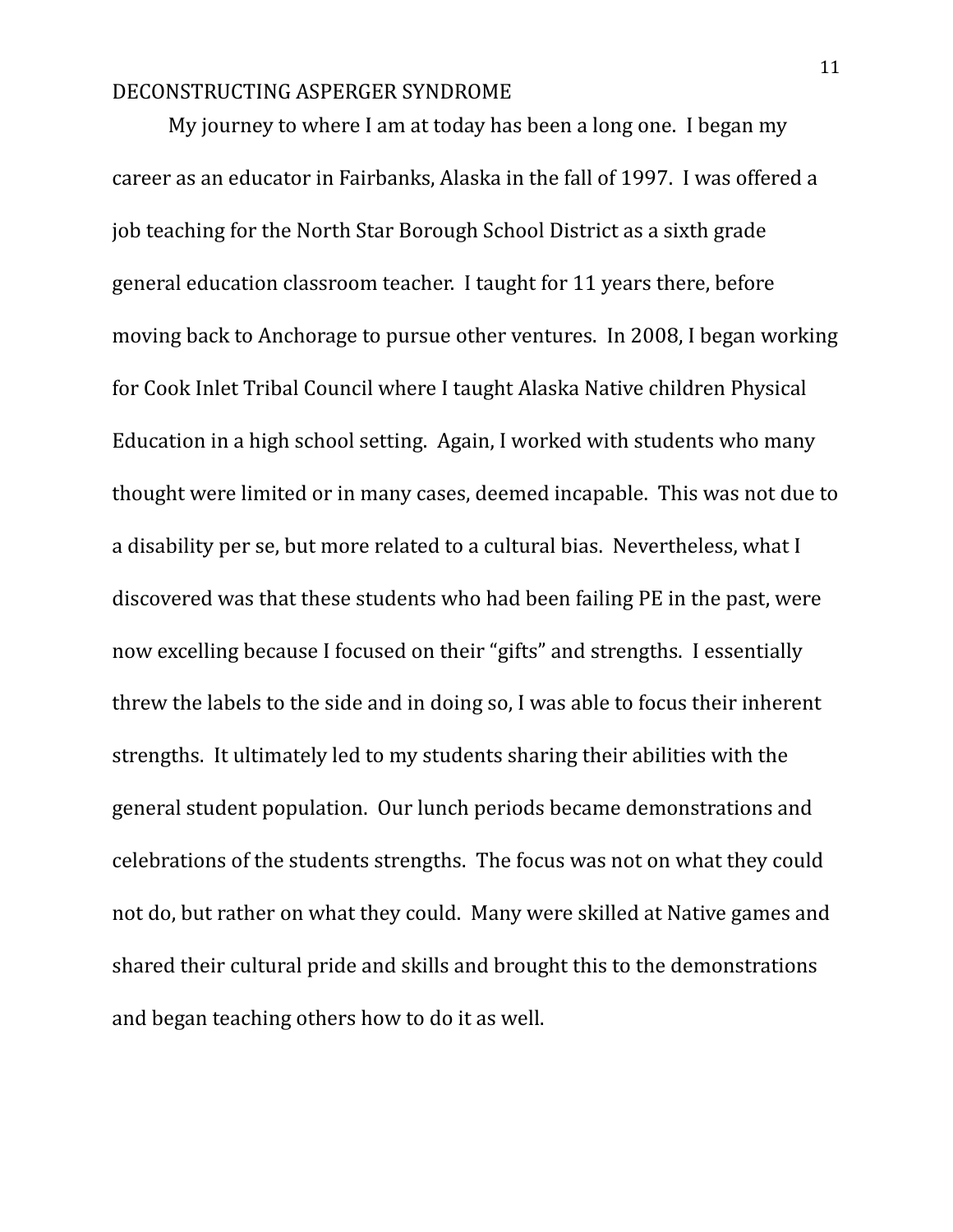My journey to where I am at today has been a long one. I began my career as an educator in Fairbanks, Alaska in the fall of 1997. I was offered a job teaching for the North Star Borough School District as a sixth grade general education classroom teacher. I taught for 11 years there, before moving back to Anchorage to pursue other ventures. In 2008, I began working for Cook Inlet Tribal Council where I taught Alaska Native children Physical Education in a high school setting. Again, I worked with students who many thought were limited or in many cases, deemed incapable. This was not due to a disability per se, but more related to a cultural bias. Nevertheless, what I discovered was that these students who had been failing PE in the past, were now excelling because I focused on their "gifts" and strengths. I essentially threw the labels to the side and in doing so, I was able to focus their inherent strengths. It ultimately led to my students sharing their abilities with the general student population. Our lunch periods became demonstrations and celebrations of the students strengths. The focus was not on what they could not do, but rather on what they could. Many were skilled at Native games and shared their cultural pride and skills and brought this to the demonstrations and began teaching others how to do it as well.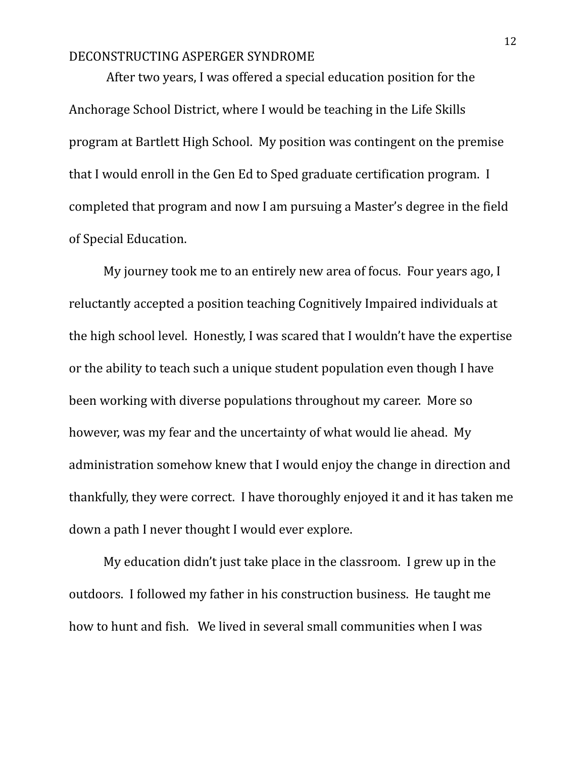After two years, I was offered a special education position for the Anchorage School District, where I would be teaching in the Life Skills program at Bartlett High School. My position was contingent on the premise that I would enroll in the Gen Ed to Sped graduate certification program. I completed that program and now I am pursuing a Master's degree in the field of Special Education.

My journey took me to an entirely new area of focus. Four years ago, I reluctantly accepted a position teaching Cognitively Impaired individuals at the high school level. Honestly, I was scared that I wouldn't have the expertise or the ability to teach such a unique student population even though I have been working with diverse populations throughout my career. More so however, was my fear and the uncertainty of what would lie ahead. My administration somehow knew that I would enjoy the change in direction and thankfully, they were correct. I have thoroughly enjoyed it and it has taken me down a path I never thought I would ever explore.

My education didn't just take place in the classroom. I grew up in the outdoors. I followed my father in his construction business. He taught me how to hunt and fish. We lived in several small communities when I was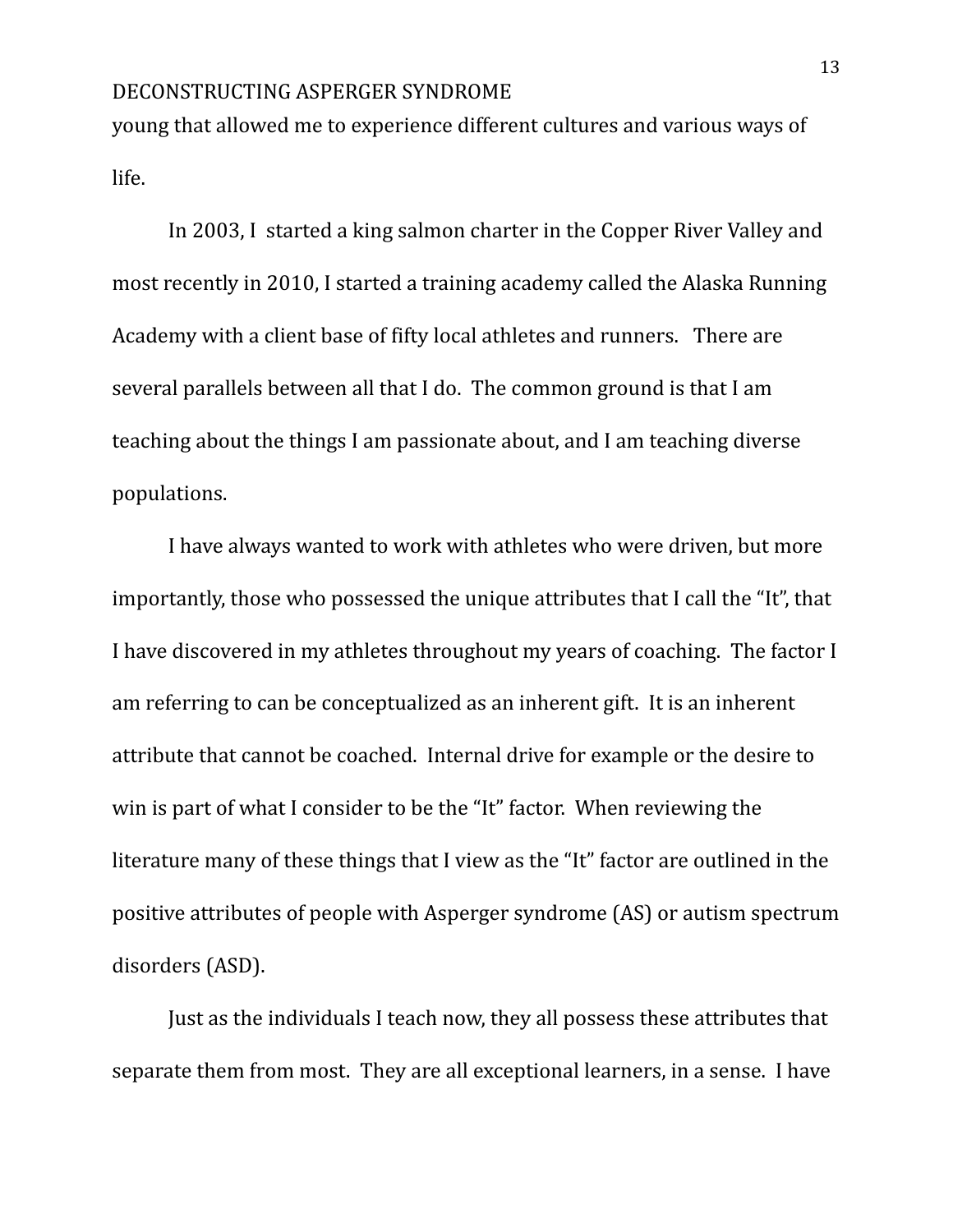young that allowed me to experience different cultures and various ways of life.

In 2003, I  started a king salmon charter in the Copper River Valley and most recently in 2010, I started a training academy called the Alaska Running Academy with a client base of fifty local athletes and runners.   There are several parallels between all that I do.  The common ground is that I am teaching about the things I am passionate about, and I am teaching diverse populations.

I have always wanted to work with athletes who were driven, but more importantly, those who possessed the unique attributes that I call the "It", that I have discovered in my athletes throughout my years of coaching.  The factor I am referring to can be conceptualized as an inherent gift.  It is an inherent attribute that cannot be coached.  Internal drive for example or the desire to win is part of what I consider to be the "It" factor.  When reviewing the literature many of these things that I view as the "It" factor are outlined in the positive attributes of people with Asperger syndrome (AS) or autism spectrum disorders (ASD).

Just as the individuals I teach now, they all possess these attributes that separate them from most.  They are all exceptional learners, in a sense.  I have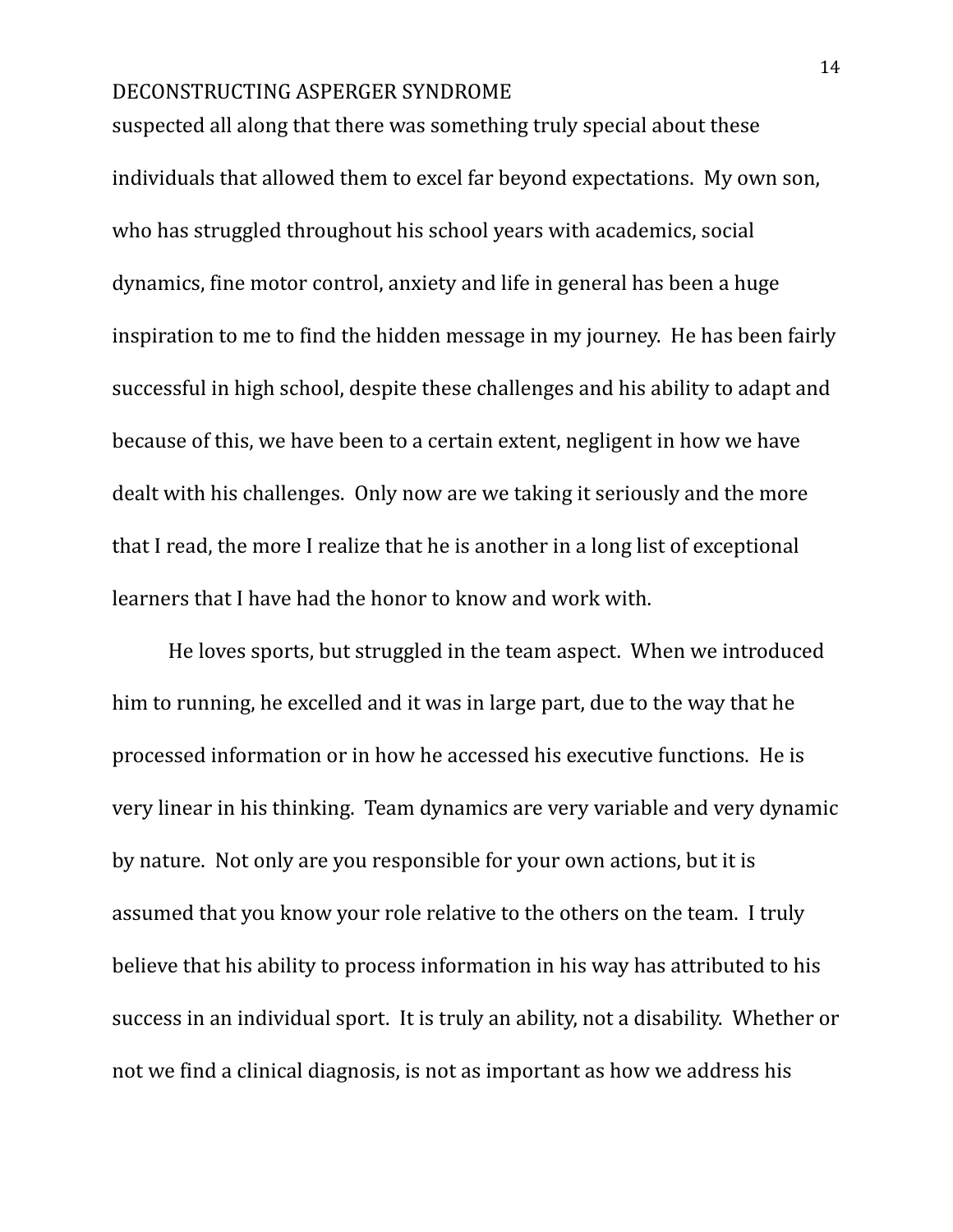suspected all along that there was something truly special about these individuals that allowed them to excel far beyond expectations. My own son, who has struggled throughout his school years with academics, social dynamics, fine motor control, anxiety and life in general has been a huge inspiration to me to find the hidden message in my journey. He has been fairly successful in high school, despite these challenges and his ability to adapt and because of this, we have been to a certain extent, negligent in how we have dealt with his challenges. Only now are we taking it seriously and the more that I read, the more I realize that he is another in a long list of exceptional learners that I have had the honor to know and work with.

He loves sports, but struggled in the team aspect. When we introduced him to running, he excelled and it was in large part, due to the way that he processed information or in how he accessed his executive functions. He is very linear in his thinking. Team dynamics are very variable and very dynamic by nature. Not only are you responsible for your own actions, but it is assumed that you know your role relative to the others on the team. I truly believe that his ability to process information in his way has attributed to his success in an individual sport. It is truly an ability, not a disability. Whether or not we find a clinical diagnosis, is not as important as how we address his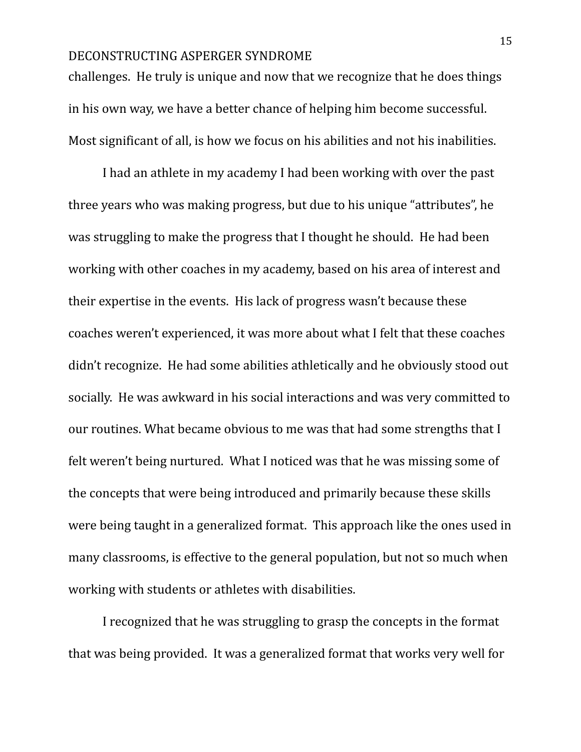challenges. He truly is unique and now that we recognize that he does things in his own way, we have a better chance of helping him become successful. Most significant of all, is how we focus on his abilities and not his inabilities.

I had an athlete in my academy I had been working with over the past three years who was making progress, but due to his unique "attributes", he was struggling to make the progress that I thought he should. He had been working with other coaches in my academy, based on his area of interest and their expertise in the events. His lack of progress wasn't because these coaches weren't experienced, it was more about what I felt that these coaches didn't recognize. He had some abilities athletically and he obviously stood out socially. He was awkward in his social interactions and was very committed to our routines. What became obvious to me was that had some strengths that I felt weren't being nurtured. What I noticed was that he was missing some of the concepts that were being introduced and primarily because these skills were being taught in a generalized format. This approach like the ones used in many classrooms, is effective to the general population, but not so much when working with students or athletes with disabilities.

I recognized that he was struggling to grasp the concepts in the format that was being provided. It was a generalized format that works very well for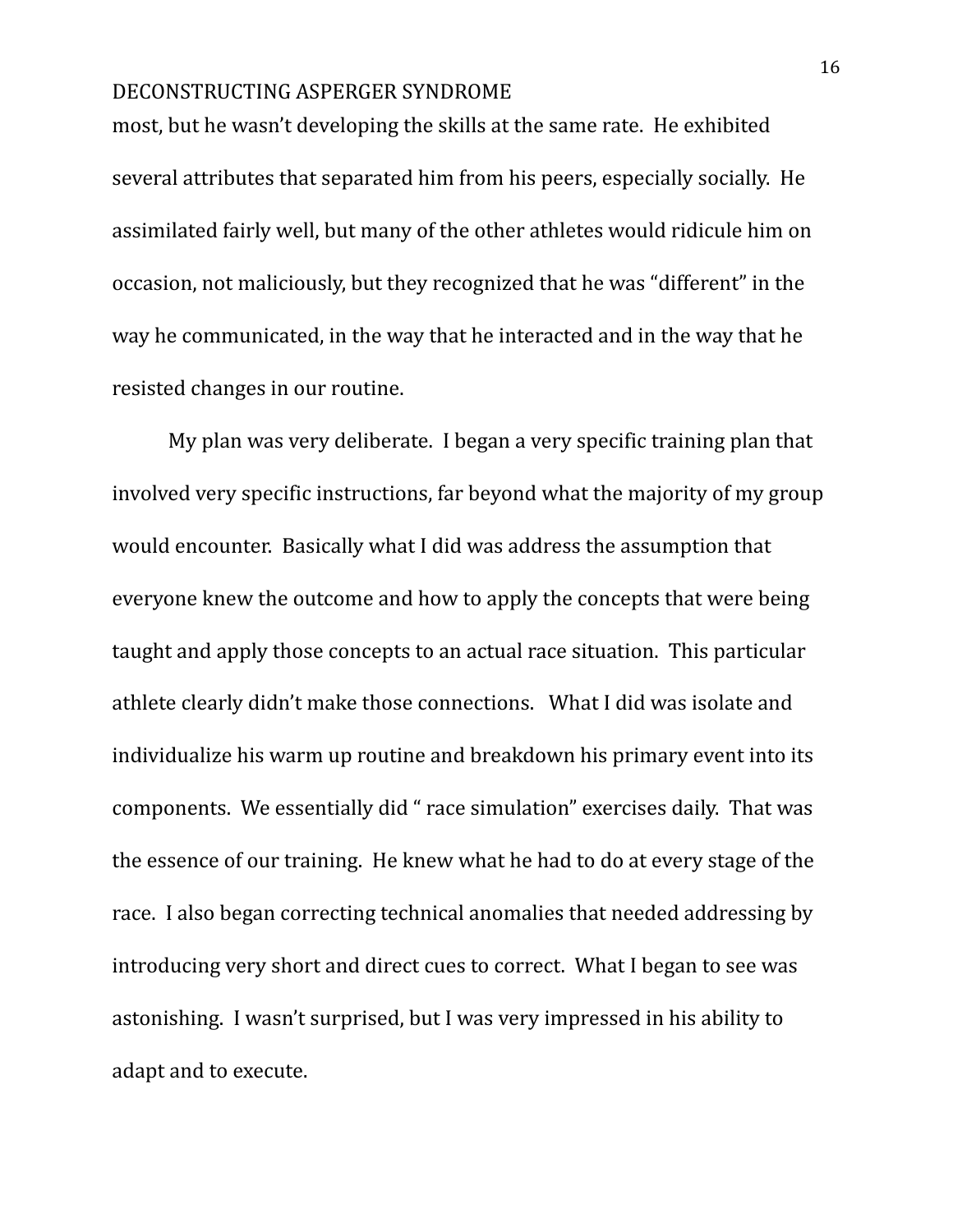most, but he wasn't developing the skills at the same rate. He exhibited several attributes that separated him from his peers, especially socially. He assimilated fairly well, but many of the other athletes would ridicule him on occasion, not maliciously, but they recognized that he was "different" in the way he communicated, in the way that he interacted and in the way that he resisted changes in our routine.

My plan was very deliberate. I began a very specific training plan that involved very specific instructions, far beyond what the majority of my group would encounter. Basically what I did was address the assumption that everyone knew the outcome and how to apply the concepts that were being taught and apply those concepts to an actual race situation. This particular athlete clearly didn't make those connections. What I did was isolate and individualize his warm up routine and breakdown his primary event into its components. We essentially did " race simulation" exercises daily. That was the essence of our training. He knew what he had to do at every stage of the race. I also began correcting technical anomalies that needed addressing by introducing very short and direct cues to correct. What I began to see was astonishing. I wasn't surprised, but I was very impressed in his ability to adapt and to execute.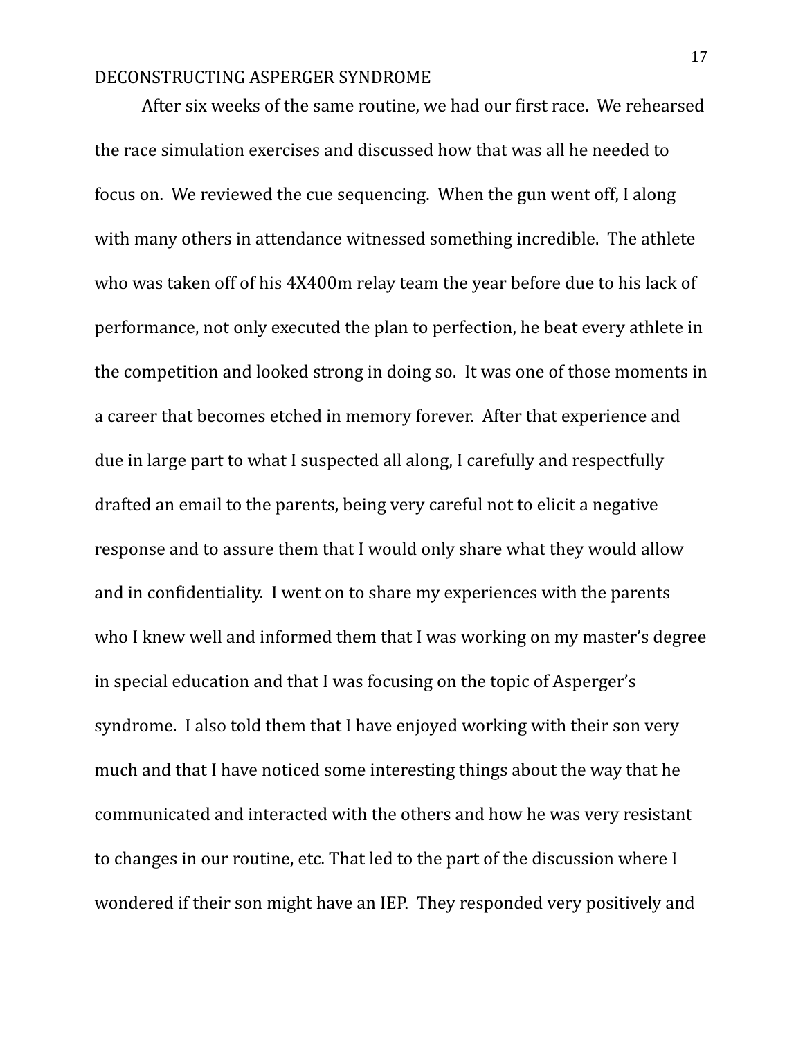After six weeks of the same routine, we had our first race. We rehearsed the race simulation exercises and discussed how that was all he needed to focus on. We reviewed the cue sequencing. When the gun went off, I along with many others in attendance witnessed something incredible. The athlete who was taken off of his 4X400m relay team the year before due to his lack of performance, not only executed the plan to perfection, he beat every athlete in the competition and looked strong in doing so. It was one of those moments in a career that becomes etched in memory forever. After that experience and due in large part to what I suspected all along, I carefully and respectfully drafted an email to the parents, being very careful not to elicit a negative response and to assure them that I would only share what they would allow and in confidentiality. I went on to share my experiences with the parents who I knew well and informed them that I was working on my master's degree in special education and that I was focusing on the topic of Asperger's syndrome. I also told them that I have enjoyed working with their son very much and that I have noticed some interesting things about the way that he communicated and interacted with the others and how he was very resistant to changes in our routine, etc. That led to the part of the discussion where I wondered if their son might have an IEP. They responded very positively and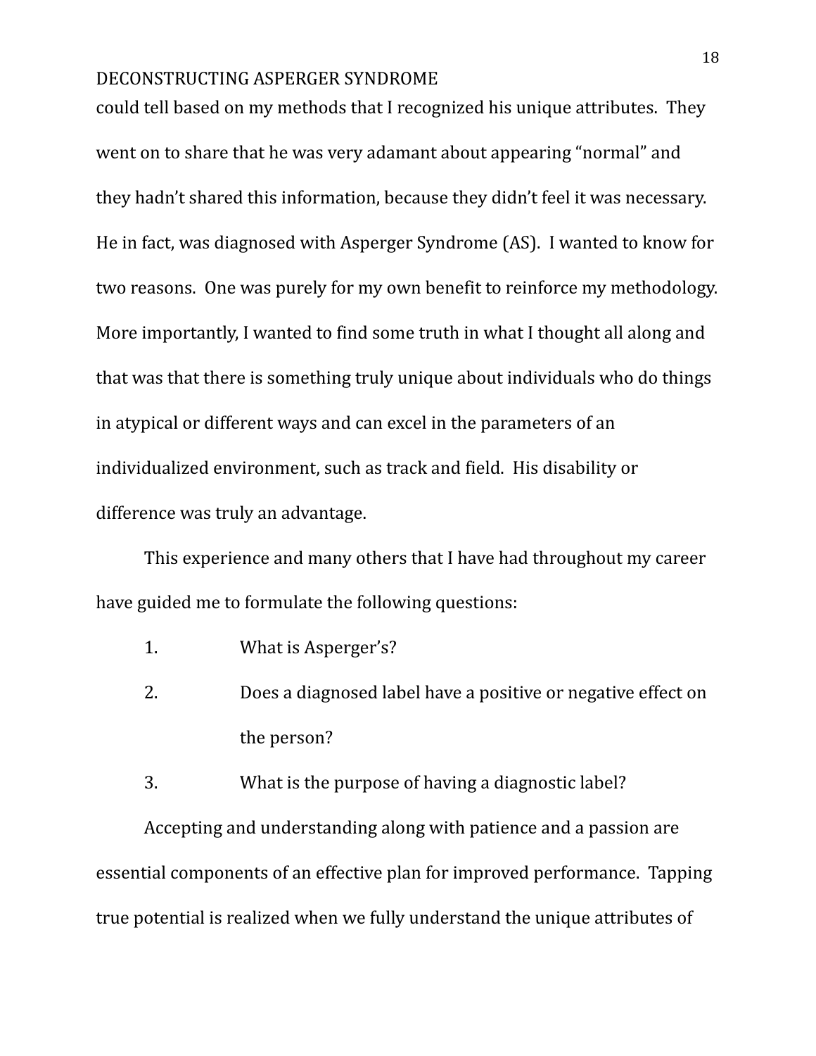could tell based on my methods that I recognized his unique attributes. They went on to share that he was very adamant about appearing "normal" and they hadn't shared this information, because they didn't feel it was necessary. He in fact, was diagnosed with Asperger Syndrome (AS). I wanted to know for two reasons. One was purely for my own benefit to reinforce my methodology. More importantly, I wanted to find some truth in what I thought all along and that was that there is something truly unique about individuals who do things in atypical or different ways and can excel in the parameters of an individualized environment, such as track and field. His disability or difference was truly an advantage.

This experience and many others that I have had throughout my career have guided me to formulate the following questions:

1. What is Asperger's?
2. Does a diagnosed label have a positive or negative effect on the person?
3. What is the purpose of having a diagnostic label?

Accepting and understanding along with patience and a passion are essential components of an effective plan for improved performance. Tapping true potential is realized when we fully understand the unique attributes of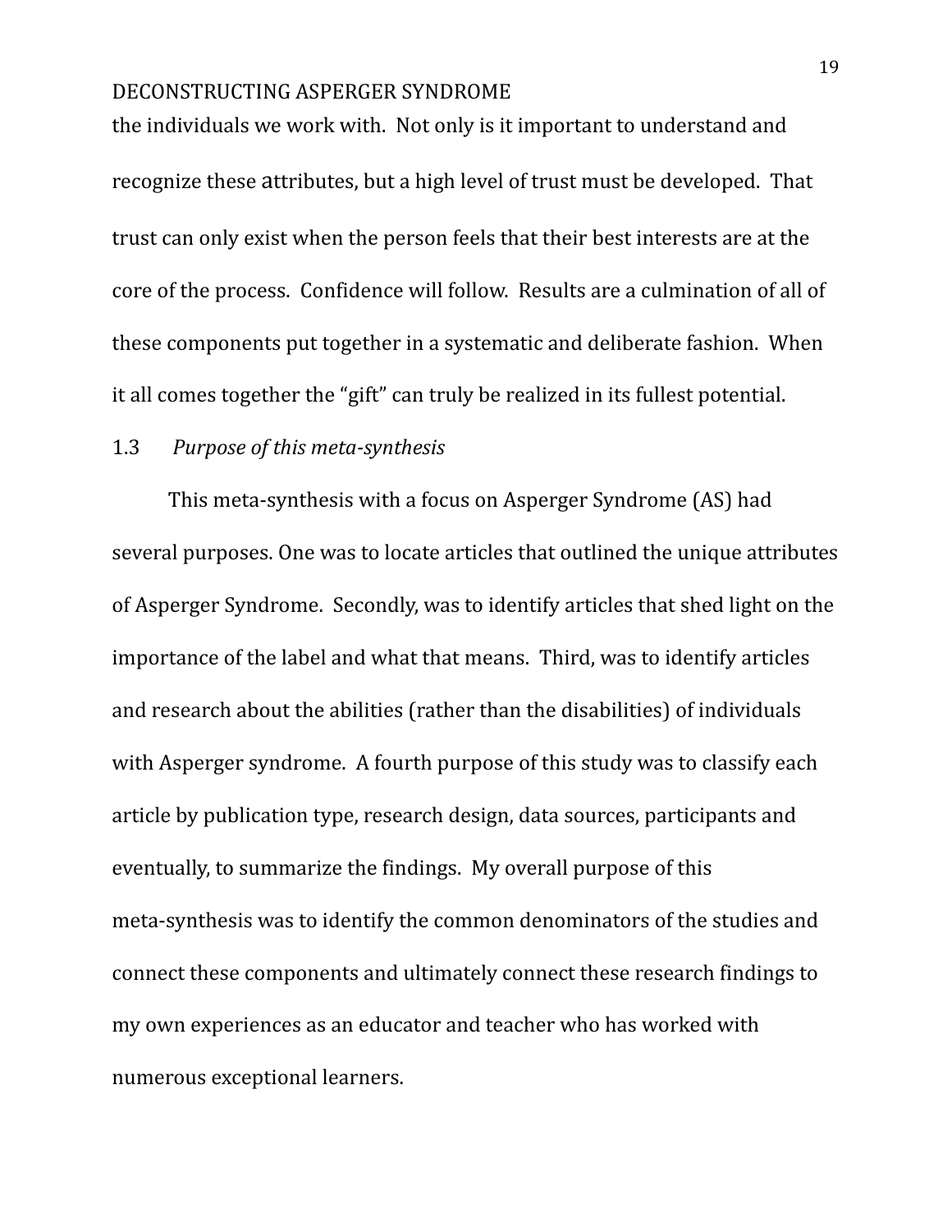the individuals we work with. Not only is it important to understand and recognize these attributes, but a high level of trust must be developed. That trust can only exist when the person feels that their best interests are at the core of the process. Confidence will follow. Results are a culmination of all of these components put together in a systematic and deliberate fashion. When it all comes together the "gift" can truly be realized in its fullest potential.

### 1.3 *Purpose of this meta-synthesis*

This meta-synthesis with a focus on Asperger Syndrome (AS) had several purposes. One was to locate articles that outlined the unique attributes of Asperger Syndrome. Secondly, was to identify articles that shed light on the importance of the label and what that means. Third, was to identify articles and research about the abilities (rather than the disabilities) of individuals with Asperger syndrome. A fourth purpose of this study was to classify each article by publication type, research design, data sources, participants and eventually, to summarize the findings. My overall purpose of this meta-synthesis was to identify the common denominators of the studies and connect these components and ultimately connect these research findings to my own experiences as an educator and teacher who has worked with numerous exceptional learners.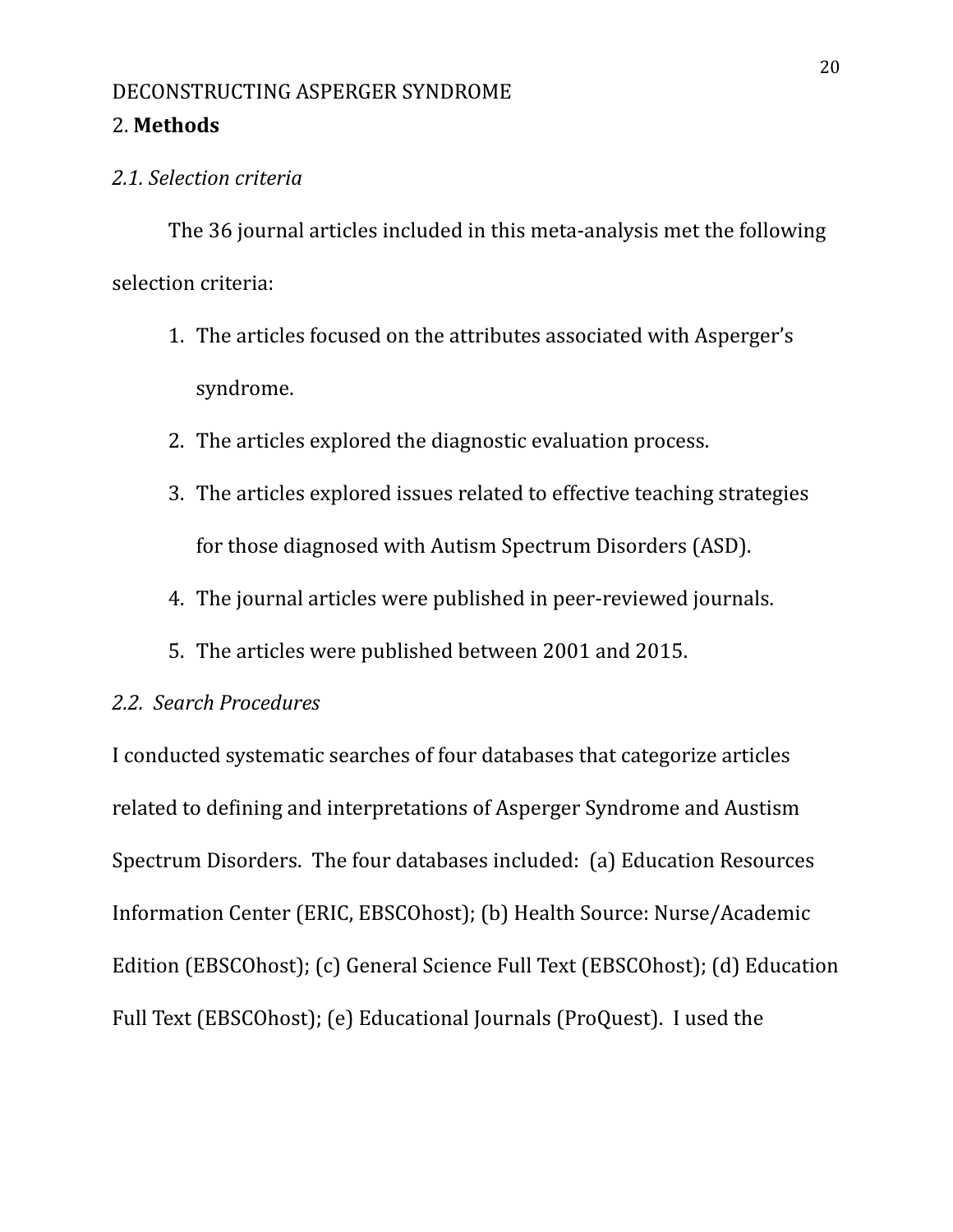## 2. **Methods**

### *2.1. Selection criteria*

The 36 journal articles included in this meta-analysis met the following selection criteria:

1. The articles focused on the attributes associated with Asperger's syndrome.
2. The articles explored the diagnostic evaluation process.
3. The articles explored issues related to effective teaching strategies for those diagnosed with Autism Spectrum Disorders (ASD).
4. The journal articles were published in peer-reviewed journals.
5. The articles were published between 2001 and 2015.

### *2.2. Search Procedures*

I conducted systematic searches of four databases that categorize articles related to defining and interpretations of Asperger Syndrome and Austism Spectrum Disorders. The four databases included: (a) Education Resources Information Center (ERIC, EBSCOhost); (b) Health Source: Nurse/Academic Edition (EBSCOhost); (c) General Science Full Text (EBSCOhost); (d) Education Full Text (EBSCOhost); (e) Educational Journals (ProQuest). I used the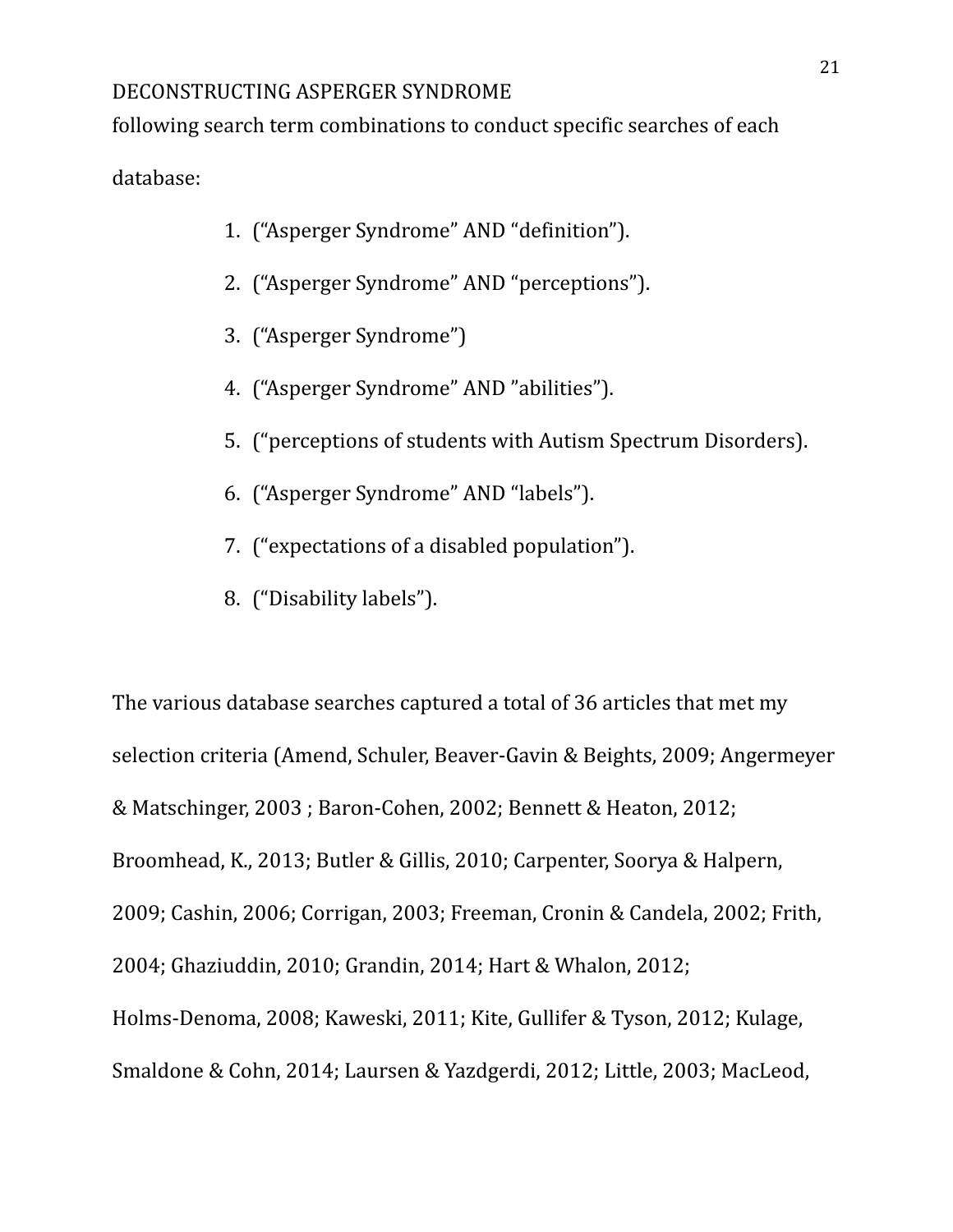following search term combinations to conduct specific searches of each database:

1. (“Asperger Syndrome” AND “definition”).
2. (“Asperger Syndrome” AND “perceptions”).
3. (“Asperger Syndrome”)
4. (“Asperger Syndrome” AND ”abilities”).
5. (“perceptions of students with Autism Spectrum Disorders).
6. (“Asperger Syndrome” AND “labels”).
7. (“expectations of a disabled population”).
8. (“Disability labels”).

The various database searches captured a total of 36 articles that met my selection criteria (Amend, Schuler, Beaver-Gavin & Beights, 2009; Angermeyer & Matschinger, 2003 ; Baron-Cohen, 2002; Bennett & Heaton, 2012; Broomhead, K., 2013; Butler & Gillis, 2010; Carpenter, Soorya & Halpern, 2009; Cashin, 2006; Corrigan, 2003; Freeman, Cronin & Candela, 2002; Frith, 2004; Ghaziuddin, 2010; Grandin, 2014; Hart & Whalon, 2012; Holms-Denoma, 2008; Kaweski, 2011; Kite, Gullifer & Tyson, 2012; Kulage, Smaldone & Cohn, 2014; Laursen & Yazdgerdi, 2012; Little, 2003; MacLeod,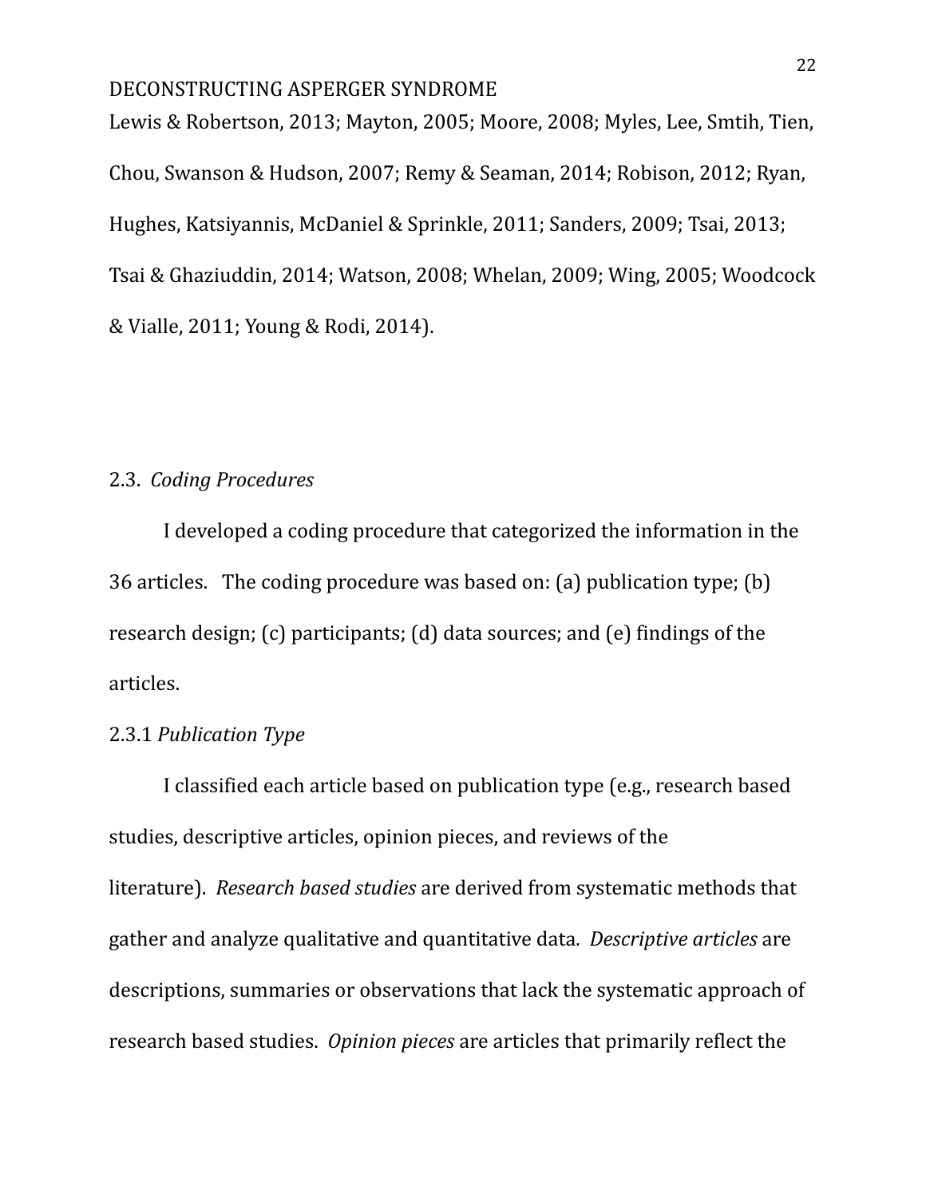Lewis & Robertson, 2013; Mayton, 2005; Moore, 2008; Myles, Lee, Smtih, Tien, Chou, Swanson & Hudson, 2007; Remy & Seaman, 2014; Robison, 2012; Ryan, Hughes, Katsiyannis, McDaniel & Sprinkle, 2011; Sanders, 2009; Tsai, 2013; Tsai & Ghaziuddin, 2014; Watson, 2008; Whelan, 2009; Wing, 2005; Woodcock & Vialle, 2011; Young & Rodi, 2014).

## 2.3. *Coding Procedures*

I developed a coding procedure that categorized the information in the 36 articles. The coding procedure was based on: (a) publication type; (b) research design; (c) participants; (d) data sources; and (e) findings of the articles.

### 2.3.1 *Publication Type*

I classified each article based on publication type (e.g., research based studies, descriptive articles, opinion pieces, and reviews of the literature). *Research based studies* are derived from systematic methods that gather and analyze qualitative and quantitative data. *Descriptive articles* are descriptions, summaries or observations that lack the systematic approach of research based studies. *Opinion pieces* are articles that primarily reflect the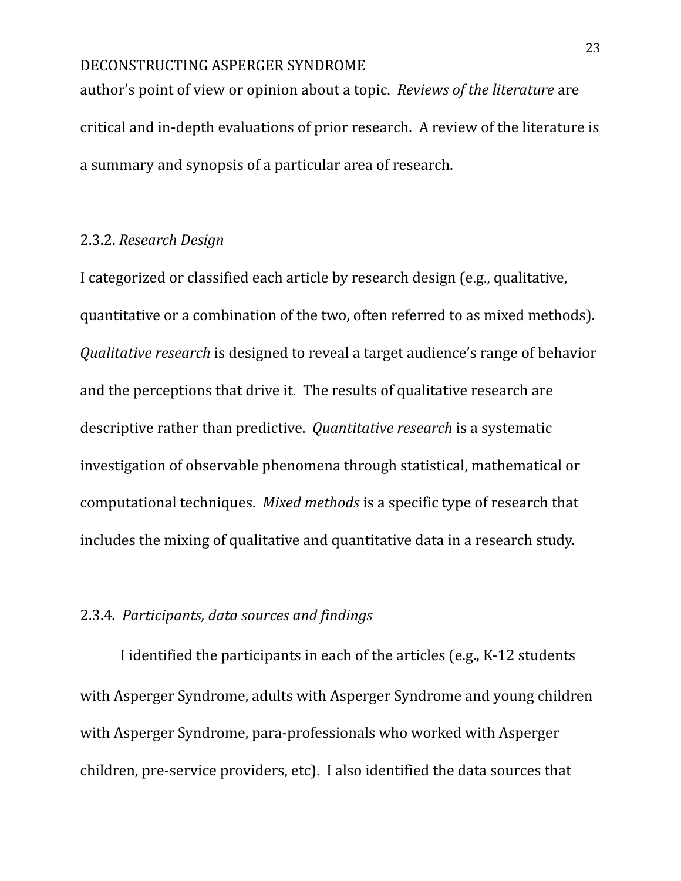author's point of view or opinion about a topic. *Reviews of the literature* are critical and in-depth evaluations of prior research. A review of the literature is a summary and synopsis of a particular area of research.

### 2.3.2. *Research Design*

I categorized or classified each article by research design (e.g., qualitative, quantitative or a combination of the two, often referred to as mixed methods). *Qualitative research* is designed to reveal a target audience's range of behavior and the perceptions that drive it. The results of qualitative research are descriptive rather than predictive. *Quantitative research* is a systematic investigation of observable phenomena through statistical, mathematical or computational techniques. *Mixed methods* is a specific type of research that includes the mixing of qualitative and quantitative data in a research study.

### 2.3.4. *Participants, data sources and findings*

I identified the participants in each of the articles (e.g., K-12 students with Asperger Syndrome, adults with Asperger Syndrome and young children with Asperger Syndrome, para-professionals who worked with Asperger children, pre-service providers, etc). I also identified the data sources that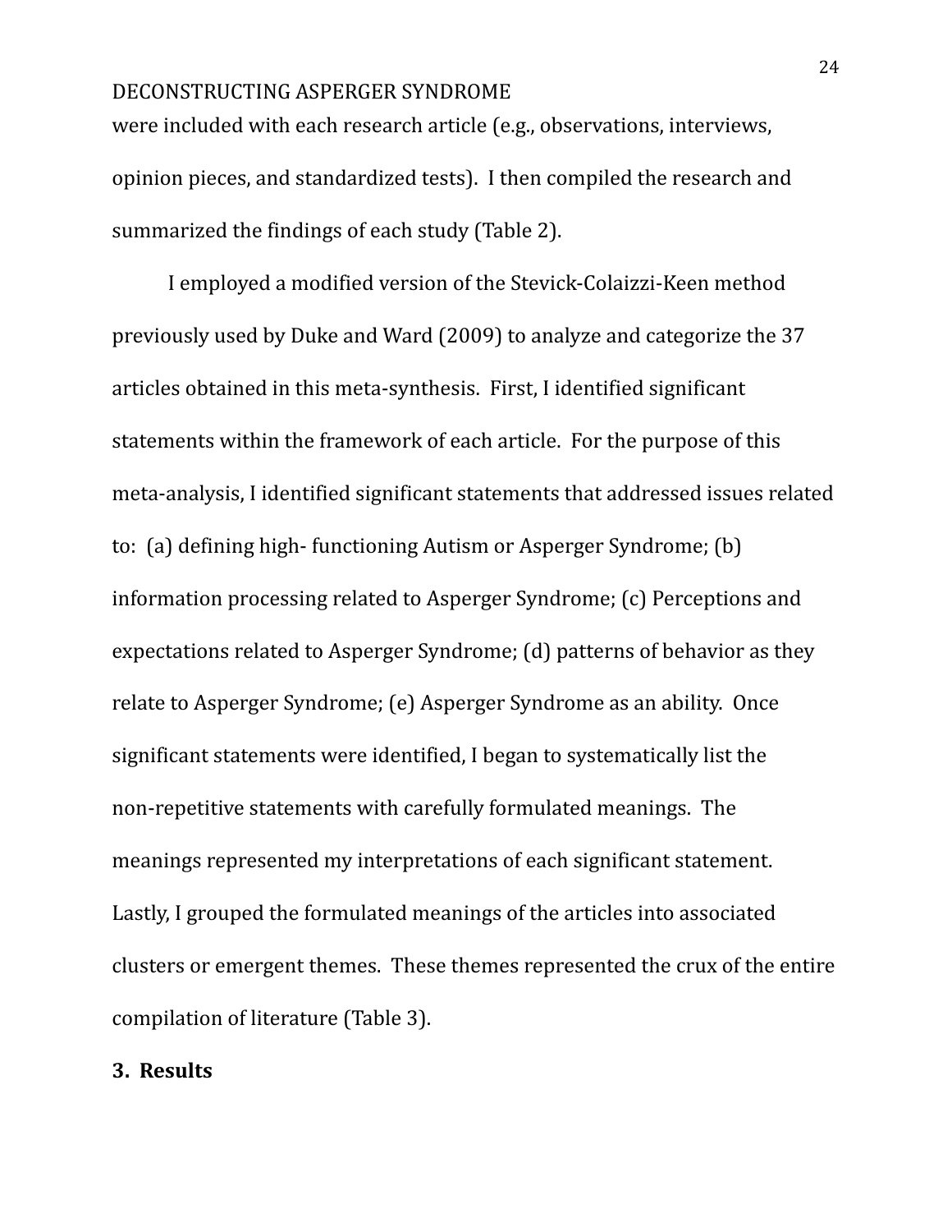were included with each research article (e.g., observations, interviews, opinion pieces, and standardized tests). I then compiled the research and summarized the findings of each study (Table 2).

I employed a modified version of the Stevick-Colaizzi-Keen method previously used by Duke and Ward (2009) to analyze and categorize the 37 articles obtained in this meta-synthesis. First, I identified significant statements within the framework of each article. For the purpose of this meta-analysis, I identified significant statements that addressed issues related to: (a) defining high- functioning Autism or Asperger Syndrome; (b) information processing related to Asperger Syndrome; (c) Perceptions and expectations related to Asperger Syndrome; (d) patterns of behavior as they relate to Asperger Syndrome; (e) Asperger Syndrome as an ability. Once significant statements were identified, I began to systematically list the non-repetitive statements with carefully formulated meanings. The meanings represented my interpretations of each significant statement. Lastly, I grouped the formulated meanings of the articles into associated clusters or emergent themes. These themes represented the crux of the entire compilation of literature (Table 3).

## 3. Results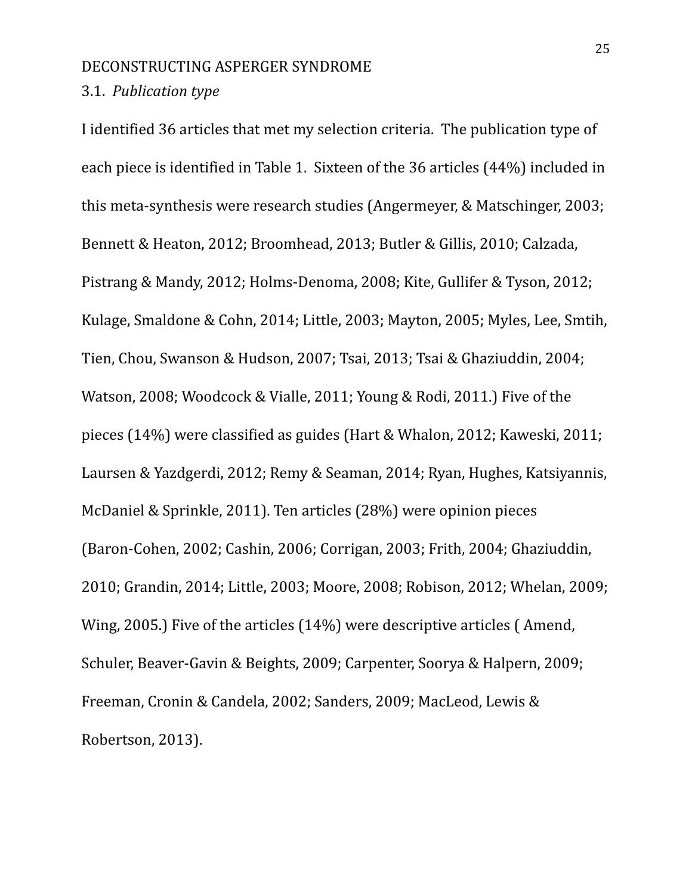### 3.1. *Publication type*

I identified 36 articles that met my selection criteria. The publication type of each piece is identified in Table 1. Sixteen of the 36 articles (44%) included in this meta-synthesis were research studies (Angermeyer, & Matschinger, 2003; Bennett & Heaton, 2012; Broomhead, 2013; Butler & Gillis, 2010; Calzada, Pistrang & Mandy, 2012; Holms-Denoma, 2008; Kite, Gullifer & Tyson, 2012; Kulage, Smaldone & Cohn, 2014; Little, 2003; Mayton, 2005; Myles, Lee, Smtih, Tien, Chou, Swanson & Hudson, 2007; Tsai, 2013; Tsai & Ghaziuddin, 2004; Watson, 2008; Woodcock & Vialle, 2011; Young & Rodi, 2011.) Five of the pieces (14%) were classified as guides (Hart & Whalon, 2012; Kaweski, 2011; Laursen & Yazdgerdi, 2012; Remy & Seaman, 2014; Ryan, Hughes, Katsiyannis, McDaniel & Sprinkle, 2011). Ten articles (28%) were opinion pieces (Baron-Cohen, 2002; Cashin, 2006; Corrigan, 2003; Frith, 2004; Ghaziuddin, 2010; Grandin, 2014; Little, 2003; Moore, 2008; Robison, 2012; Whelan, 2009; Wing, 2005.) Five of the articles (14%) were descriptive articles ( Amend, Schuler, Beaver-Gavin & Beights, 2009; Carpenter, Soorya & Halpern, 2009; Freeman, Cronin & Candela, 2002; Sanders, 2009; MacLeod, Lewis & Robertson, 2013).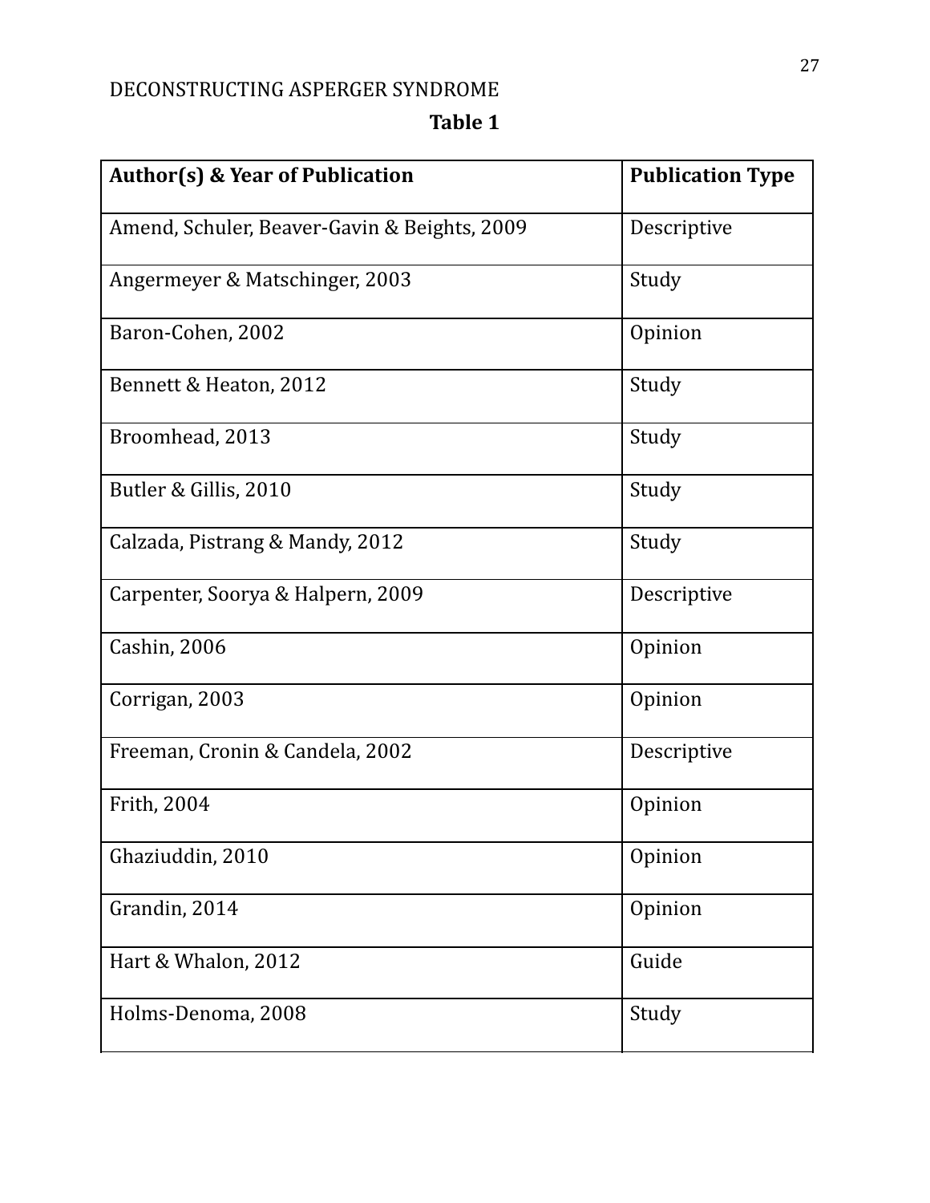**Table 1**

| **Author(s) & Year of Publication** | **Publication Type** |
|---|---|
| Amend, Schuler, Beaver-Gavin & Beights, 2009 | Descriptive |
| Angermeyer & Matschinger, 2003 | Study |
| Baron-Cohen, 2002 | Opinion |
| Bennett & Heaton, 2012 | Study |
| Broomhead, 2013 | Study |
| Butler & Gillis, 2010 | Study |
| Calzada, Pistrang & Mandy, 2012 | Study |
| Carpenter, Soorya & Halpern, 2009 | Descriptive |
| Cashin, 2006 | Opinion |
| Corrigan, 2003 | Opinion |
| Freeman, Cronin & Candela, 2002 | Descriptive |
| Frith, 2004 | Opinion |
| Ghaziuddin, 2010 | Opinion |
| Grandin, 2014 | Opinion |
| Hart & Whalon, 2012 | Guide |
| Holms-Denoma, 2008 | Study |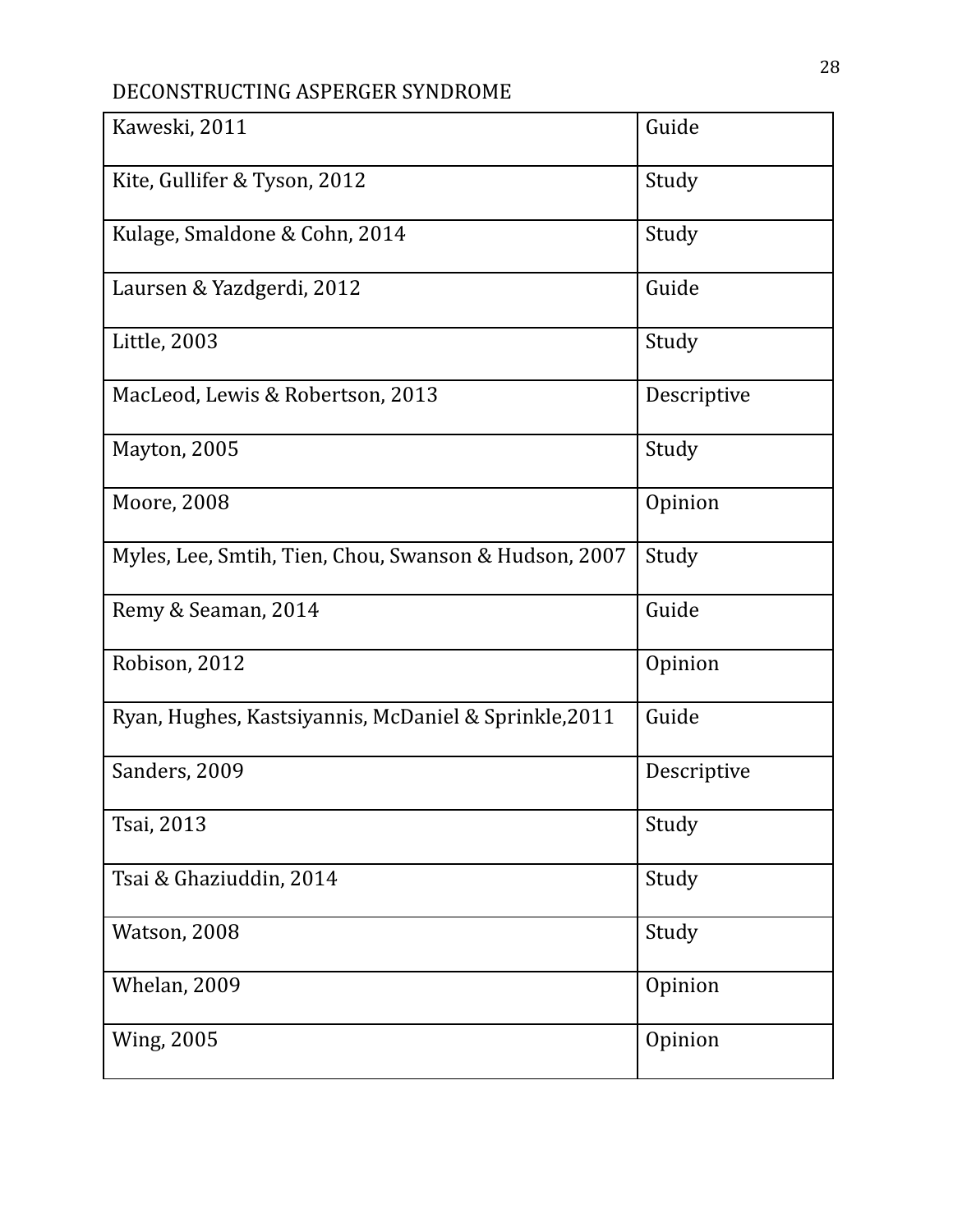| Kaweski, 2011 | Guide |
|---|---|
| Kite, Gullifer & Tyson, 2012 | Study |
| Kulage, Smaldone & Cohn, 2014 | Study |
| Laursen & Yazdgerdi, 2012 | Guide |
| Little, 2003 | Study |
| MacLeod, Lewis & Robertson, 2013 | Descriptive |
| Mayton, 2005 | Study |
| Moore, 2008 | Opinion |
| Myles, Lee, Smtih, Tien, Chou, Swanson & Hudson, 2007 | Study |
| Remy & Seaman, 2014 | Guide |
| Robison, 2012 | Opinion |
| Ryan, Hughes, Katsiyannis, McDaniel & Sprinkle,2011 | Guide |
| Sanders, 2009 | Descriptive |
| Tsai, 2013 | Study |
| Tsai & Ghaziuddin, 2014 | Study |
| Watson, 2008 | Study |
| Whelan, 2009 | Opinion |
| Wing, 2005 | Opinion |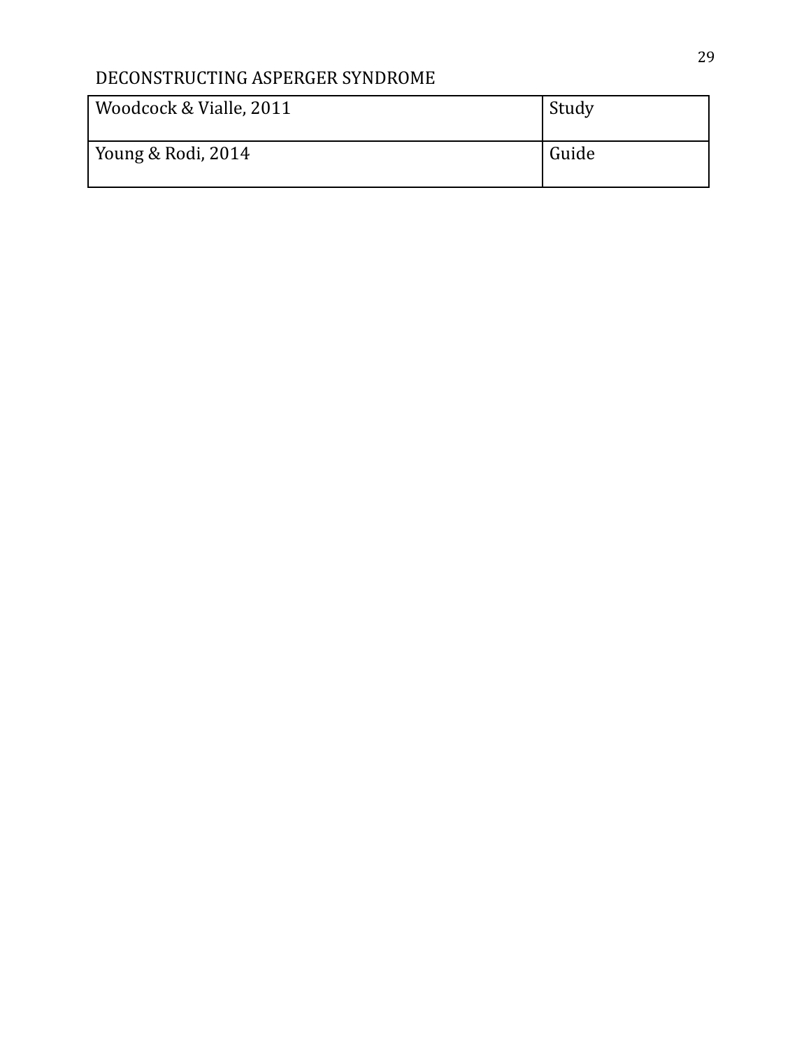| | |
|---|---|
| Woodcock & Vialle, 2011 | Study |
| Young & Rodi, 2014 | Guide |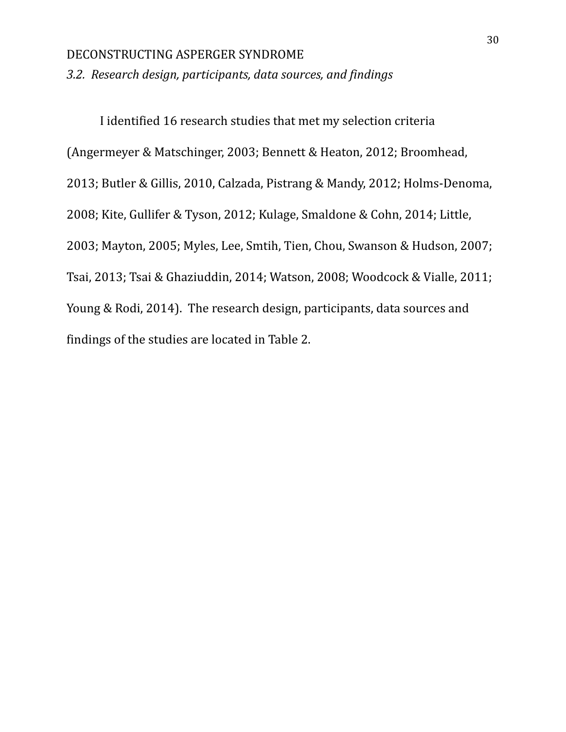*3.2. Research design, participants, data sources, and findings*

I identified 16 research studies that met my selection criteria (Angermeyer & Matschinger, 2003; Bennett & Heaton, 2012; Broomhead, 2013; Butler & Gillis, 2010, Calzada, Pistrang & Mandy, 2012; Holms-Denoma, 2008; Kite, Gullifer & Tyson, 2012; Kulage, Smaldone & Cohn, 2014; Little, 2003; Mayton, 2005; Myles, Lee, Smtih, Tien, Chou, Swanson & Hudson, 2007; Tsai, 2013; Tsai & Ghaziuddin, 2014; Watson, 2008; Woodcock & Vialle, 2011; Young & Rodi, 2014). The research design, participants, data sources and findings of the studies are located in Table 2.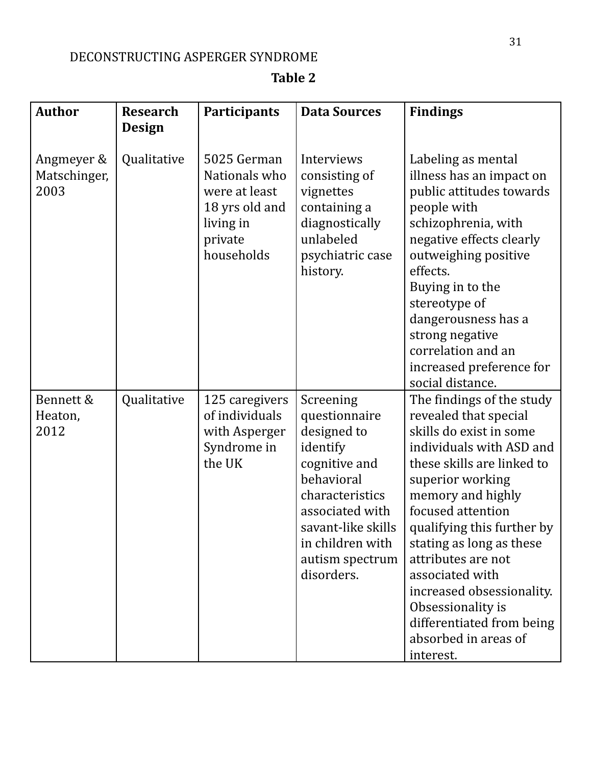**Table 2**

| Author | Research Design | Participants | Data Sources | Findings |
|---|---|---|---|---|
| Angmeyer & Matschinger, 2003 | Qualitative | 5025 German Nationals who were at least 18 yrs old and living in private households | Interviews consisting of vignettes containing a diagnostically unlabeled psychiatric case history. | Labeling as mental illness has an impact on public attitudes towards people with schizophrenia, with negative effects clearly outweighing positive effects. Buying in to the stereotype of dangerousness has a strong negative correlation and an increased preference for social distance. |
| Bennett & Heaton, 2012 | Qualitative | 125 caregivers of individuals with Asperger Syndrome in the UK | Screening questionnaire designed to identify cognitive and behavioral characteristics associated with savant-like skills in children with autism spectrum disorders. | The findings of the study revealed that special skills do exist in some individuals with ASD and these skills are linked to superior working memory and highly focused attention qualifying this further by stating as long as these attributes are not associated with increased obsessionality. Obsessionality is differentiated from being absorbed in areas of interest. |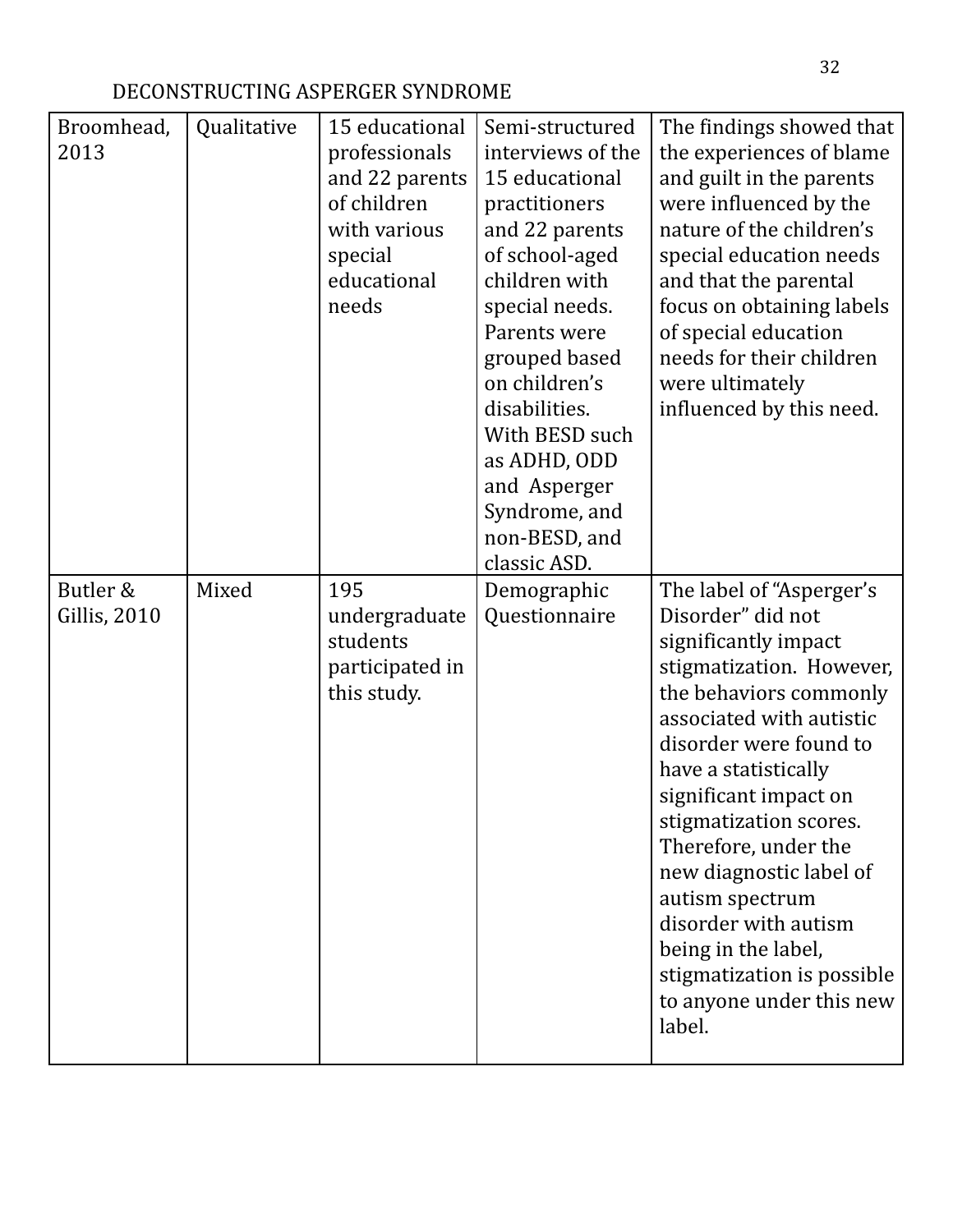| Broomhead, 2013 | Qualitative | 15 educational professionals and 22 parents of children with various special educational needs | Semi-structured interviews of the 15 educational practitioners and 22 parents of school-aged children with special needs. Parents were grouped based on children's disabilities. With BESD such as ADHD, ODD and Asperger Syndrome, and non-BESD, and classic ASD. | The findings showed that the experiences of blame and guilt in the parents were influenced by the nature of the children's special education needs and that the parental focus on obtaining labels of special education needs for their children were ultimately influenced by this need. |
|---|---|---|---|---|
| Butler & Gillis, 2010 | Mixed | 195 undergraduate students participated in this study. | Demographic Questionnaire | The label of "Asperger's Disorder" did not significantly impact stigmatization. However, the behaviors commonly associated with autistic disorder were found to have a statistically significant impact on stigmatization scores. Therefore, under the new diagnostic label of autism spectrum disorder with autism being in the label, stigmatization is possible to anyone under this new label. |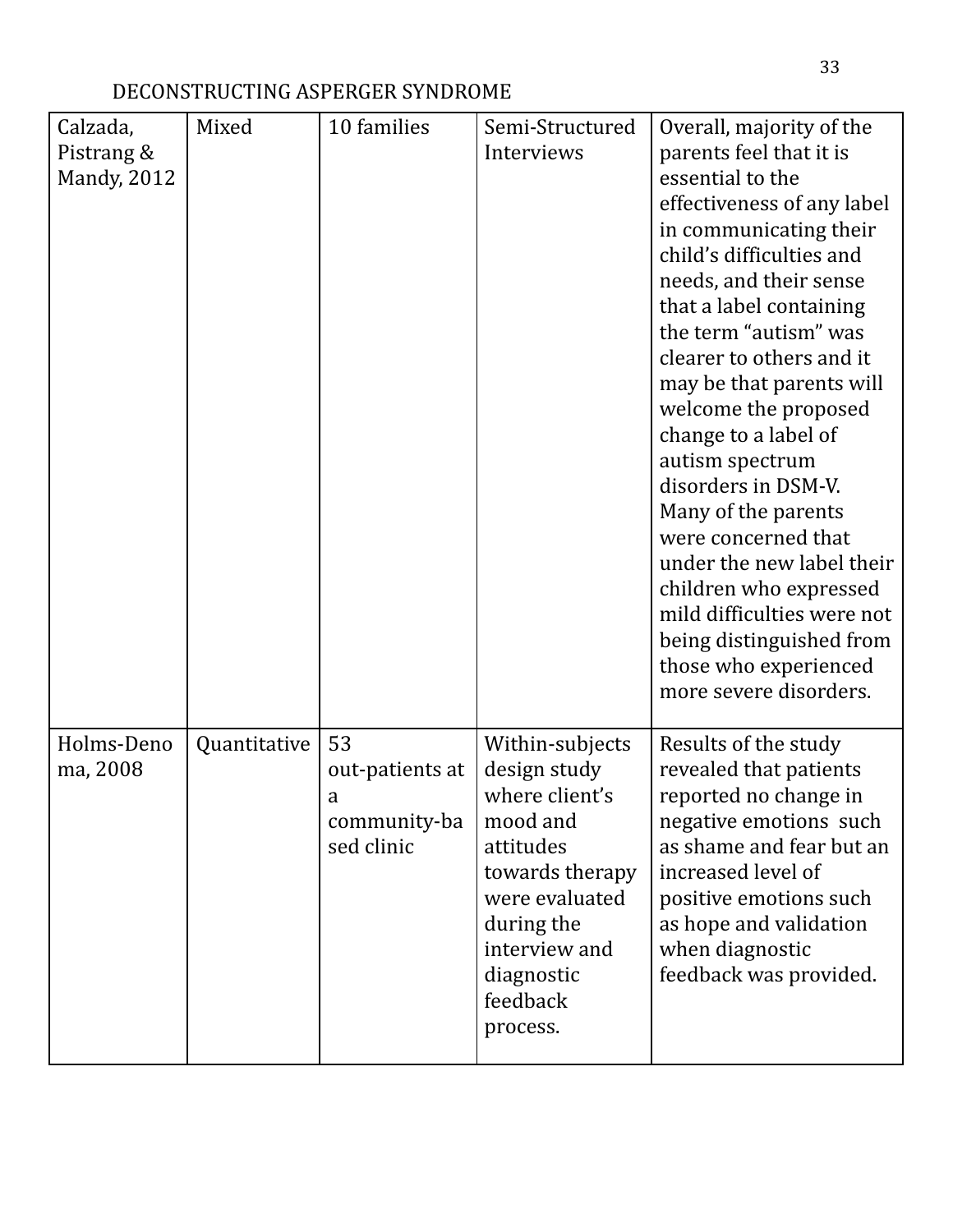| Calzada, Pistrang & Mandy, 2012 | Mixed | 10 families | Semi-Structured Interviews | Overall, majority of the parents feel that it is essential to the effectiveness of any label in communicating their child's difficulties and needs, and their sense that a label containing the term "autism" was clearer to others and it may be that parents will welcome the proposed change to a label of autism spectrum disorders in DSM-V. Many of the parents were concerned that under the new label their children who expressed mild difficulties were not being distinguished from those who experienced more severe disorders. |
|---|---|---|---|---|
| Holms-Denoma, 2008 | Quantitative | 53 out-patients at a community-based clinic | Within-subjects design study where client's mood and attitudes towards therapy were evaluated during the interview and diagnostic feedback process. | Results of the study revealed that patients reported no change in negative emotions such as shame and fear but an increased level of positive emotions such as hope and validation when diagnostic feedback was provided. |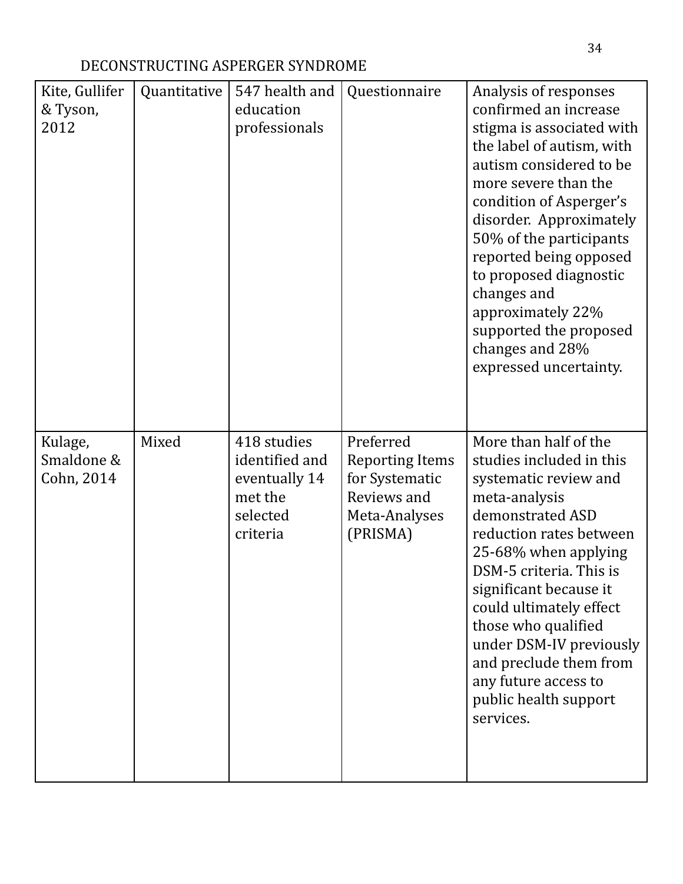| Kite, Gullifer & Tyson, 2012 | Quantitative | 547 health and education professionals | Questionnaire | Analysis of responses confirmed an increase stigma is associated with the label of autism, with autism considered to be more severe than the condition of Asperger's disorder. Approximately 50% of the participants reported being opposed to proposed diagnostic changes and approximately 22% supported the proposed changes and 28% expressed uncertainty. |
|---|---|---|---|---|
| Kulage, Smaldone & Cohn, 2014 | Mixed | 418 studies identified and eventually 14 met the selected criteria | Preferred Reporting Items for Systematic Reviews and Meta-Analyses (PRISMA) | More than half of the studies included in this systematic review and meta-analysis demonstrated ASD reduction rates between 25-68% when applying DSM-5 criteria. This is significant because it could ultimately effect those who qualified under DSM-IV previously and preclude them from any future access to public health support services. |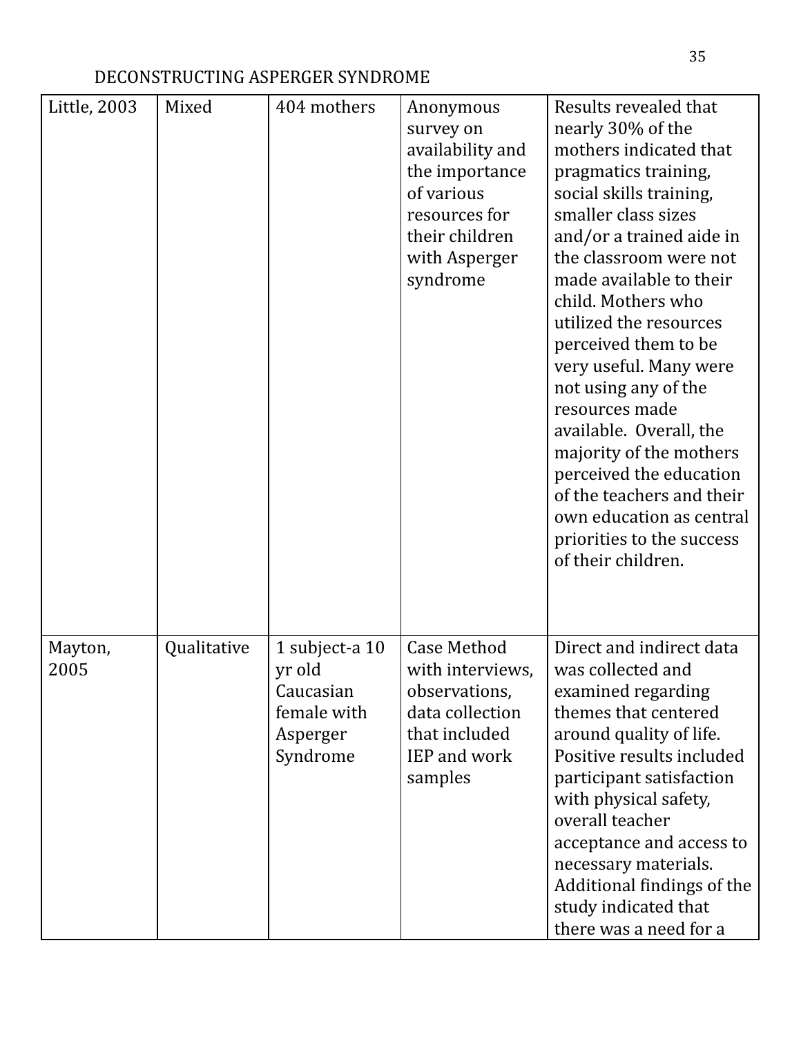| Little, 2003 | Mixed | 404 mothers | Anonymous survey on availability and the importance of various resources for their children with Asperger syndrome | Results revealed that nearly 30% of the mothers indicated that pragmatics training, social skills training, smaller class sizes and/or a trained aide in the classroom were not made available to their child. Mothers who utilized the resources perceived them to be very useful. Many were not using any of the resources made available. Overall, the majority of the mothers perceived the education of the teachers and their own education as central priorities to the success of their children. |
|---|---|---|---|---|
| Mayton, 2005 | Qualitative | 1 subject-a 10 yr old Caucasian female with Asperger Syndrome | Case Method with interviews, observations, data collection that included IEP and work samples | Direct and indirect data was collected and examined regarding themes that centered around quality of life. Positive results included participant satisfaction with physical safety, overall teacher acceptance and access to necessary materials. Additional findings of the study indicated that there was a need for a |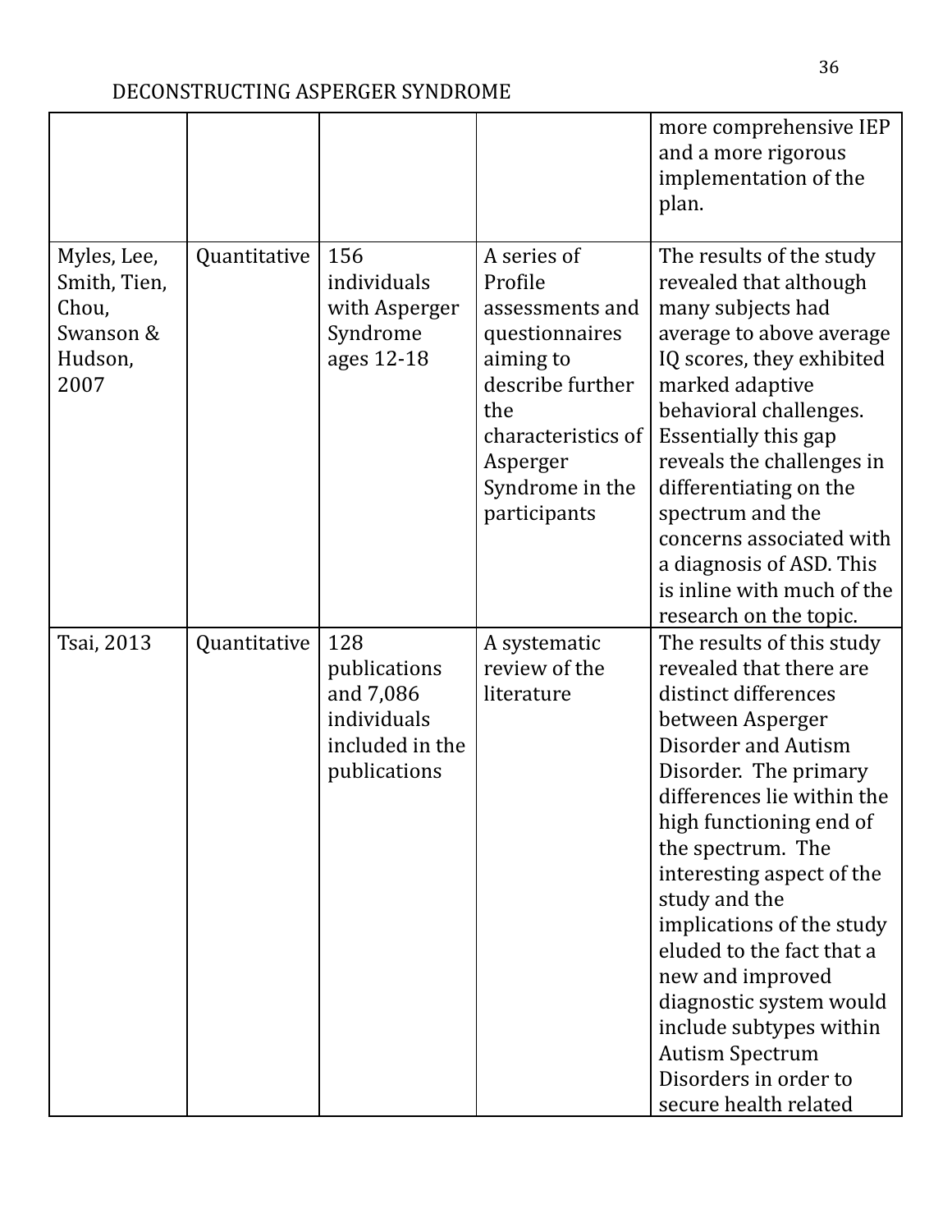| | | | | |
|---|---|---|---|---|
| | | | | more comprehensive IEP and a more rigorous implementation of the plan. |
| Myles, Lee, Smith, Tien, Chou, Swanson & Hudson, 2007 | Quantitative | 156 individuals with Asperger Syndrome ages 12-18 | A series of Profile assessments and questionnaires aiming to describe further the characteristics of Asperger Syndrome in the participants | The results of the study revealed that although many subjects had average to above average IQ scores, they exhibited marked adaptive behavioral challenges. Essentially this gap reveals the challenges in differentiating on the spectrum and the concerns associated with a diagnosis of ASD. This is inline with much of the research on the topic. |
| Tsai, 2013 | Quantitative | 128 publications and 7,086 individuals included in the publications | A systematic review of the literature | The results of this study revealed that there are distinct differences between Asperger Disorder and Autism Disorder. The primary differences lie within the high functioning end of the spectrum. The interesting aspect of the study and the implications of the study eluded to the fact that a new and improved diagnostic system would include subtypes within Autism Spectrum Disorders in order to secure health related |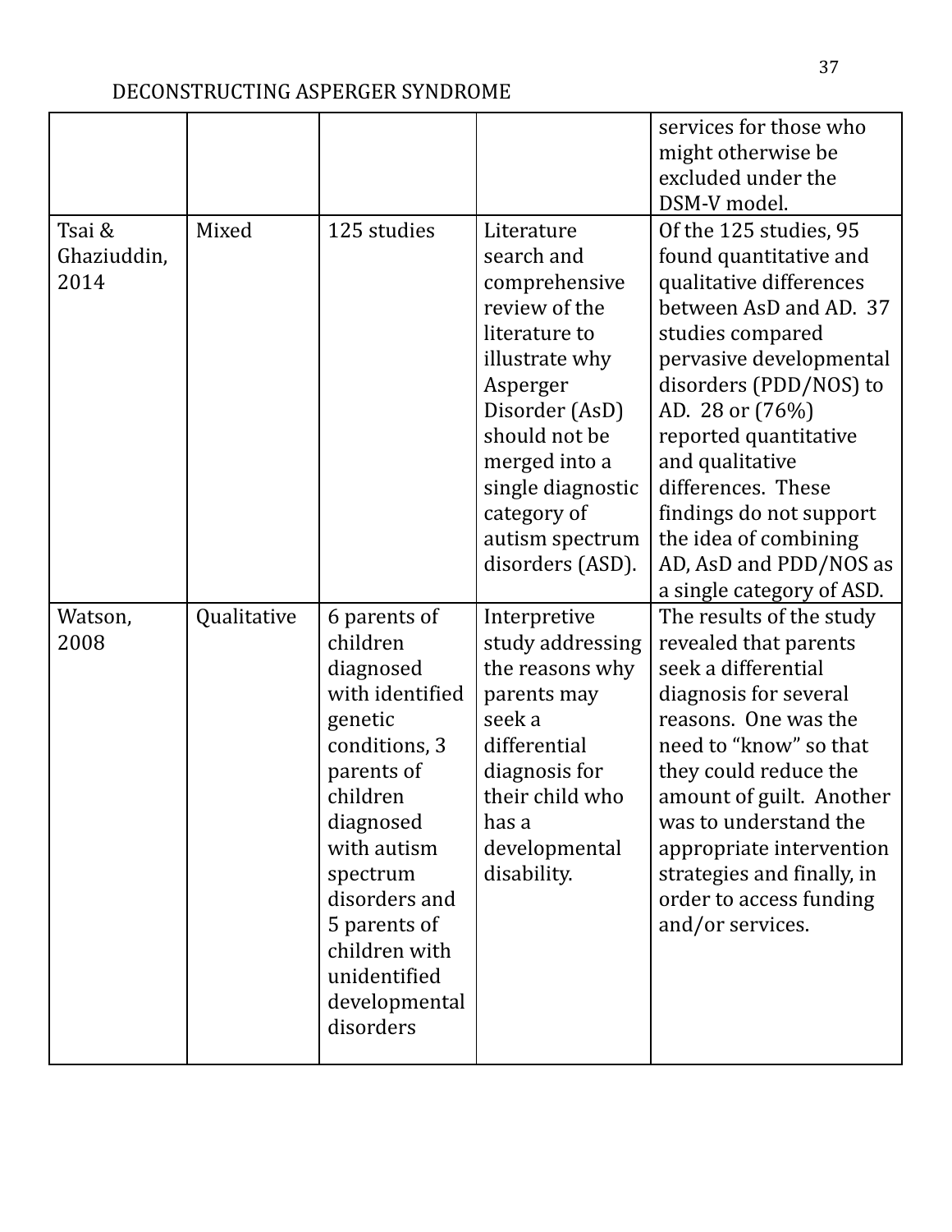| | | | | |
|---|---|---|---|---|
| | | | | services for those who might otherwise be excluded under the DSM-V model. |
| Tsai & Ghaziuddin, 2014 | Mixed | 125 studies | Literature search and comprehensive review of the literature to illustrate why Asperger Disorder (AsD) should not be merged into a single diagnostic category of autism spectrum disorders (ASD). | Of the 125 studies, 95 found quantitative and qualitative differences between AsD and AD. 37 studies compared pervasive developmental disorders (PDD/NOS) to AD. 28 or (76%) reported quantitative and qualitative differences. These findings do not support the idea of combining AD, AsD and PDD/NOS as a single category of ASD. |
| Watson, 2008 | Qualitative | 6 parents of children diagnosed with identified genetic conditions, 3 parents of children diagnosed with autism spectrum disorders and 5 parents of children with unidentified developmental disorders | Interpretive study addressing the reasons why parents may seek a differential diagnosis for their child who has a developmental disability. | The results of the study revealed that parents seek a differential diagnosis for several reasons. One was the need to "know" so that they could reduce the amount of guilt. Another was to understand the appropriate intervention strategies and finally, in order to access funding and/or services. |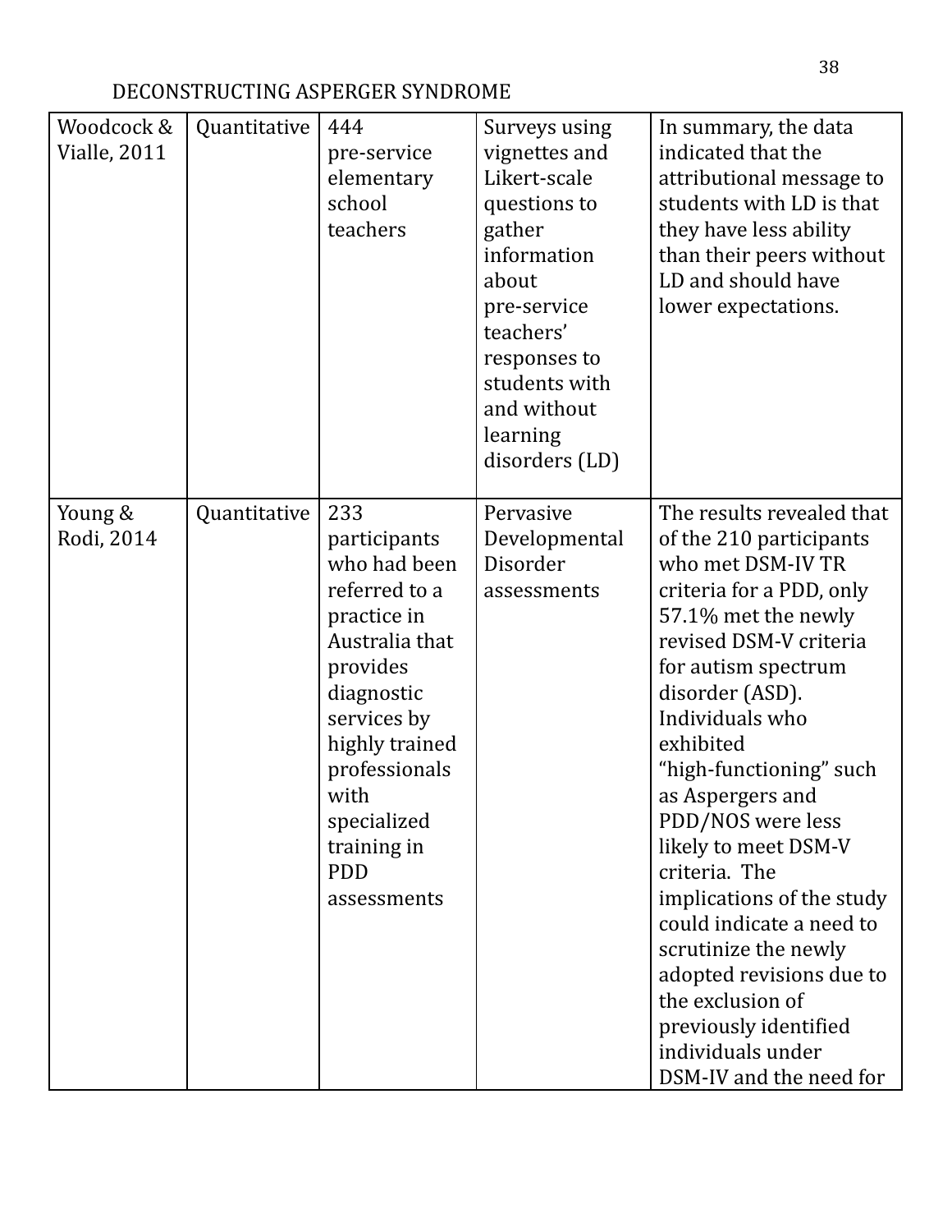| Woodcock & Vialle, 2011 | Quantitative | 444 pre-service elementary school teachers | Surveys using vignettes and Likert-scale questions to gather information about pre-service teachers' responses to students with and without learning disorders (LD) | In summary, the data indicated that the attributional message to students with LD is that they have less ability than their peers without LD and should have lower expectations. |
|---|---|---|---|---|
| Young & Rodi, 2014 | Quantitative | 233 participants who had been referred to a practice in Australia that provides diagnostic services by highly trained professionals with specialized training in PDD assessments | Pervasive Developmental Disorder assessments | The results revealed that of the 210 participants who met DSM-IV TR criteria for a PDD, only 57.1% met the newly revised DSM-V criteria for autism spectrum disorder (ASD). Individuals who exhibited "high-functioning" such as Aspergers and PDD/NOS were less likely to meet DSM-V criteria. The implications of the study could indicate a need to scrutinize the newly adopted revisions due to the exclusion of previously identified individuals under DSM-IV and the need for |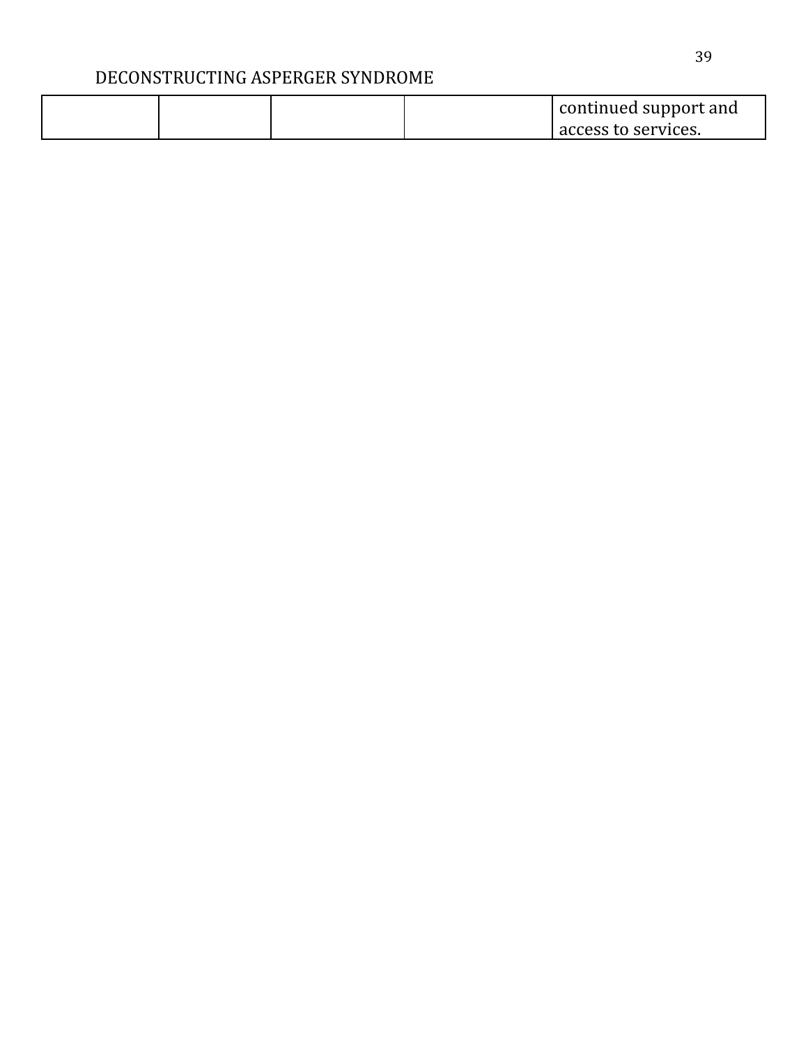| | | | | |
|---|---|---|---|---|
| | | | | continued support and access to services. |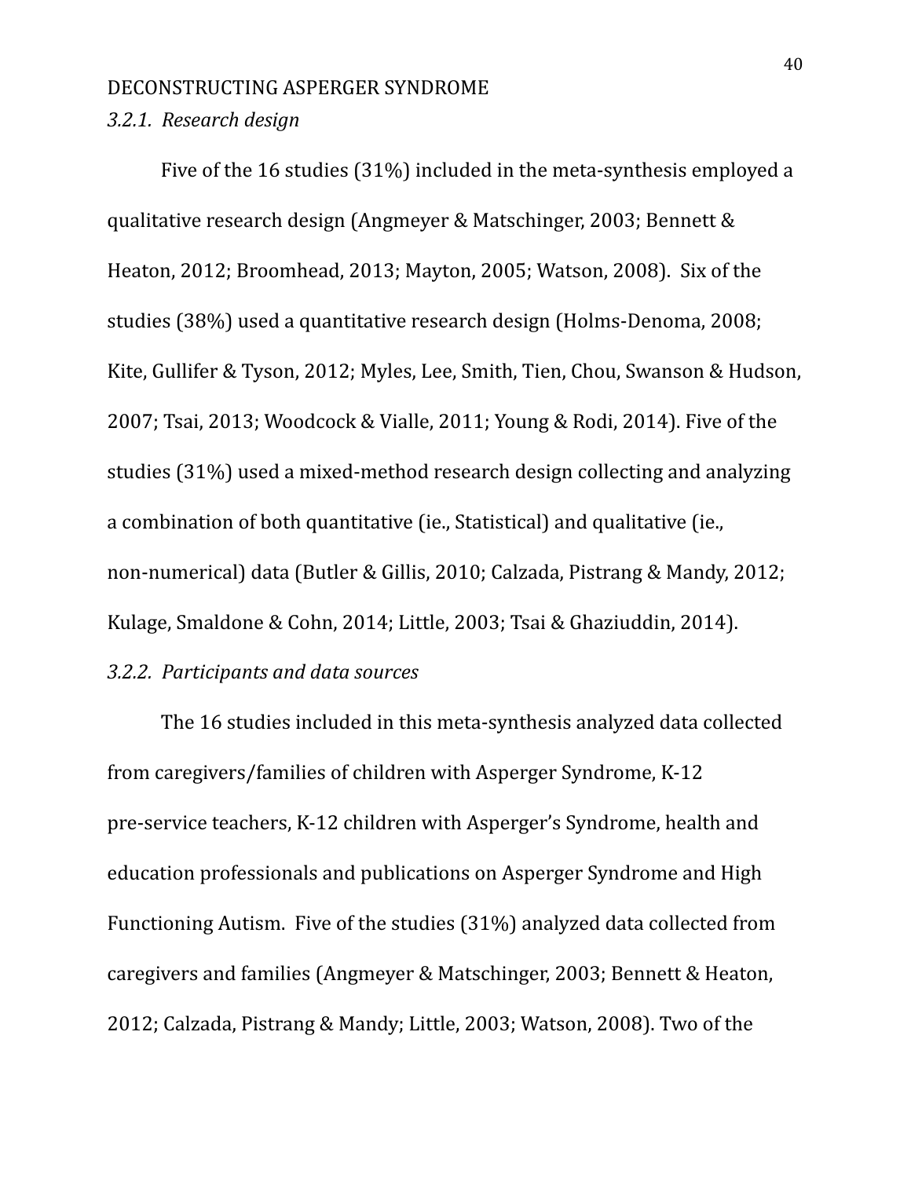*3.2.1. Research design*

Five of the 16 studies (31%) included in the meta-synthesis employed a qualitative research design (Angmeyer & Matschinger, 2003; Bennett & Heaton, 2012; Broomhead, 2013; Mayton, 2005; Watson, 2008). Six of the studies (38%) used a quantitative research design (Holms-Denoma, 2008; Kite, Gullifer & Tyson, 2012; Myles, Lee, Smith, Tien, Chou, Swanson & Hudson, 2007; Tsai, 2013; Woodcock & Vialle, 2011; Young & Rodi, 2014). Five of the studies (31%) used a mixed-method research design collecting and analyzing a combination of both quantitative (ie., Statistical) and qualitative (ie., non-numerical) data (Butler & Gillis, 2010; Calzada, Pistrang & Mandy, 2012; Kulage, Smaldone & Cohn, 2014; Little, 2003; Tsai & Ghaziuddin, 2014).

*3.2.2. Participants and data sources*

The 16 studies included in this meta-synthesis analyzed data collected from caregivers/families of children with Asperger Syndrome, K-12 pre-service teachers, K-12 children with Asperger's Syndrome, health and education professionals and publications on Asperger Syndrome and High Functioning Autism. Five of the studies (31%) analyzed data collected from caregivers and families (Angmeyer & Matschinger, 2003; Bennett & Heaton, 2012; Calzada, Pistrang & Mandy; Little, 2003; Watson, 2008). Two of the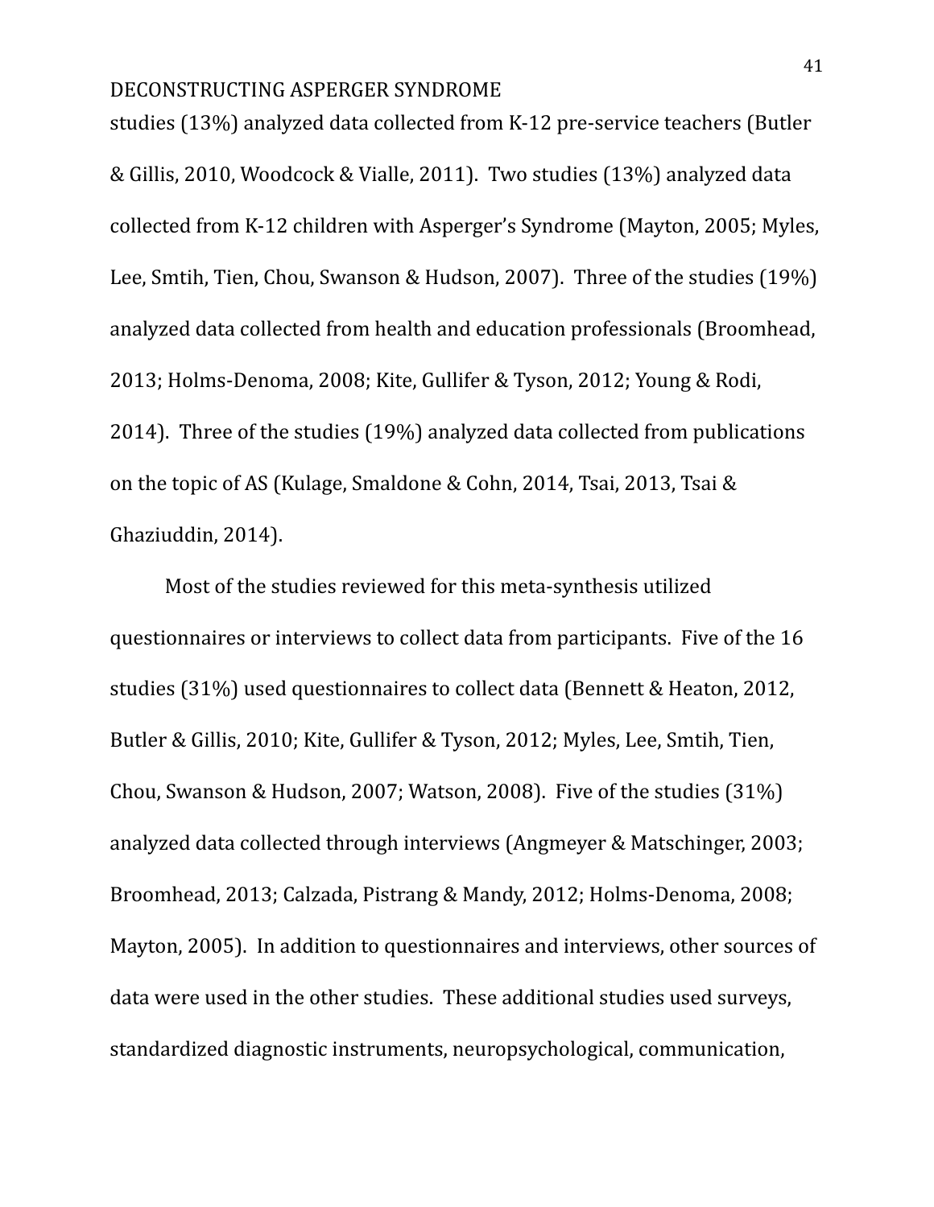studies (13%) analyzed data collected from K-12 pre-service teachers (Butler & Gillis, 2010, Woodcock & Vialle, 2011). Two studies (13%) analyzed data collected from K-12 children with Asperger's Syndrome (Mayton, 2005; Myles, Lee, Smtih, Tien, Chou, Swanson & Hudson, 2007). Three of the studies (19%) analyzed data collected from health and education professionals (Broomhead, 2013; Holms-Denoma, 2008; Kite, Gullifer & Tyson, 2012; Young & Rodi, 2014). Three of the studies (19%) analyzed data collected from publications on the topic of AS (Kulage, Smaldone & Cohn, 2014, Tsai, 2013, Tsai & Ghaziuddin, 2014).

Most of the studies reviewed for this meta-synthesis utilized questionnaires or interviews to collect data from participants. Five of the 16 studies (31%) used questionnaires to collect data (Bennett & Heaton, 2012, Butler & Gillis, 2010; Kite, Gullifer & Tyson, 2012; Myles, Lee, Smtih, Tien, Chou, Swanson & Hudson, 2007; Watson, 2008). Five of the studies (31%) analyzed data collected through interviews (Angmeyer & Matschinger, 2003; Broomhead, 2013; Calzada, Pistrang & Mandy, 2012; Holms-Denoma, 2008; Mayton, 2005). In addition to questionnaires and interviews, other sources of data were used in the other studies. These additional studies used surveys, standardized diagnostic instruments, neuropsychological, communication,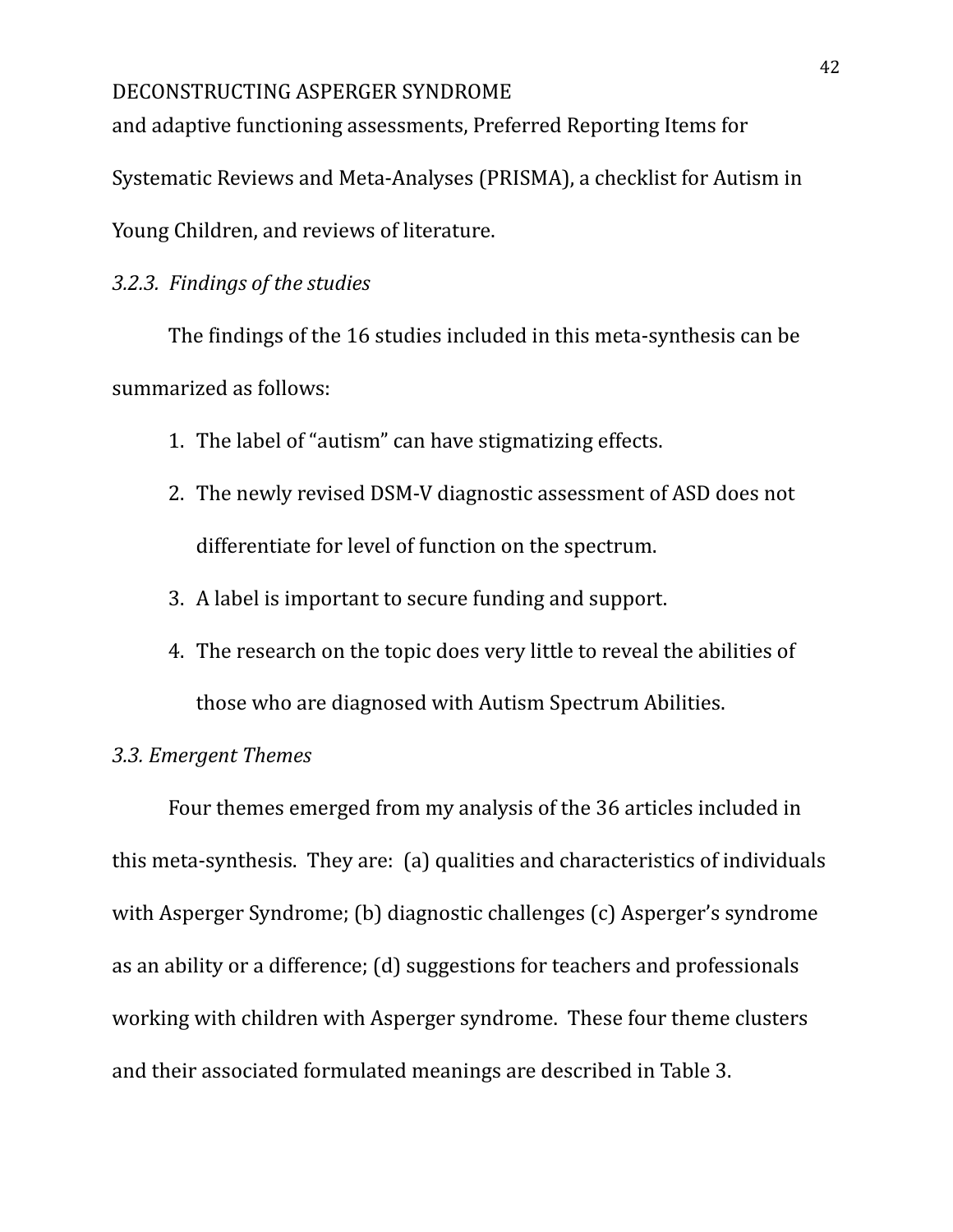and adaptive functioning assessments, Preferred Reporting Items for Systematic Reviews and Meta-Analyses (PRISMA), a checklist for Autism in Young Children, and reviews of literature.

*3.2.3. Findings of the studies*

The findings of the 16 studies included in this meta-synthesis can be summarized as follows:

1. The label of "autism" can have stigmatizing effects.
2. The newly revised DSM-V diagnostic assessment of ASD does not differentiate for level of function on the spectrum.
3. A label is important to secure funding and support.
4. The research on the topic does very little to reveal the abilities of those who are diagnosed with Autism Spectrum Abilities.

*3.3. Emergent Themes*

Four themes emerged from my analysis of the 36 articles included in this meta-synthesis. They are: (a) qualities and characteristics of individuals with Asperger Syndrome; (b) diagnostic challenges (c) Asperger's syndrome as an ability or a difference; (d) suggestions for teachers and professionals working with children with Asperger syndrome. These four theme clusters and their associated formulated meanings are described in Table 3.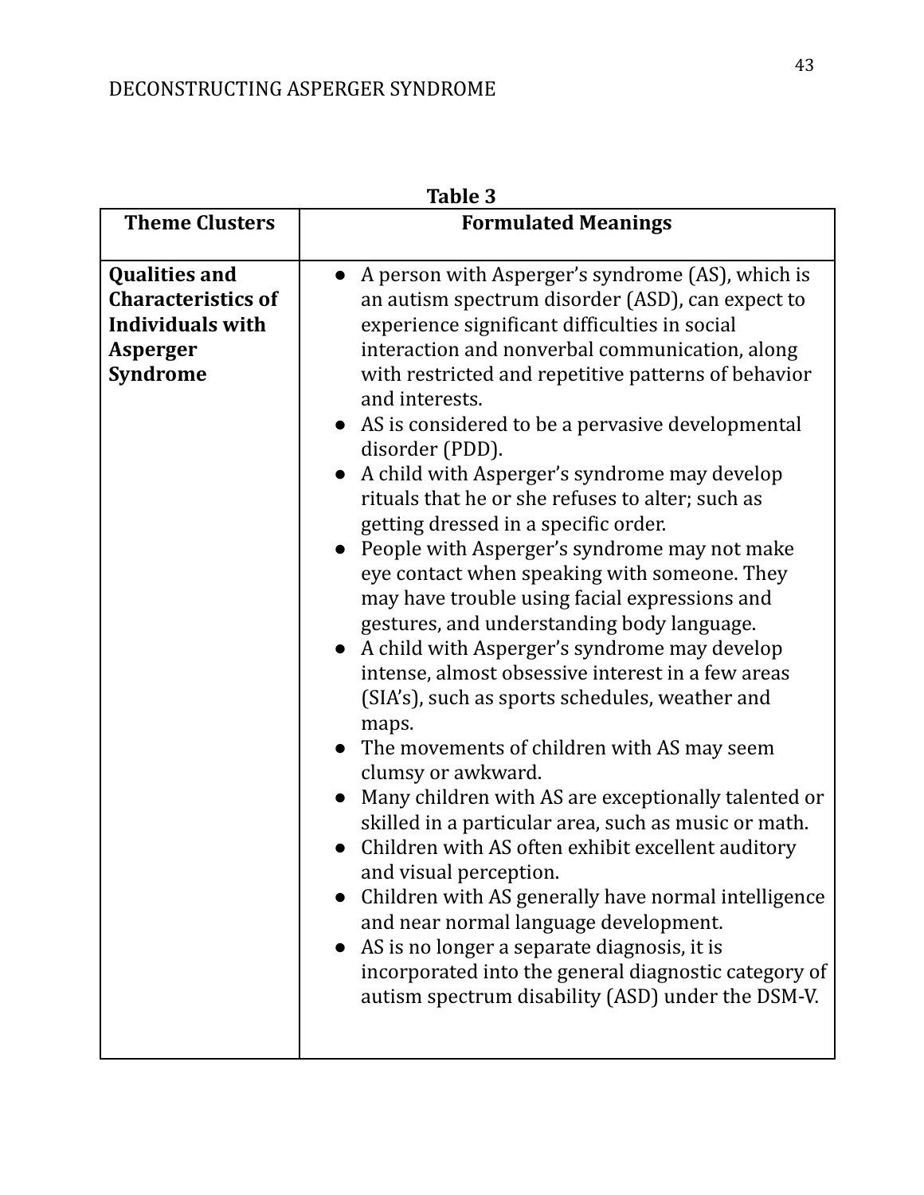**Table 3**

| **Theme Clusters** | **Formulated Meanings** |
| --- | --- |
| **Qualities and Characteristics of Individuals with Asperger Syndrome** | • A person with Asperger's syndrome (AS), which is an autism spectrum disorder (ASD), can expect to experience significant difficulties in social interaction and nonverbal communication, along with restricted and repetitive patterns of behavior and interests.<br>• AS is considered to be a pervasive developmental disorder (PDD).<br>• A child with Asperger's syndrome may develop rituals that he or she refuses to alter; such as getting dressed in a specific order.<br>• People with Asperger's syndrome may not make eye contact when speaking with someone. They may have trouble using facial expressions and gestures, and understanding body language.<br>• A child with Asperger's syndrome may develop intense, almost obsessive interest in a few areas (SIA's), such as sports schedules, weather and maps.<br>• The movements of children with AS may seem clumsy or awkward.<br>• Many children with AS are exceptionally talented or skilled in a particular area, such as music or math.<br>• Children with AS often exhibit excellent auditory and visual perception.<br>• Children with AS generally have normal intelligence and near normal language development.<br>• AS is no longer a separate diagnosis, it is incorporated into the general diagnostic category of autism spectrum disability (ASD) under the DSM-V. |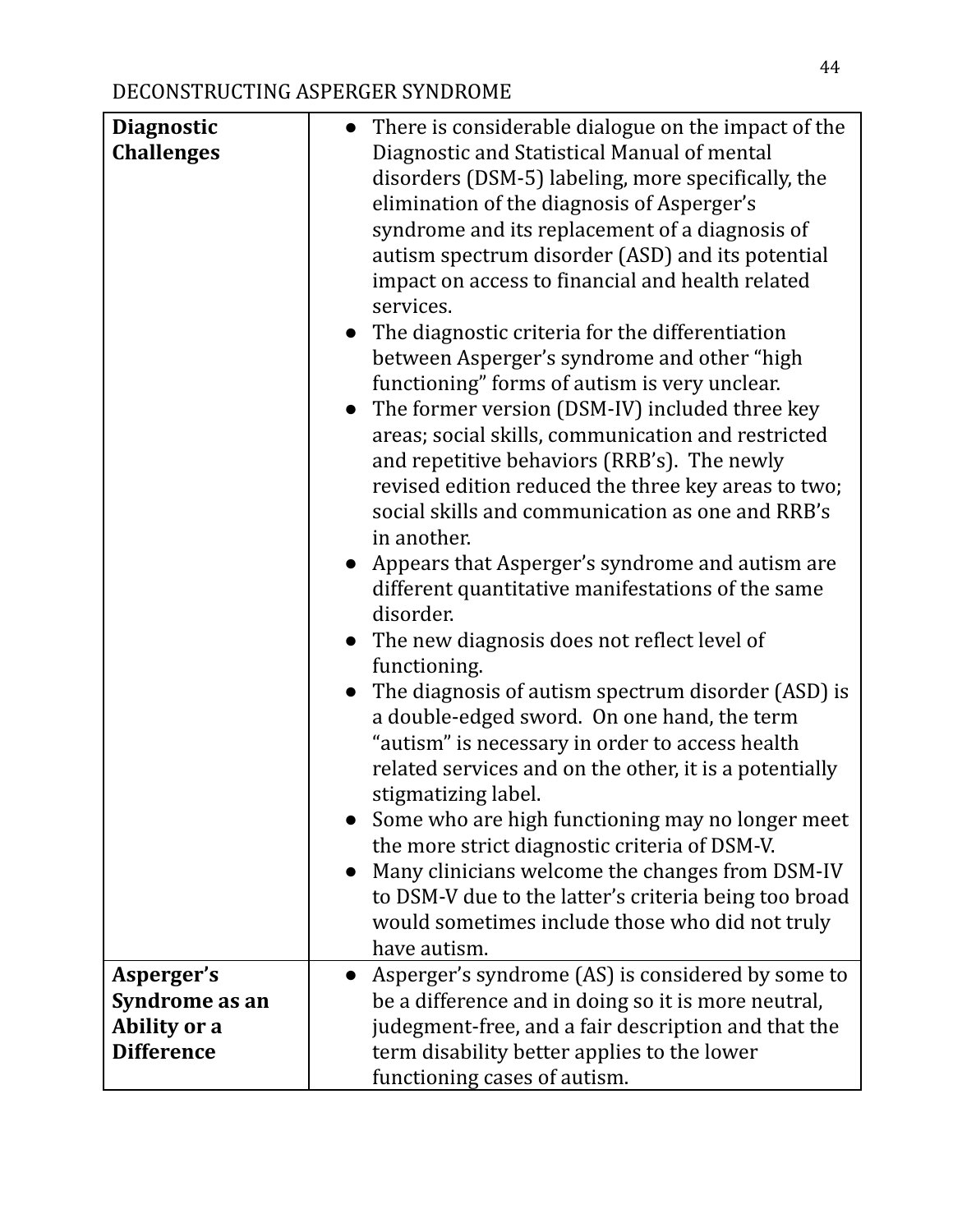| | |
|---|---|
| **Diagnostic Challenges** | ● There is considerable dialogue on the impact of the Diagnostic and Statistical Manual of mental disorders (DSM-5) labeling, more specifically, the elimination of the diagnosis of Asperger's syndrome and its replacement of a diagnosis of autism spectrum disorder (ASD) and its potential impact on access to financial and health related services.<br>● The diagnostic criteria for the differentiation between Asperger's syndrome and other "high functioning" forms of autism is very unclear.<br>● The former version (DSM-IV) included three key areas; social skills, communication and restricted and repetitive behaviors (RRB's). The newly revised edition reduced the three key areas to two; social skills and communication as one and RRB's in another.<br>● Appears that Asperger's syndrome and autism are different quantitative manifestations of the same disorder.<br>● The new diagnosis does not reflect level of functioning.<br>● The diagnosis of autism spectrum disorder (ASD) is a double-edged sword. On one hand, the term "autism" is necessary in order to access health related services and on the other, it is a potentially stigmatizing label.<br>● Some who are high functioning may no longer meet the more strict diagnostic criteria of DSM-V.<br>● Many clinicians welcome the changes from DSM-IV to DSM-V due to the latter's criteria being too broad would sometimes include those who did not truly have autism. |
| **Asperger's Syndrome as an Ability or a Difference** | ● Asperger's syndrome (AS) is considered by some to be a difference and in doing so it is more neutral, judgement-free, and a fair description and that the term disability better applies to the lower functioning cases of autism. |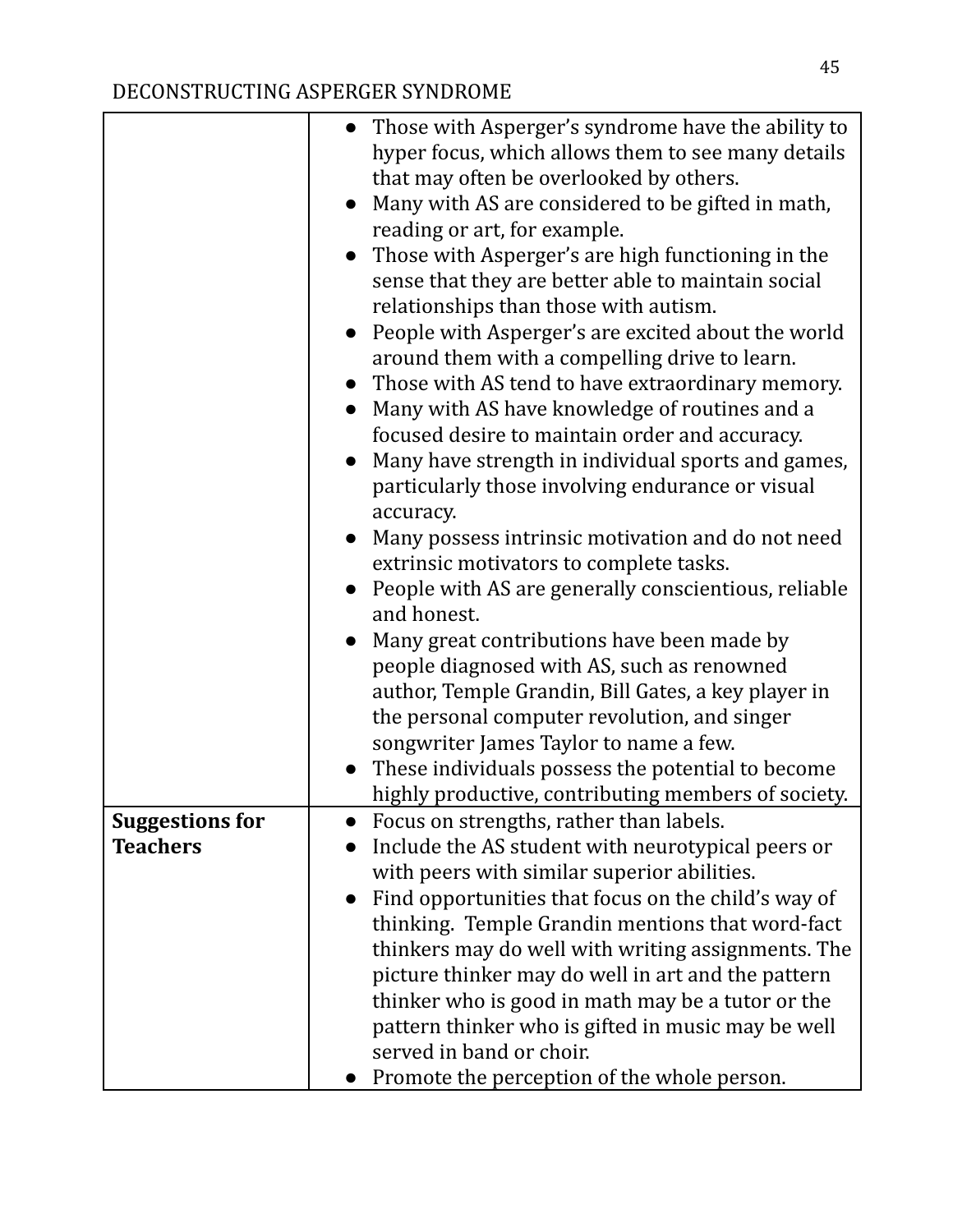| | |
|---|---|
| | • Those with Asperger's syndrome have the ability to hyper focus, which allows them to see many details that may often be overlooked by others.<br>• Many with AS are considered to be gifted in math, reading or art, for example.<br>• Those with Asperger's are high functioning in the sense that they are better able to maintain social relationships than those with autism.<br>• People with Asperger's are excited about the world around them with a compelling drive to learn.<br>• Those with AS tend to have extraordinary memory.<br>• Many with AS have knowledge of routines and a focused desire to maintain order and accuracy.<br>• Many have strength in individual sports and games, particularly those involving endurance or visual accuracy.<br>• Many possess intrinsic motivation and do not need extrinsic motivators to complete tasks.<br>• People with AS are generally conscientious, reliable and honest.<br>• Many great contributions have been made by people diagnosed with AS, such as renowned author, Temple Grandin, Bill Gates, a key player in the personal computer revolution, and singer songwriter James Taylor to name a few.<br>• These individuals possess the potential to become highly productive, contributing members of society. |
| **Suggestions for Teachers** | • Focus on strengths, rather than labels.<br>• Include the AS student with neurotypical peers or with peers with similar superior abilities.<br>• Find opportunities that focus on the child's way of thinking. Temple Grandin mentions that word-fact thinkers may do well with writing assignments. The picture thinker may do well in art and the pattern thinker who is good in math may be a tutor or the pattern thinker who is gifted in music may be well served in band or choir.<br>• Promote the perception of the whole person. |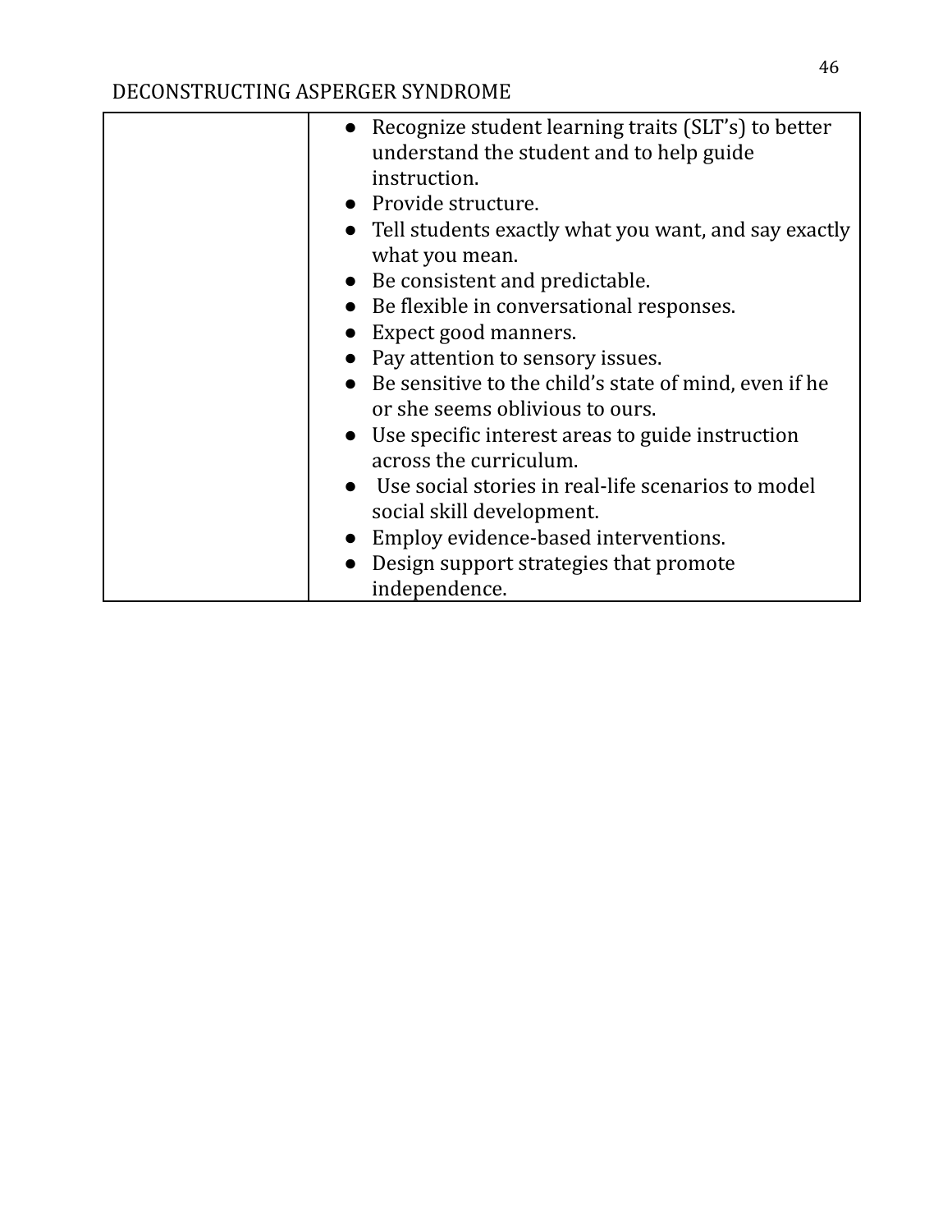| | |
|---|---|
| | ● Recognize student learning traits (SLT's) to better understand the student and to help guide instruction.<br>● Provide structure.<br>● Tell students exactly what you want, and say exactly what you mean.<br>● Be consistent and predictable.<br>● Be flexible in conversational responses.<br>● Expect good manners.<br>● Pay attention to sensory issues.<br>● Be sensitive to the child's state of mind, even if he or she seems oblivious to ours.<br>● Use specific interest areas to guide instruction across the curriculum.<br>● Use social stories in real-life scenarios to model social skill development.<br>● Employ evidence-based interventions.<br>● Design support strategies that promote independence. |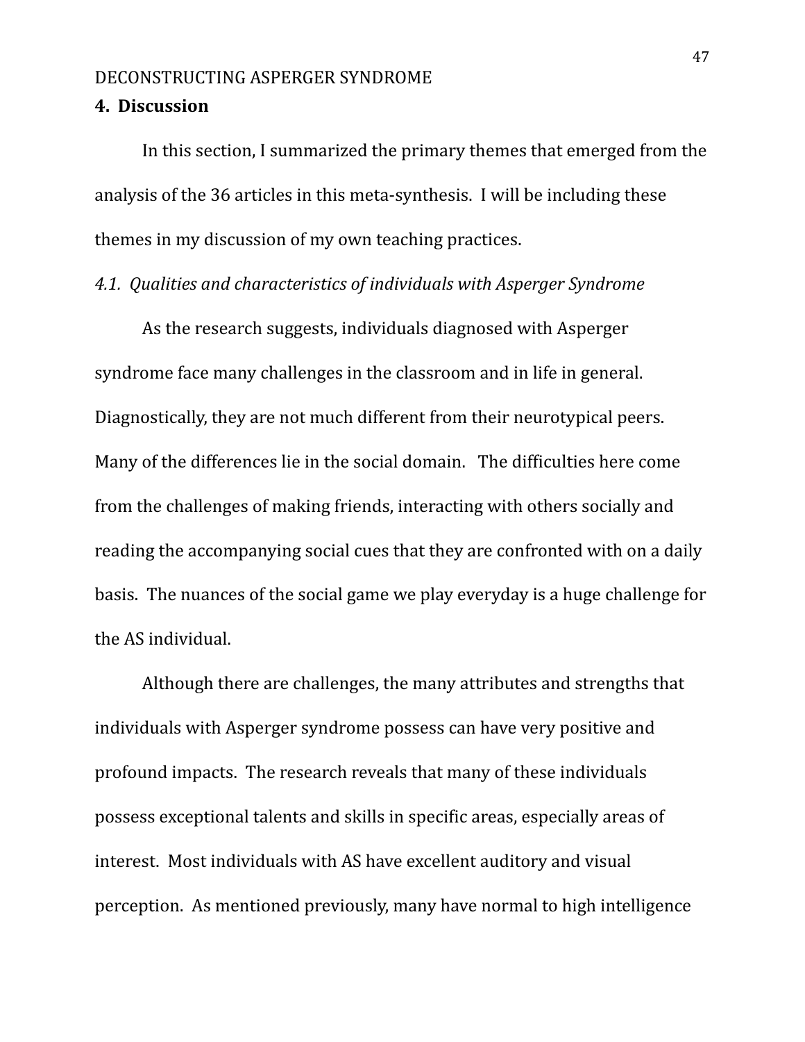## 4. Discussion

In this section, I summarized the primary themes that emerged from the analysis of the 36 articles in this meta-synthesis. I will be including these themes in my discussion of my own teaching practices.

### *4.1. Qualities and characteristics of individuals with Asperger Syndrome*

As the research suggests, individuals diagnosed with Asperger syndrome face many challenges in the classroom and in life in general. Diagnostically, they are not much different from their neurotypical peers. Many of the differences lie in the social domain. The difficulties here come from the challenges of making friends, interacting with others socially and reading the accompanying social cues that they are confronted with on a daily basis. The nuances of the social game we play everyday is a huge challenge for the AS individual.

Although there are challenges, the many attributes and strengths that individuals with Asperger syndrome possess can have very positive and profound impacts. The research reveals that many of these individuals possess exceptional talents and skills in specific areas, especially areas of interest. Most individuals with AS have excellent auditory and visual perception. As mentioned previously, many have normal to high intelligence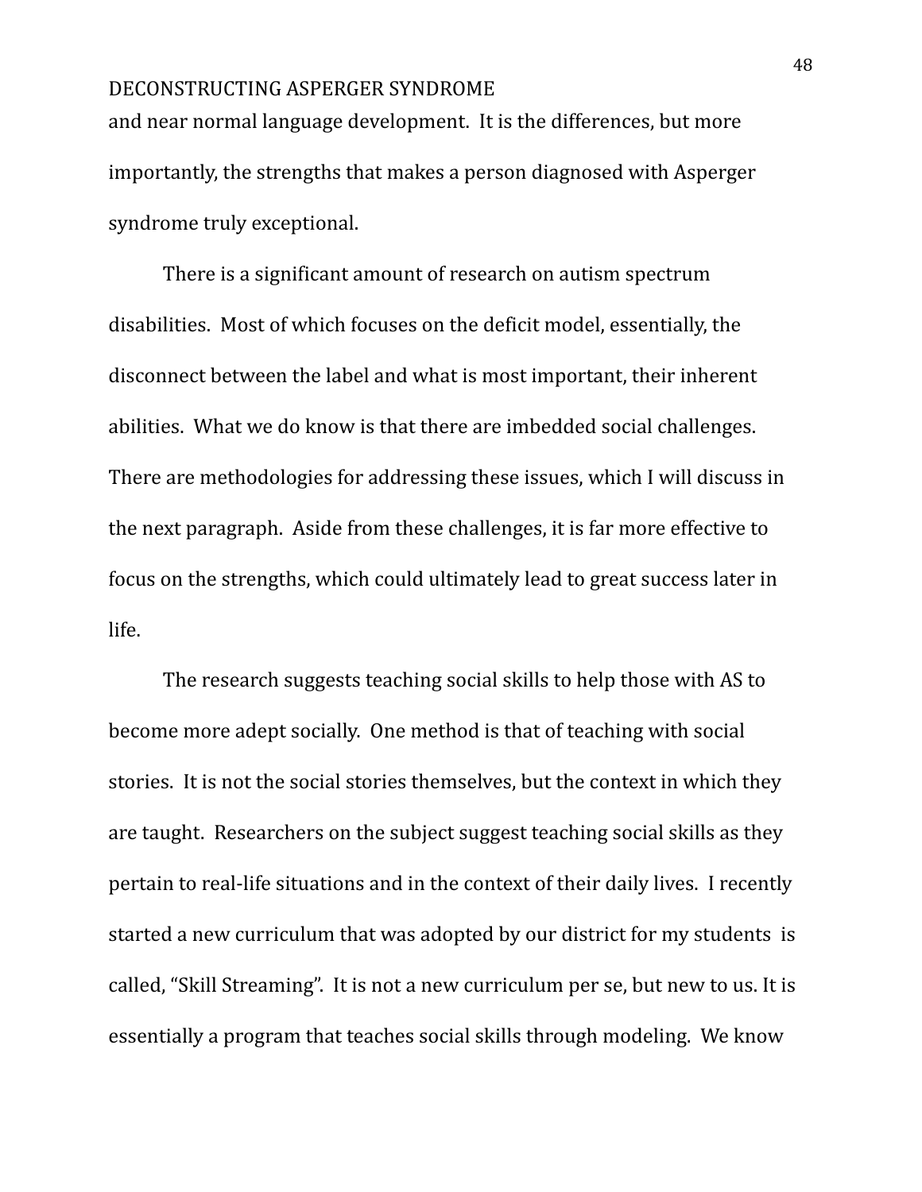and near normal language development. It is the differences, but more importantly, the strengths that makes a person diagnosed with Asperger syndrome truly exceptional.

There is a significant amount of research on autism spectrum disabilities. Most of which focuses on the deficit model, essentially, the disconnect between the label and what is most important, their inherent abilities. What we do know is that there are imbedded social challenges. There are methodologies for addressing these issues, which I will discuss in the next paragraph. Aside from these challenges, it is far more effective to focus on the strengths, which could ultimately lead to great success later in life.

The research suggests teaching social skills to help those with AS to become more adept socially. One method is that of teaching with social stories. It is not the social stories themselves, but the context in which they are taught. Researchers on the subject suggest teaching social skills as they pertain to real-life situations and in the context of their daily lives. I recently started a new curriculum that was adopted by our district for my students is called, "Skill Streaming". It is not a new curriculum per se, but new to us. It is essentially a program that teaches social skills through modeling. We know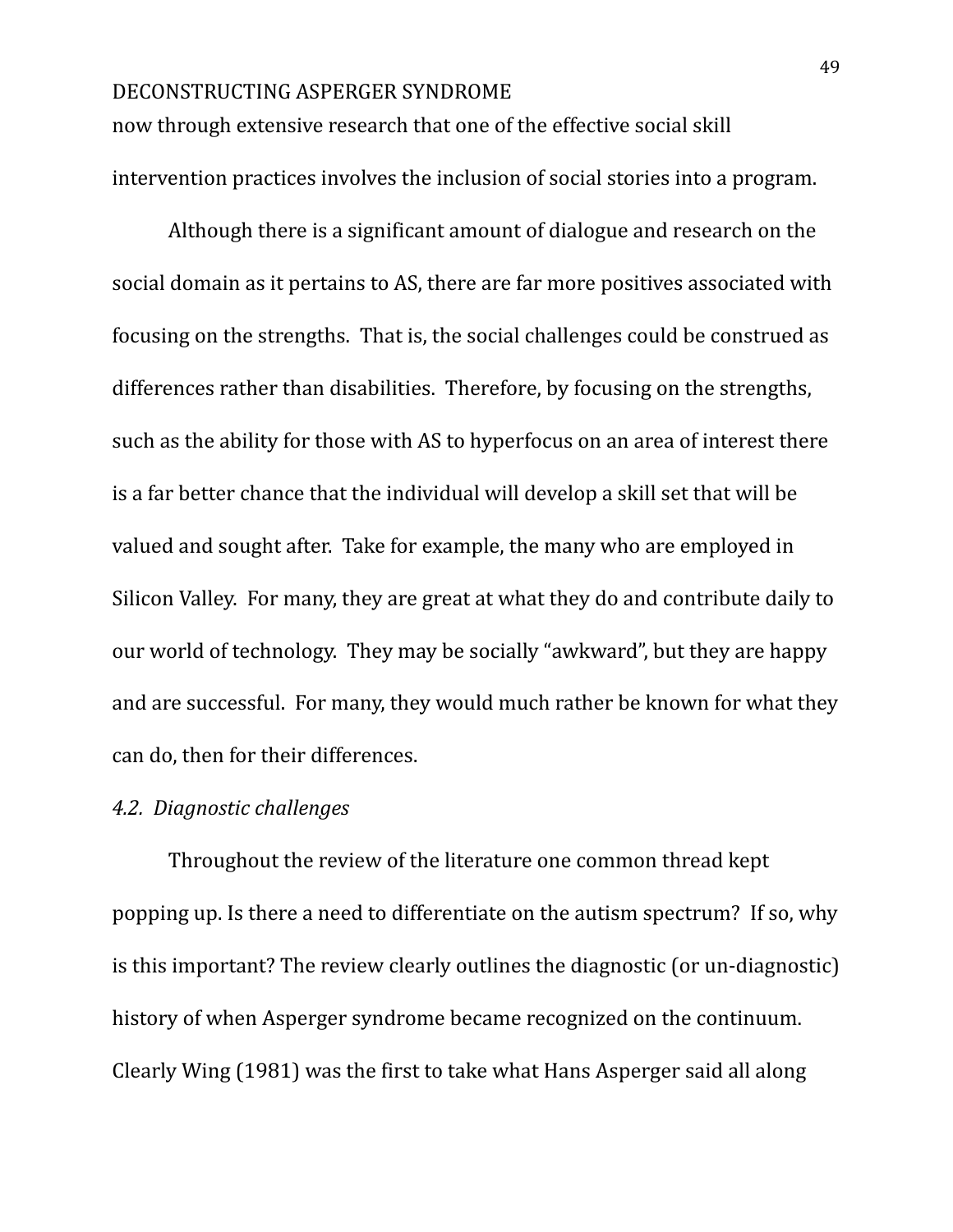now through extensive research that one of the effective social skill intervention practices involves the inclusion of social stories into a program.

Although there is a significant amount of dialogue and research on the social domain as it pertains to AS, there are far more positives associated with focusing on the strengths. That is, the social challenges could be construed as differences rather than disabilities. Therefore, by focusing on the strengths, such as the ability for those with AS to hyperfocus on an area of interest there is a far better chance that the individual will develop a skill set that will be valued and sought after. Take for example, the many who are employed in Silicon Valley. For many, they are great at what they do and contribute daily to our world of technology. They may be socially "awkward", but they are happy and are successful. For many, they would much rather be known for what they can do, then for their differences.

*4.2. Diagnostic challenges*

Throughout the review of the literature one common thread kept popping up. Is there a need to differentiate on the autism spectrum? If so, why is this important? The review clearly outlines the diagnostic (or un-diagnostic) history of when Asperger syndrome became recognized on the continuum. Clearly Wing (1981) was the first to take what Hans Asperger said all along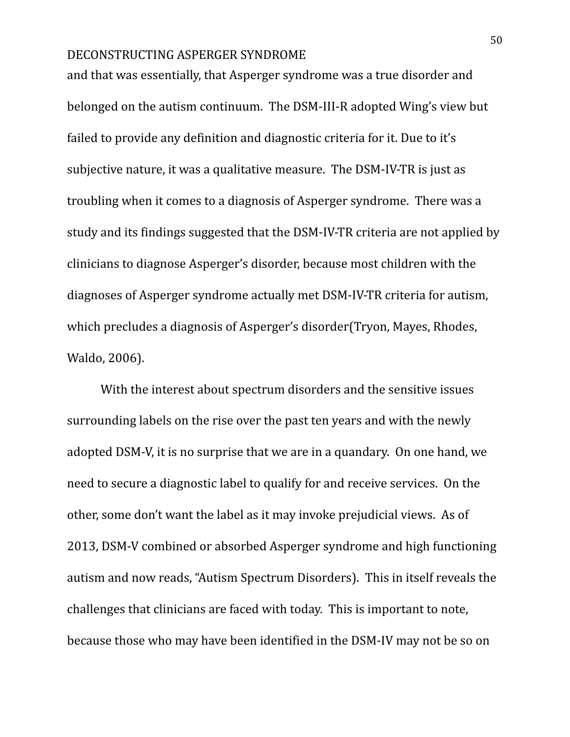and that was essentially, that Asperger syndrome was a true disorder and belonged on the autism continuum. The DSM-III-R adopted Wing's view but failed to provide any definition and diagnostic criteria for it. Due to it's subjective nature, it was a qualitative measure. The DSM-IV-TR is just as troubling when it comes to a diagnosis of Asperger syndrome. There was a study and its findings suggested that the DSM-IV-TR criteria are not applied by clinicians to diagnose Asperger's disorder, because most children with the diagnoses of Asperger syndrome actually met DSM-IV-TR criteria for autism, which precludes a diagnosis of Asperger's disorder(Tryon, Mayes, Rhodes, Waldo, 2006).

With the interest about spectrum disorders and the sensitive issues surrounding labels on the rise over the past ten years and with the newly adopted DSM-V, it is no surprise that we are in a quandary. On one hand, we need to secure a diagnostic label to qualify for and receive services. On the other, some don't want the label as it may invoke prejudicial views. As of 2013, DSM-V combined or absorbed Asperger syndrome and high functioning autism and now reads, "Autism Spectrum Disorders). This in itself reveals the challenges that clinicians are faced with today. This is important to note, because those who may have been identified in the DSM-IV may not be so on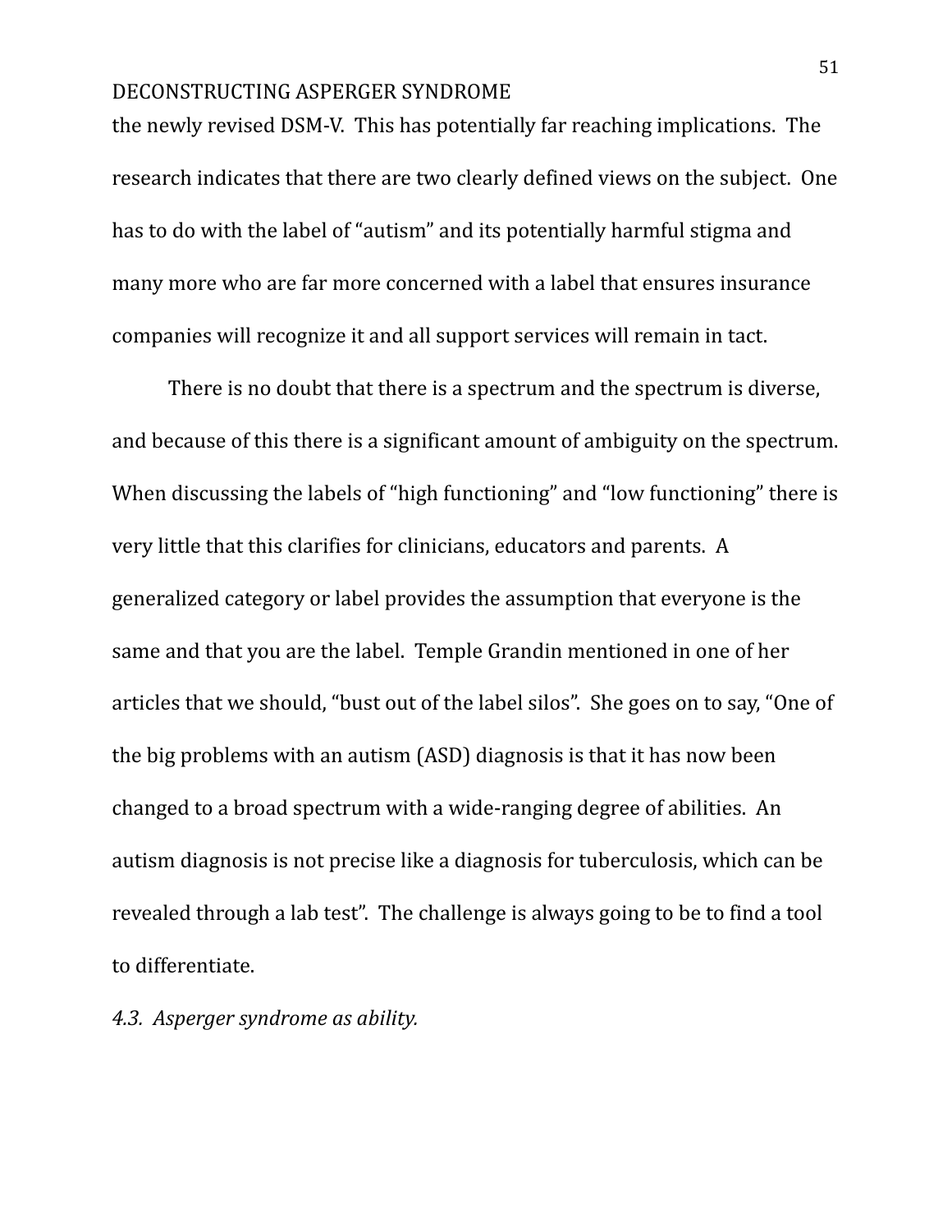the newly revised DSM-V. This has potentially far reaching implications. The research indicates that there are two clearly defined views on the subject. One has to do with the label of "autism" and its potentially harmful stigma and many more who are far more concerned with a label that ensures insurance companies will recognize it and all support services will remain in tact.

There is no doubt that there is a spectrum and the spectrum is diverse, and because of this there is a significant amount of ambiguity on the spectrum. When discussing the labels of "high functioning" and "low functioning" there is very little that this clarifies for clinicians, educators and parents. A generalized category or label provides the assumption that everyone is the same and that you are the label. Temple Grandin mentioned in one of her articles that we should, "bust out of the label silos". She goes on to say, "One of the big problems with an autism (ASD) diagnosis is that it has now been changed to a broad spectrum with a wide-ranging degree of abilities. An autism diagnosis is not precise like a diagnosis for tuberculosis, which can be revealed through a lab test". The challenge is always going to be to find a tool to differentiate.

*4.3. Asperger syndrome as ability.*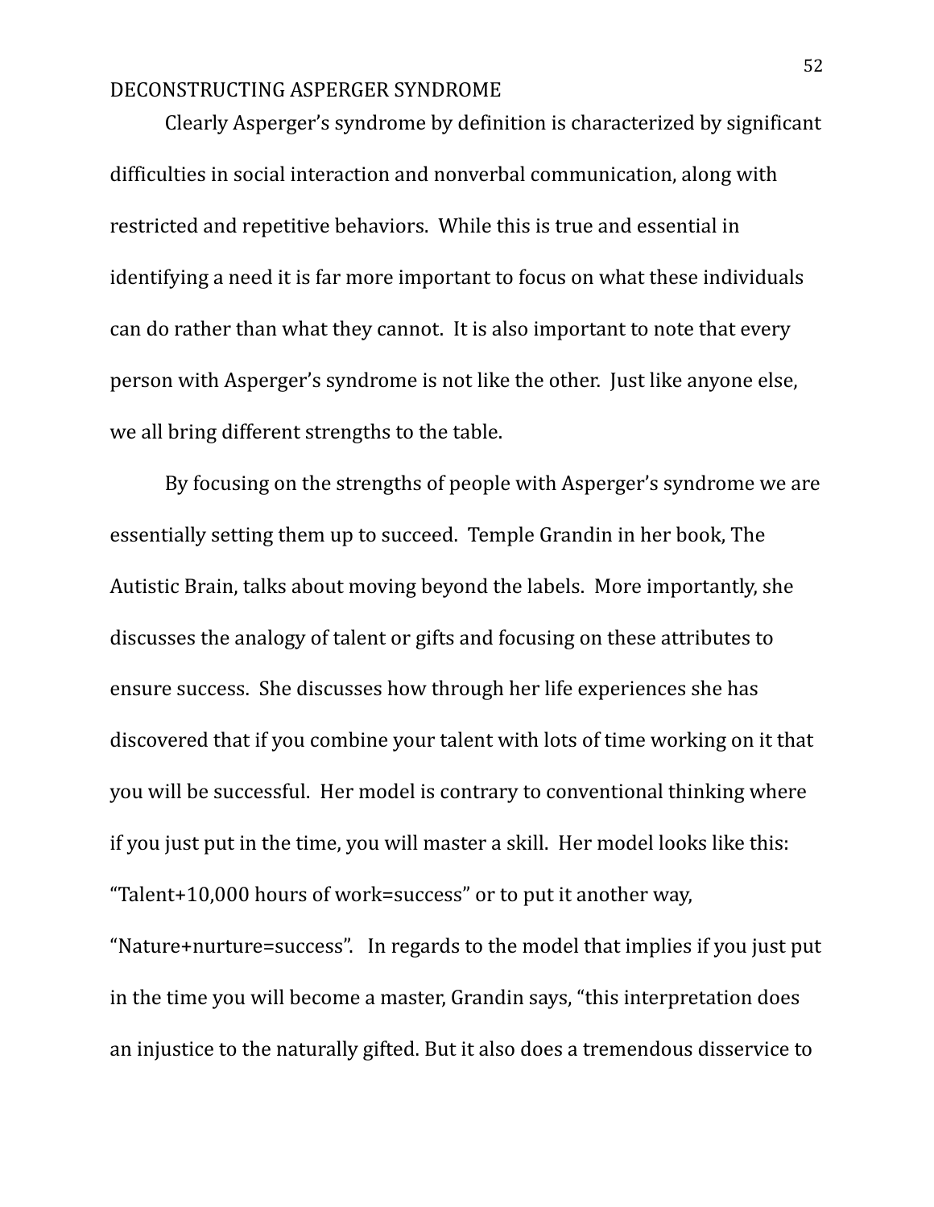Clearly Asperger's syndrome by definition is characterized by significant difficulties in social interaction and nonverbal communication, along with restricted and repetitive behaviors. While this is true and essential in identifying a need it is far more important to focus on what these individuals can do rather than what they cannot. It is also important to note that every person with Asperger's syndrome is not like the other. Just like anyone else, we all bring different strengths to the table.

By focusing on the strengths of people with Asperger's syndrome we are essentially setting them up to succeed. Temple Grandin in her book, The Autistic Brain, talks about moving beyond the labels. More importantly, she discusses the analogy of talent or gifts and focusing on these attributes to ensure success. She discusses how through her life experiences she has discovered that if you combine your talent with lots of time working on it that you will be successful. Her model is contrary to conventional thinking where if you just put in the time, you will master a skill. Her model looks like this: "Talent+10,000 hours of work=success" or to put it another way, "Nature+nurture=success". In regards to the model that implies if you just put in the time you will become a master, Grandin says, "this interpretation does an injustice to the naturally gifted. But it also does a tremendous disservice to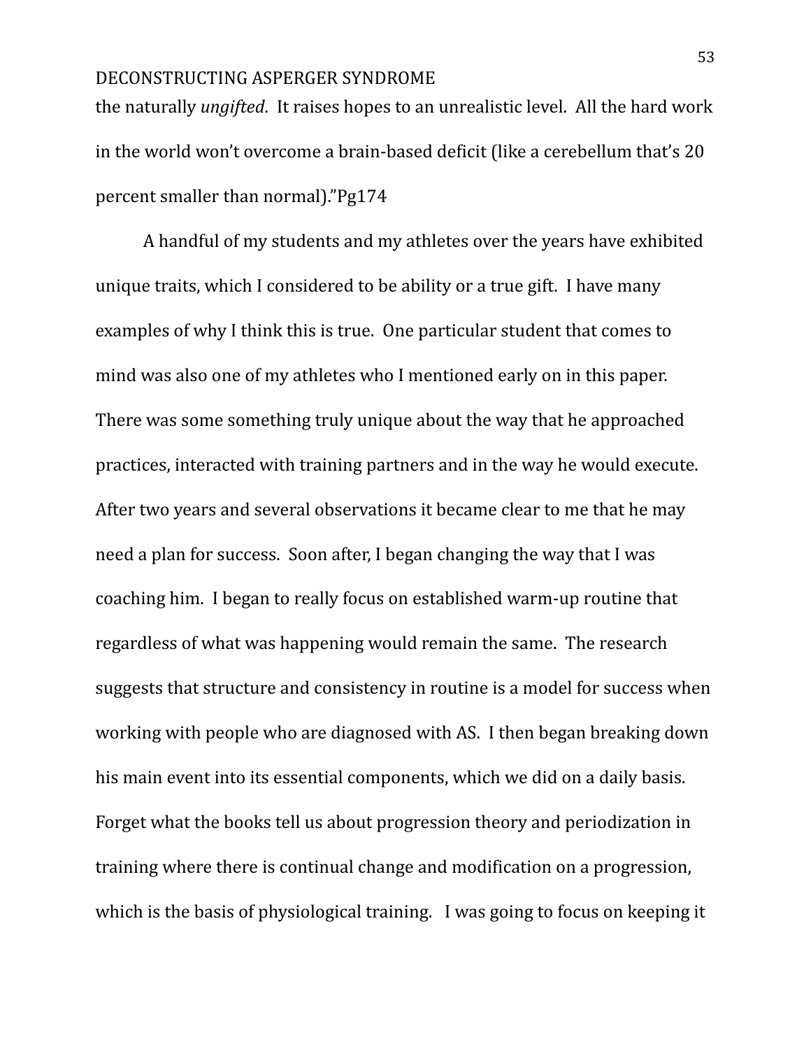the naturally *ungifted*. It raises hopes to an unrealistic level. All the hard work in the world won't overcome a brain-based deficit (like a cerebellum that's 20 percent smaller than normal)."Pg174

A handful of my students and my athletes over the years have exhibited unique traits, which I considered to be ability or a true gift. I have many examples of why I think this is true. One particular student that comes to mind was also one of my athletes who I mentioned early on in this paper. There was some something truly unique about the way that he approached practices, interacted with training partners and in the way he would execute. After two years and several observations it became clear to me that he may need a plan for success. Soon after, I began changing the way that I was coaching him. I began to really focus on established warm-up routine that regardless of what was happening would remain the same. The research suggests that structure and consistency in routine is a model for success when working with people who are diagnosed with AS. I then began breaking down his main event into its essential components, which we did on a daily basis. Forget what the books tell us about progression theory and periodization in training where there is continual change and modification on a progression, which is the basis of physiological training. I was going to focus on keeping it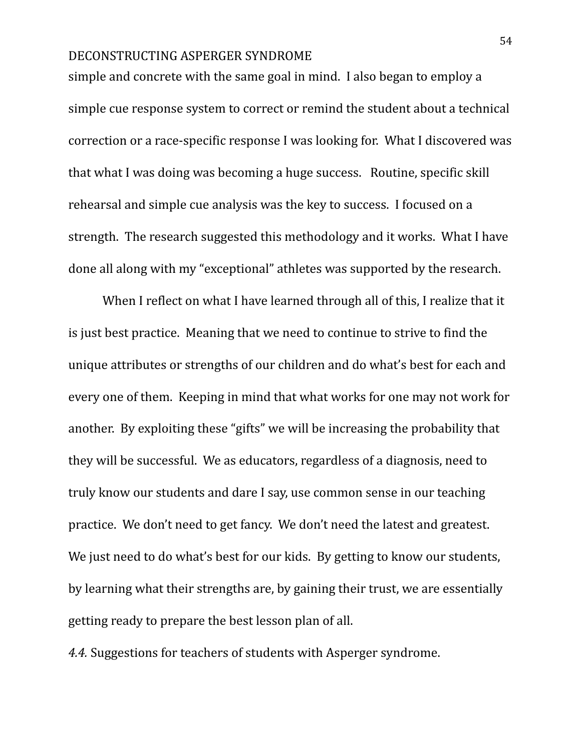simple and concrete with the same goal in mind. I also began to employ a simple cue response system to correct or remind the student about a technical correction or a race-specific response I was looking for. What I discovered was that what I was doing was becoming a huge success. Routine, specific skill rehearsal and simple cue analysis was the key to success. I focused on a strength. The research suggested this methodology and it works. What I have done all along with my "exceptional" athletes was supported by the research.

When I reflect on what I have learned through all of this, I realize that it is just best practice. Meaning that we need to continue to strive to find the unique attributes or strengths of our children and do what's best for each and every one of them. Keeping in mind that what works for one may not work for another. By exploiting these "gifts" we will be increasing the probability that they will be successful. We as educators, regardless of a diagnosis, need to truly know our students and dare I say, use common sense in our teaching practice. We don't need to get fancy. We don't need the latest and greatest. We just need to do what's best for our kids. By getting to know our students, by learning what their strengths are, by gaining their trust, we are essentially getting ready to prepare the best lesson plan of all.

*4.4.* Suggestions for teachers of students with Asperger syndrome.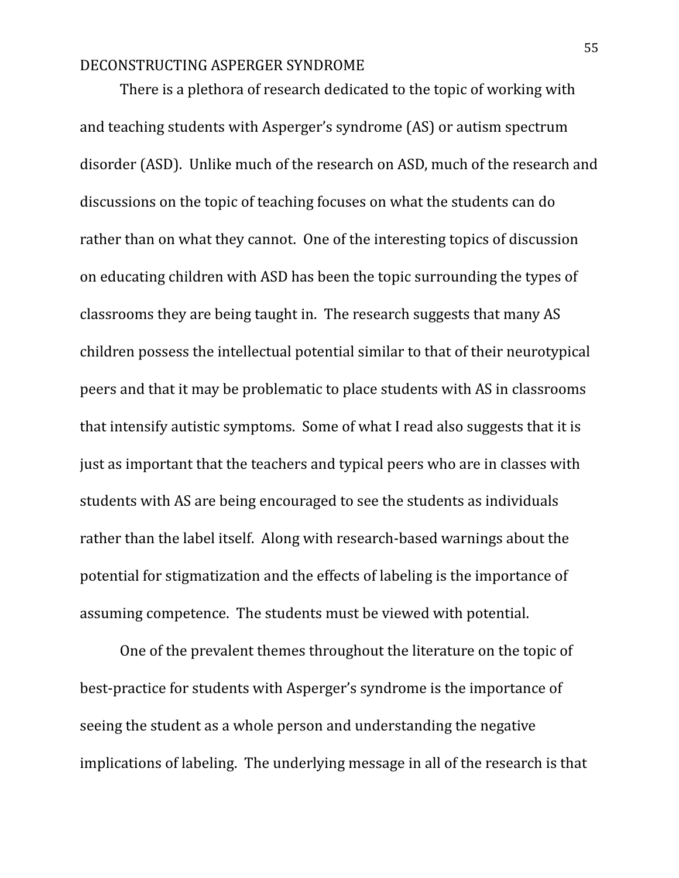There is a plethora of research dedicated to the topic of working with and teaching students with Asperger's syndrome (AS) or autism spectrum disorder (ASD). Unlike much of the research on ASD, much of the research and discussions on the topic of teaching focuses on what the students can do rather than on what they cannot. One of the interesting topics of discussion on educating children with ASD has been the topic surrounding the types of classrooms they are being taught in. The research suggests that many AS children possess the intellectual potential similar to that of their neurotypical peers and that it may be problematic to place students with AS in classrooms that intensify autistic symptoms. Some of what I read also suggests that it is just as important that the teachers and typical peers who are in classes with students with AS are being encouraged to see the students as individuals rather than the label itself. Along with research-based warnings about the potential for stigmatization and the effects of labeling is the importance of assuming competence. The students must be viewed with potential.

One of the prevalent themes throughout the literature on the topic of best-practice for students with Asperger's syndrome is the importance of seeing the student as a whole person and understanding the negative implications of labeling. The underlying message in all of the research is that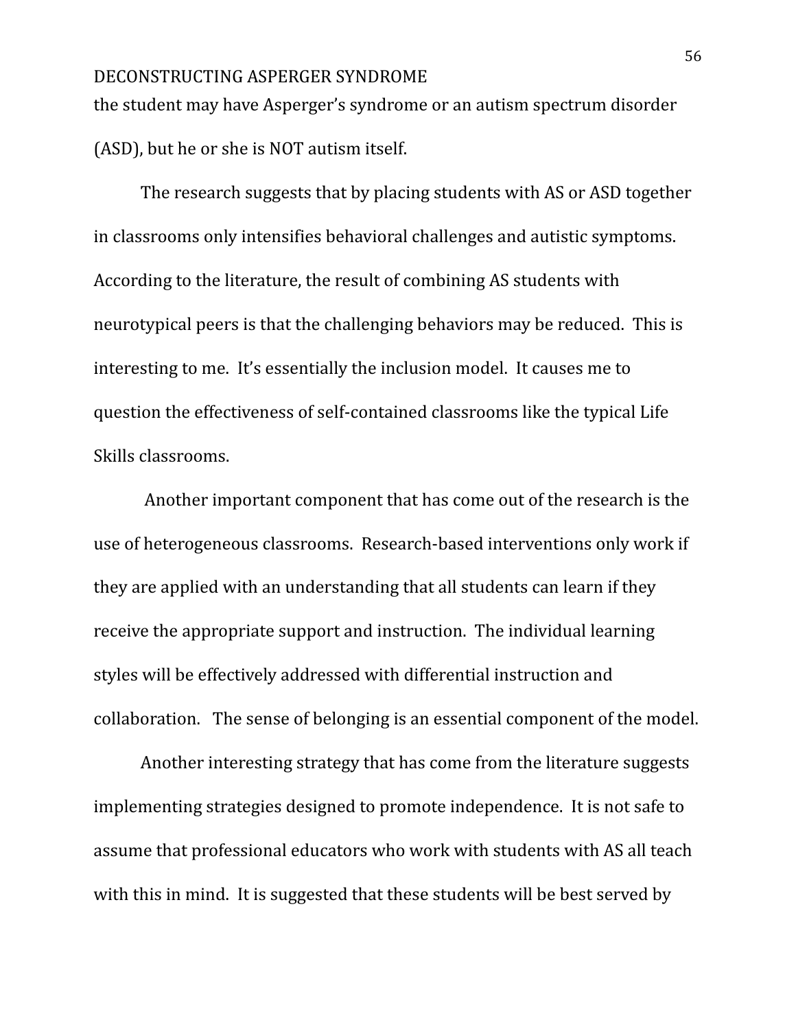the student may have Asperger's syndrome or an autism spectrum disorder (ASD), but he or she is NOT autism itself.

The research suggests that by placing students with AS or ASD together in classrooms only intensifies behavioral challenges and autistic symptoms. According to the literature, the result of combining AS students with neurotypical peers is that the challenging behaviors may be reduced. This is interesting to me. It's essentially the inclusion model. It causes me to question the effectiveness of self-contained classrooms like the typical Life Skills classrooms.

Another important component that has come out of the research is the use of heterogeneous classrooms. Research-based interventions only work if they are applied with an understanding that all students can learn if they receive the appropriate support and instruction. The individual learning styles will be effectively addressed with differential instruction and collaboration. The sense of belonging is an essential component of the model.

Another interesting strategy that has come from the literature suggests implementing strategies designed to promote independence. It is not safe to assume that professional educators who work with students with AS all teach with this in mind. It is suggested that these students will be best served by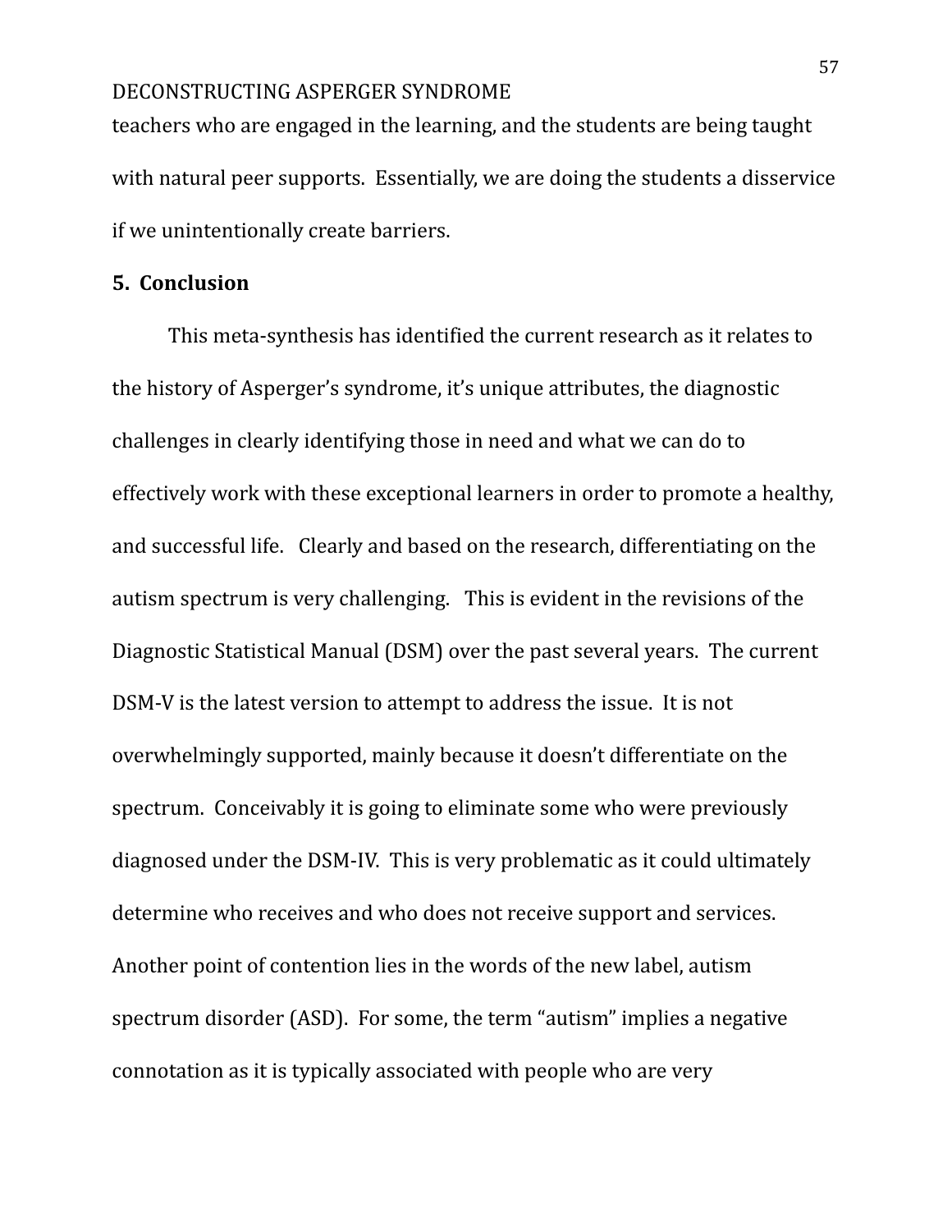teachers who are engaged in the learning, and the students are being taught with natural peer supports. Essentially, we are doing the students a disservice if we unintentionally create barriers.

## 5. Conclusion

This meta-synthesis has identified the current research as it relates to the history of Asperger's syndrome, it's unique attributes, the diagnostic challenges in clearly identifying those in need and what we can do to effectively work with these exceptional learners in order to promote a healthy, and successful life. Clearly and based on the research, differentiating on the autism spectrum is very challenging. This is evident in the revisions of the Diagnostic Statistical Manual (DSM) over the past several years. The current DSM-V is the latest version to attempt to address the issue. It is not overwhelmingly supported, mainly because it doesn't differentiate on the spectrum. Conceivably it is going to eliminate some who were previously diagnosed under the DSM-IV. This is very problematic as it could ultimately determine who receives and who does not receive support and services. Another point of contention lies in the words of the new label, autism spectrum disorder (ASD). For some, the term "autism" implies a negative connotation as it is typically associated with people who are very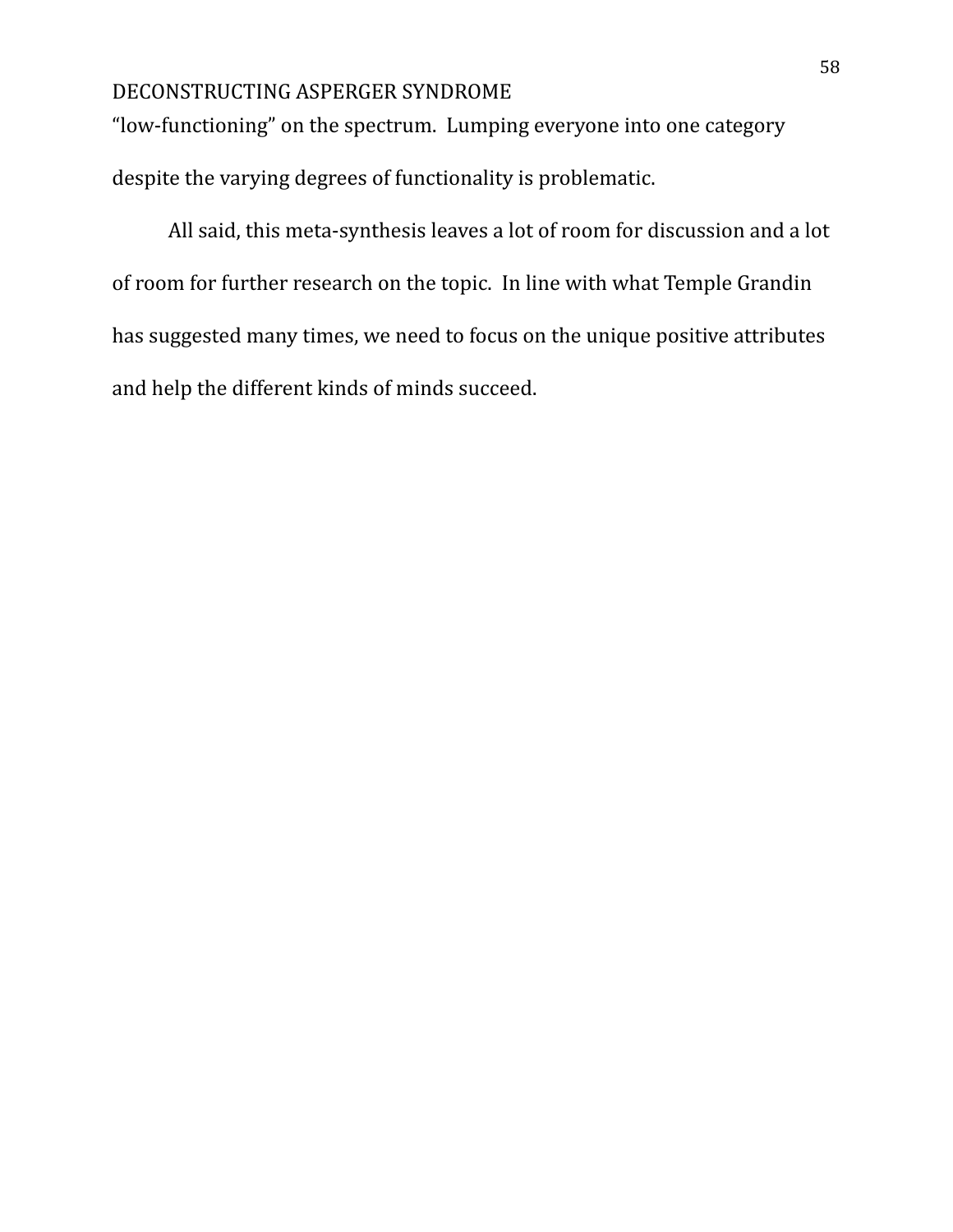"low-functioning" on the spectrum. Lumping everyone into one category despite the varying degrees of functionality is problematic.

All said, this meta-synthesis leaves a lot of room for discussion and a lot of room for further research on the topic. In line with what Temple Grandin has suggested many times, we need to focus on the unique positive attributes and help the different kinds of minds succeed.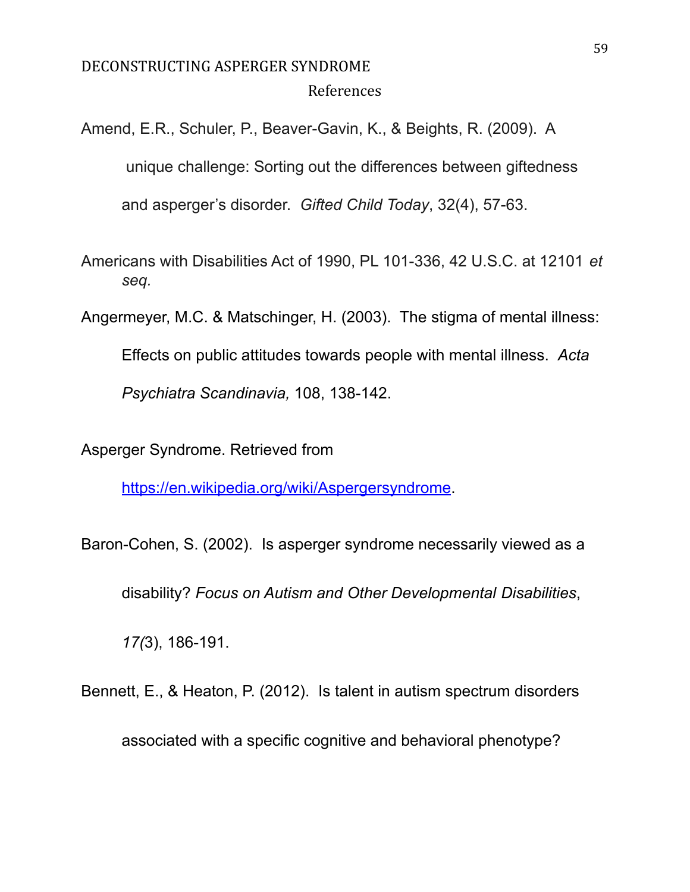References

Amend, E.R., Schuler, P., Beaver-Gavin, K., & Beights, R. (2009). A unique challenge: Sorting out the differences between giftedness and asperger's disorder. *Gifted Child Today*, 32(4), 57-63.

Americans with Disabilities Act of 1990, PL 101-336, 42 U.S.C. at 12101 *et seq.*

Angermeyer, M.C. & Matschinger, H. (2003). The stigma of mental illness: Effects on public attitudes towards people with mental illness. *Acta Psychiatra Scandinavia,* 108, 138-142.

Asperger Syndrome. Retrieved from [https://en.wikipedia.org/wiki/Aspergersyndrome](https://en.wikipedia.org/wiki/Aspergersyndrome).

Baron-Cohen, S. (2002). Is asperger syndrome necessarily viewed as a disability? *Focus on Autism and Other Developmental Disabilities*, *17(*3), 186-191.

Bennett, E., & Heaton, P. (2012). Is talent in autism spectrum disorders associated with a specific cognitive and behavioral phenotype?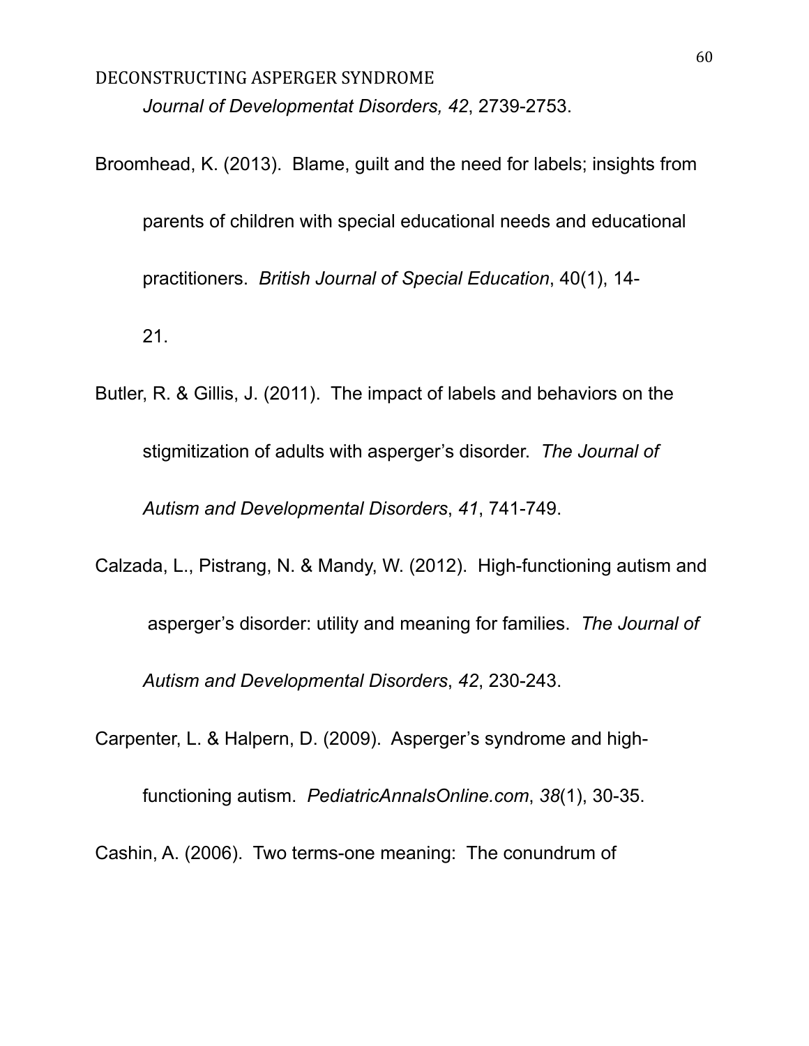*Journal of Developmentat Disorders, 42*, 2739-2753.

Broomhead, K. (2013). Blame, guilt and the need for labels; insights from parents of children with special educational needs and educational practitioners. *British Journal of Special Education*, 40(1), 14-21.

Butler, R. & Gillis, J. (2011). The impact of labels and behaviors on the stigmitization of adults with asperger's disorder. *The Journal of Autism and Developmental Disorders*, *41*, 741-749.

Calzada, L., Pistrang, N. & Mandy, W. (2012). High-functioning autism and asperger's disorder: utility and meaning for families. *The Journal of Autism and Developmental Disorders*, *42*, 230-243.

Carpenter, L. & Halpern, D. (2009). Asperger's syndrome and high-functioning autism. *PediatricAnnalsOnline.com*, *38*(1), 30-35.

Cashin, A. (2006). Two terms-one meaning: The conundrum of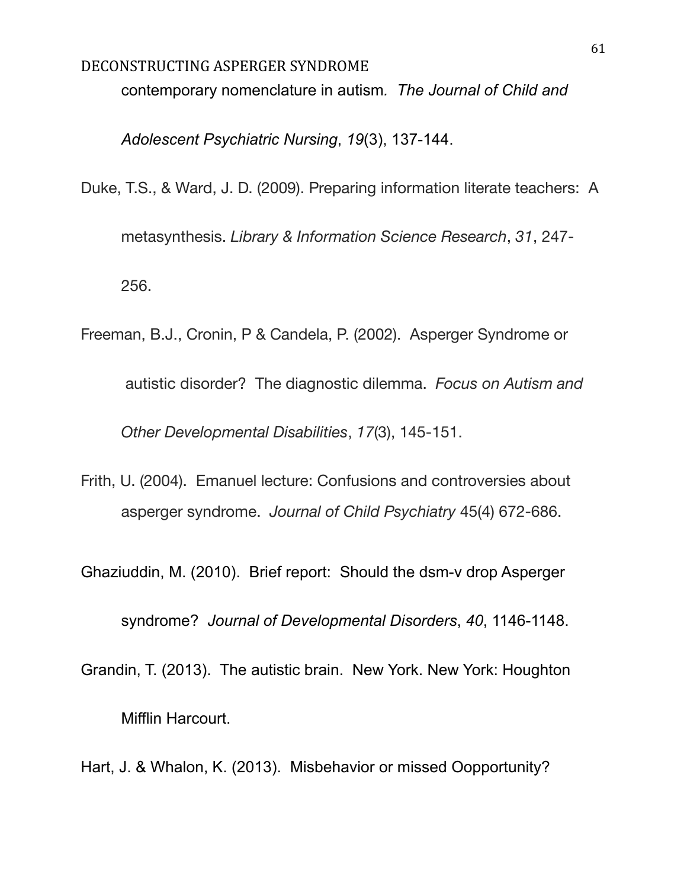contemporary nomenclature in autism. *The Journal of Child and Adolescent Psychiatric Nursing*, *19*(3), 137-144.

Duke, T.S., & Ward, J. D. (2009). Preparing information literate teachers: A metasynthesis. *Library & Information Science Research*, *31*, 247-256.

Freeman, B.J., Cronin, P & Candela, P. (2002). Asperger Syndrome or autistic disorder? The diagnostic dilemma. *Focus on Autism and Other Developmental Disabilities*, *17*(3), 145-151.

Frith, U. (2004). Emanuel lecture: Confusions and controversies about asperger syndrome. *Journal of Child Psychiatry* 45(4) 672-686.

Ghaziuddin, M. (2010). Brief report: Should the dsm-v drop Asperger syndrome? *Journal of Developmental Disorders*, *40*, 1146-1148.

Grandin, T. (2013). The autistic brain. New York. New York: Houghton Mifflin Harcourt.

Hart, J. & Whalon, K. (2013). Misbehavior or missed Oopportunity?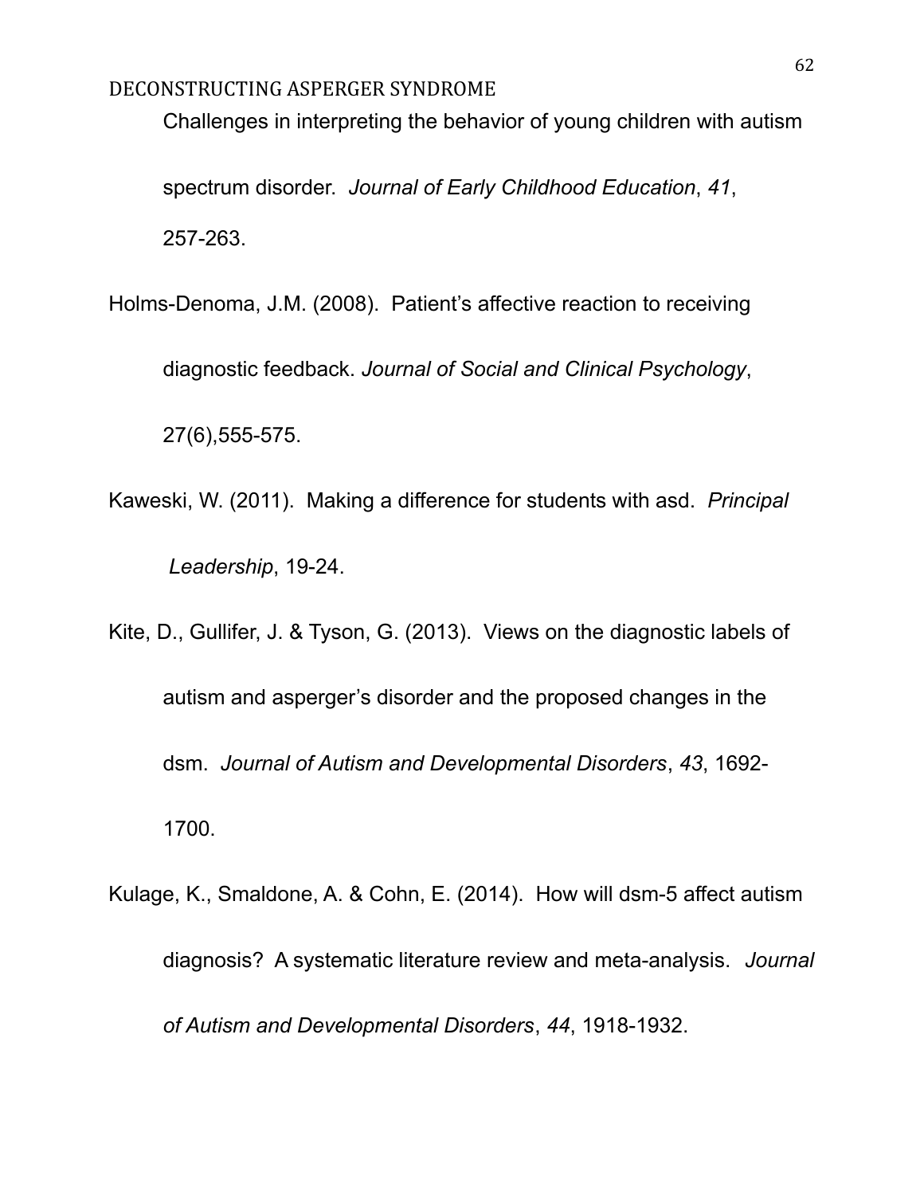Challenges in interpreting the behavior of young children with autism spectrum disorder. *Journal of Early Childhood Education*, *41*, 257-263.

Holms-Denoma, J.M. (2008). Patient's affective reaction to receiving diagnostic feedback. *Journal of Social and Clinical Psychology*, 27(6),555-575.

Kaweski, W. (2011). Making a difference for students with asd. *Principal Leadership*, 19-24.

Kite, D., Gullifer, J. & Tyson, G. (2013). Views on the diagnostic labels of autism and asperger's disorder and the proposed changes in the dsm. *Journal of Autism and Developmental Disorders*, *43*, 1692-1700.

Kulage, K., Smaldone, A. & Cohn, E. (2014). How will dsm-5 affect autism diagnosis? A systematic literature review and meta-analysis. *Journal of Autism and Developmental Disorders*, *44*, 1918-1932.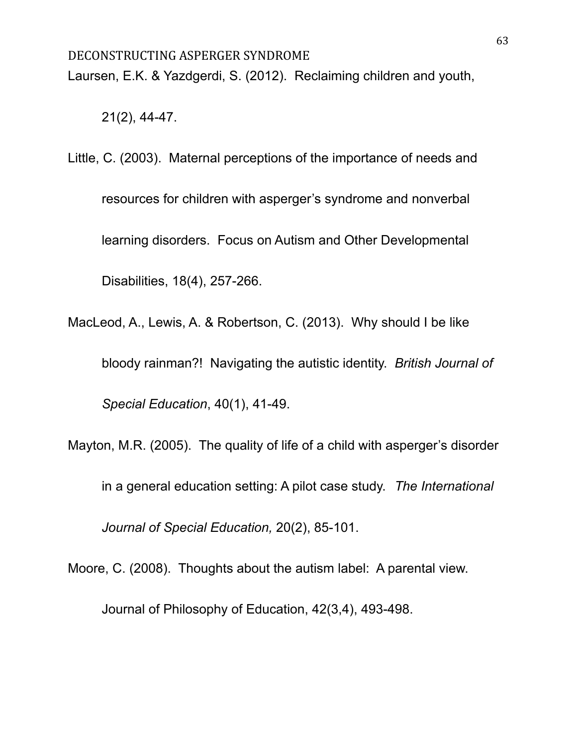Laursen, E.K. & Yazdgerdi, S. (2012). Reclaiming children and youth, 21(2), 44-47.

Little, C. (2003). Maternal perceptions of the importance of needs and resources for children with asperger's syndrome and nonverbal learning disorders. Focus on Autism and Other Developmental Disabilities, 18(4), 257-266.

MacLeod, A., Lewis, A. & Robertson, C. (2013). Why should I be like bloody rainman?! Navigating the autistic identity. *British Journal of Special Education*, 40(1), 41-49.

Mayton, M.R. (2005). The quality of life of a child with asperger's disorder in a general education setting: A pilot case study. *The International Journal of Special Education,* 20(2), 85-101.

Moore, C. (2008). Thoughts about the autism label: A parental view. Journal of Philosophy of Education, 42(3,4), 493-498.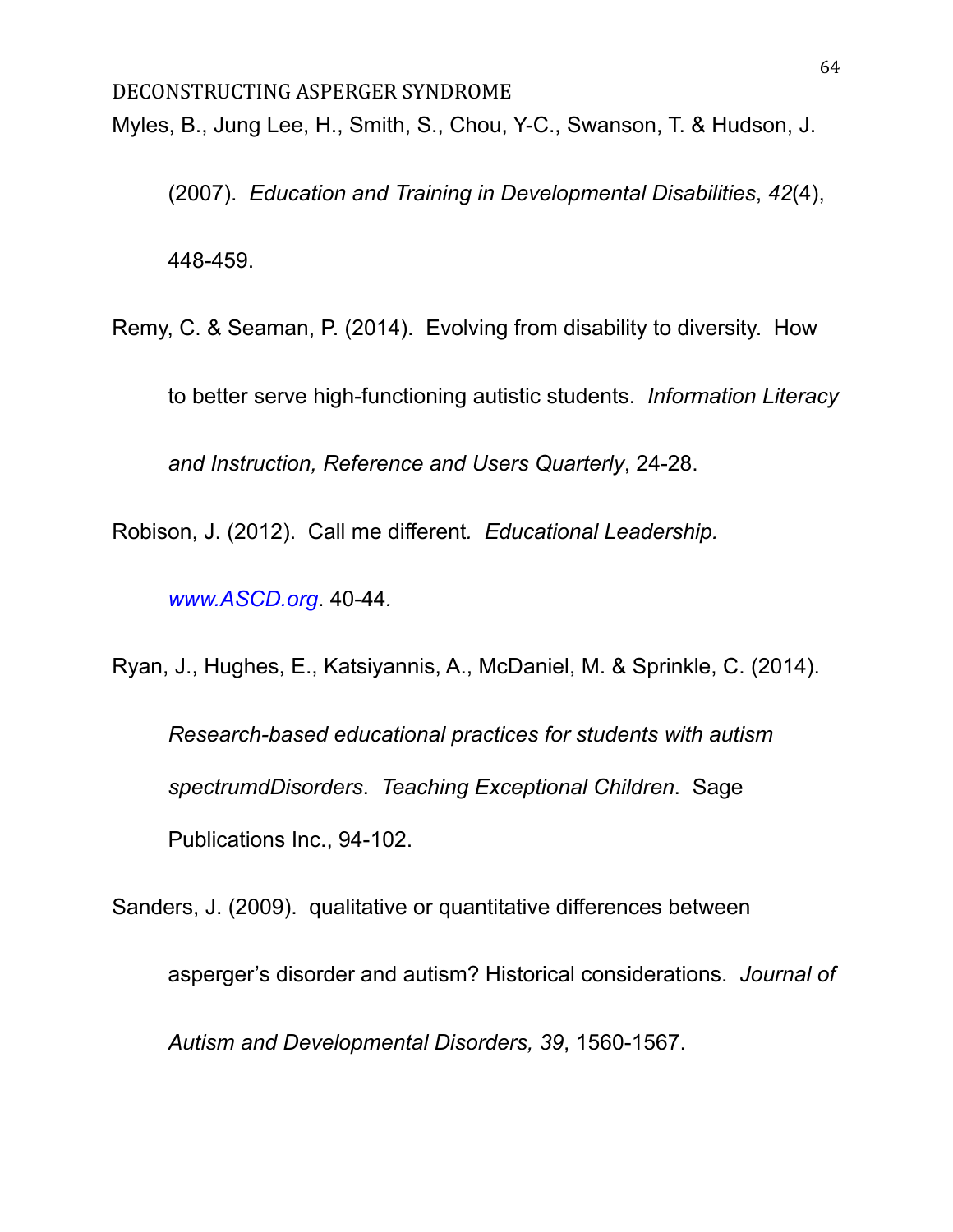Myles, B., Jung Lee, H., Smith, S., Chou, Y-C., Swanson, T. & Hudson, J. (2007). *Education and Training in Developmental Disabilities*, *42*(4), 448-459.

Remy, C. & Seaman, P. (2014). Evolving from disability to diversity. How to better serve high-functioning autistic students. *Information Literacy and Instruction, Reference and Users Quarterly*, 24-28.

Robison, J. (2012). Call me different*.* *Educational Leadership.* *www.ASCD.org*. 40-44.

Ryan, J., Hughes, E., Katsiyannis, A., McDaniel, M. & Sprinkle, C. (2014). *Research-based educational practices for students with autism spectrumdDisorders*. *Teaching Exceptional Children*. Sage Publications Inc., 94-102.

Sanders, J. (2009). qualitative or quantitative differences between asperger's disorder and autism? Historical considerations. *Journal of Autism and Developmental Disorders, 39*, 1560-1567.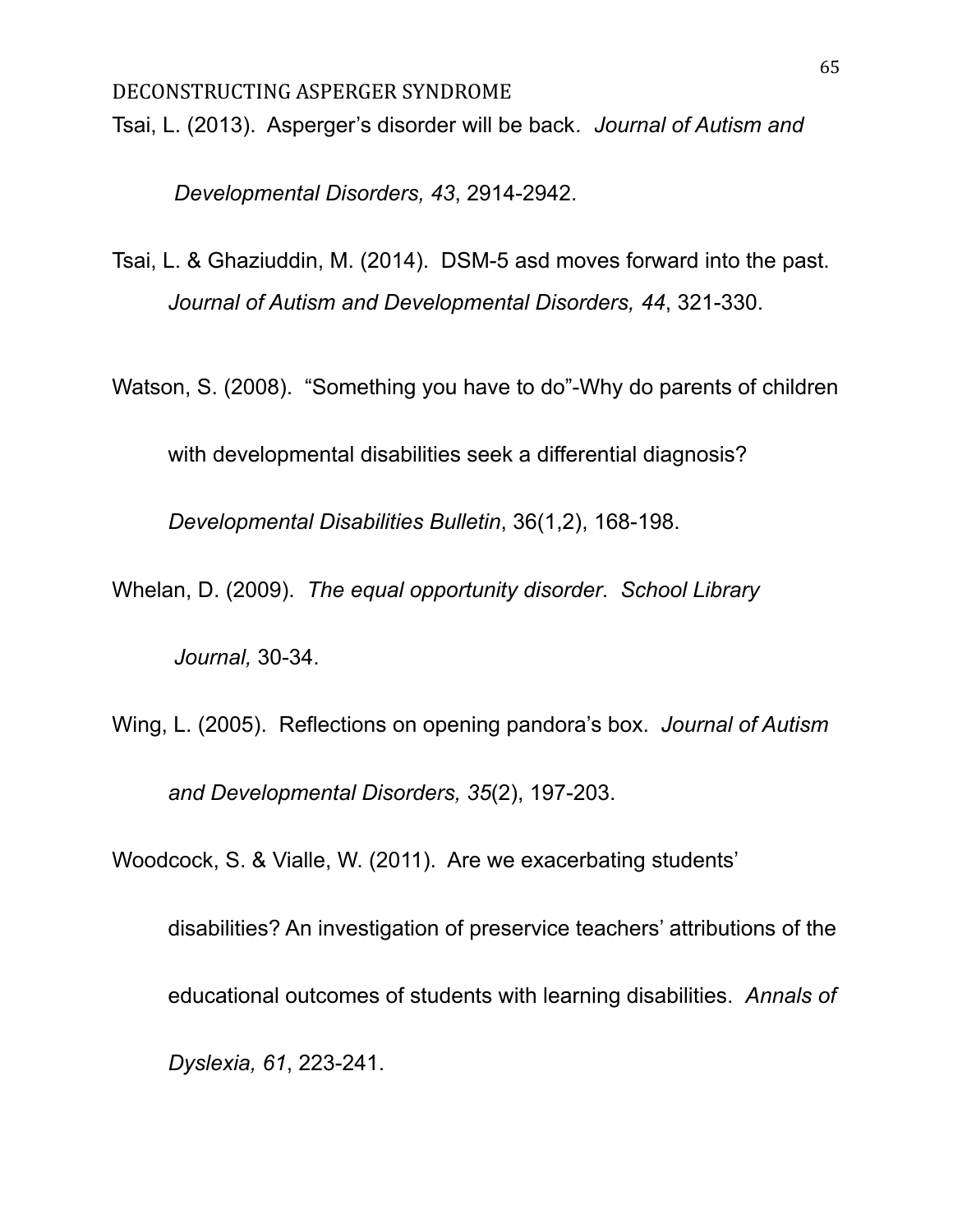Tsai, L. (2013). Asperger's disorder will be back. *Journal of Autism and Developmental Disorders, 43*, 2914-2942.

Tsai, L. & Ghaziuddin, M. (2014). DSM-5 asd moves forward into the past. *Journal of Autism and Developmental Disorders, 44*, 321-330.

Watson, S. (2008). "Something you have to do"-Why do parents of children with developmental disabilities seek a differential diagnosis? *Developmental Disabilities Bulletin*, 36(1,2), 168-198.

Whelan, D. (2009). *The equal opportunity disorder*. *School Library Journal,* 30-34.

Wing, L. (2005). Reflections on opening pandora's box. *Journal of Autism and Developmental Disorders, 35*(2), 197-203.

Woodcock, S. & Vialle, W. (2011). Are we exacerbating students' disabilities? An investigation of preservice teachers' attributions of the educational outcomes of students with learning disabilities. *Annals of Dyslexia, 61*, 223-241.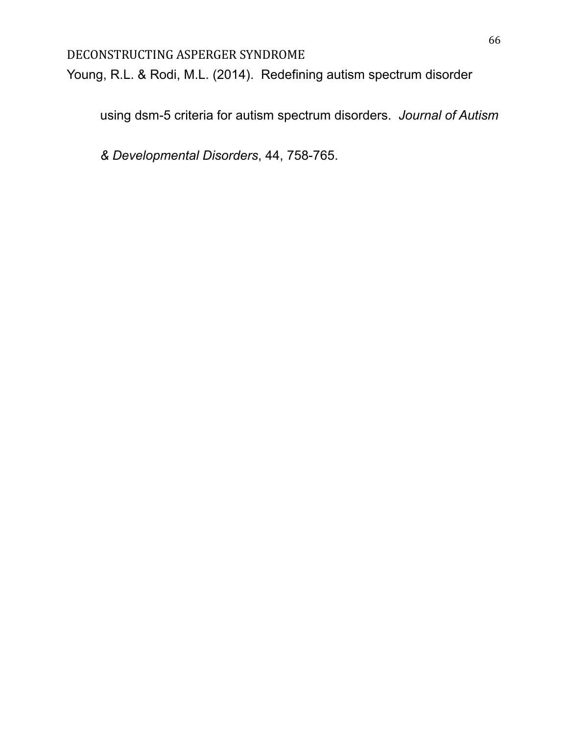Young, R.L. & Rodi, M.L. (2014). Redefining autism spectrum disorder using dsm-5 criteria for autism spectrum disorders. *Journal of Autism & Developmental Disorders*, 44, 758-765.